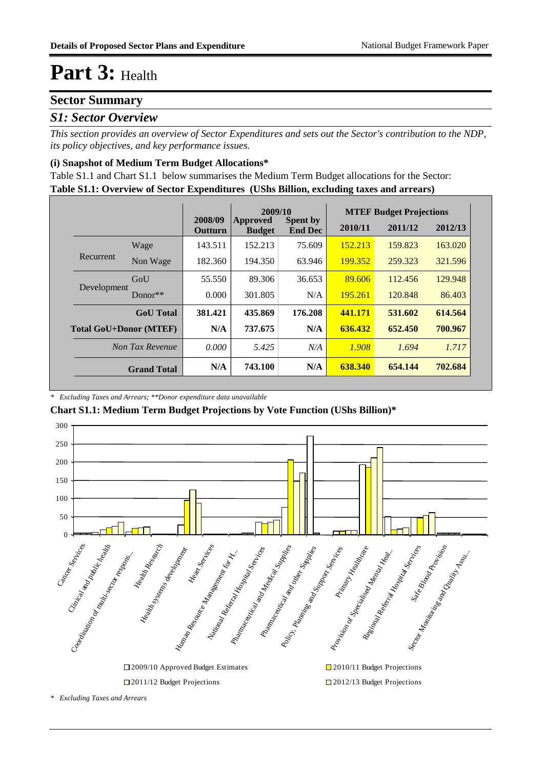# Part 3: Health

## Sector Summary

### *S1: Sector Overview*

*This section provides an overview of Sector Expenditures and sets out the Sector's contribution to the NDP, its policy objectives, and key performance issues.*

#### (i) Snapshot of Medium Term Budget Allocations*

Table S1.1 and Chart S1.1 below summarises the Medium Term Budget allocations for the Sector:

**Table S1.1: Overview of Sector Expenditures (UShs Billion, excluding taxes and arrears)**

| | | 2008/09 Outturn | 2009/10 Approved Budget | 2009/10 Spent by End Dec | MTEF Budget Projections 2010/11 | MTEF Budget Projections 2011/12 | MTEF Budget Projections 2012/13 |
|---|---|---|---|---|---|---|---|
| Recurrent | Wage | 143.511 | 152.213 | 75.609 | 152.213 | 159.823 | 163.020 |
| | Non Wage | 182.360 | 194.350 | 63.946 | 199.352 | 259.323 | 321.596 |
| Development | GoU | 55.550 | 89.306 | 36.653 | 89.606 | 112.456 | 129.948 |
| | Donor** | 0.000 | 301.805 | N/A | 195.261 | 120.848 | 86.403 |
| | **GoU Total** | **381.421** | **435.869** | **176.208** | **441.171** | **531.602** | **614.564** |
| **Total GoU+Donor (MTEF)** | | **N/A** | **737.675** | **N/A** | **636.432** | **652.450** | **700.967** |
| | *Non Tax Revenue* | *0.000* | *5.425* | *N/A* | *1.908* | *1.694* | *1.717* |
| | **Grand Total** | **N/A** | **743.100** | **N/A** | **638.340** | **654.144** | **702.684** |

*\* Excluding Taxes and Arrears; \*\*Donor expenditure data unavailable*

**Chart S1.1: Medium Term Budget Projections by Vote Function (UShs Billion)***

*\* Excluding Taxes and Arrears*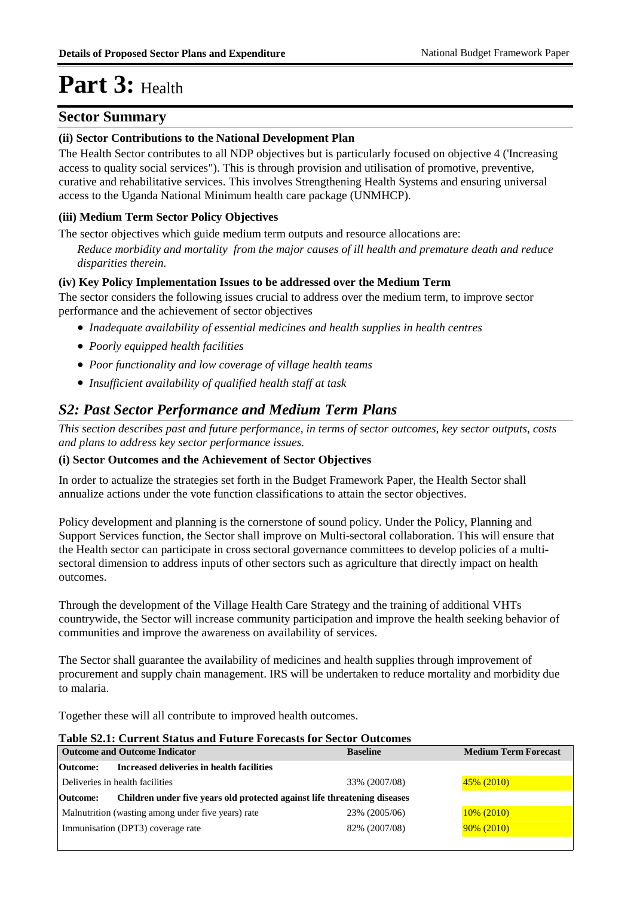# Part 3: Health

## Sector Summary

### (ii) Sector Contributions to the National Development Plan

The Health Sector contributes to all NDP objectives but is particularly focused on objective 4 ('Increasing access to quality social services"). This is through provision and utilisation of promotive, preventive, curative and rehabilitative services. This involves Strengthening Health Systems and ensuring universal access to the Uganda National Minimum health care package (UNMHCP).

### (iii) Medium Term Sector Policy Objectives

The sector objectives which guide medium term outputs and resource allocations are:

*Reduce morbidity and mortality from the major causes of ill health and premature death and reduce disparities therein.*

### (iv) Key Policy Implementation Issues to be addressed over the Medium Term

The sector considers the following issues crucial to address over the medium term, to improve sector performance and the achievement of sector objectives

- *Inadequate availability of essential medicines and health supplies in health centres*
- *Poorly equipped health facilities*
- *Poor functionality and low coverage of village health teams*
- *Insufficient availability of qualified health staff at task*

## *S2: Past Sector Performance and Medium Term Plans*

*This section describes past and future performance, in terms of sector outcomes, key sector outputs, costs and plans to address key sector performance issues.*

### (i) Sector Outcomes and the Achievement of Sector Objectives

In order to actualize the strategies set forth in the Budget Framework Paper, the Health Sector shall annualize actions under the vote function classifications to attain the sector objectives.

Policy development and planning is the cornerstone of sound policy. Under the Policy, Planning and Support Services function, the Sector shall improve on Multi-sectoral collaboration. This will ensure that the Health sector can participate in cross sectoral governance committees to develop policies of a multi-sectoral dimension to address inputs of other sectors such as agriculture that directly impact on health outcomes.

Through the development of the Village Health Care Strategy and the training of additional VHTs countrywide, the Sector will increase community participation and improve the health seeking behavior of communities and improve the awareness on availability of services.

The Sector shall guarantee the availability of medicines and health supplies through improvement of procurement and supply chain management. IRS will be undertaken to reduce mortality and morbidity due to malaria.

Together these will all contribute to improved health outcomes.

**Table S2.1: Current Status and Future Forecasts for Sector Outcomes**

| Outcome and Outcome Indicator | Baseline | Medium Term Forecast |
|---|---|---|
| **Outcome: Increased deliveries in health facilities** | | |
| Deliveries in health facilities | 33% (2007/08) | 45% (2010) |
| **Outcome: Children under five years old protected against life threatening diseases** | | |
| Malnutrition (wasting among under five years) rate | 23% (2005/06) | 10% (2010) |
| Immunisation (DPT3) coverage rate | 82% (2007/08) | 90% (2010) |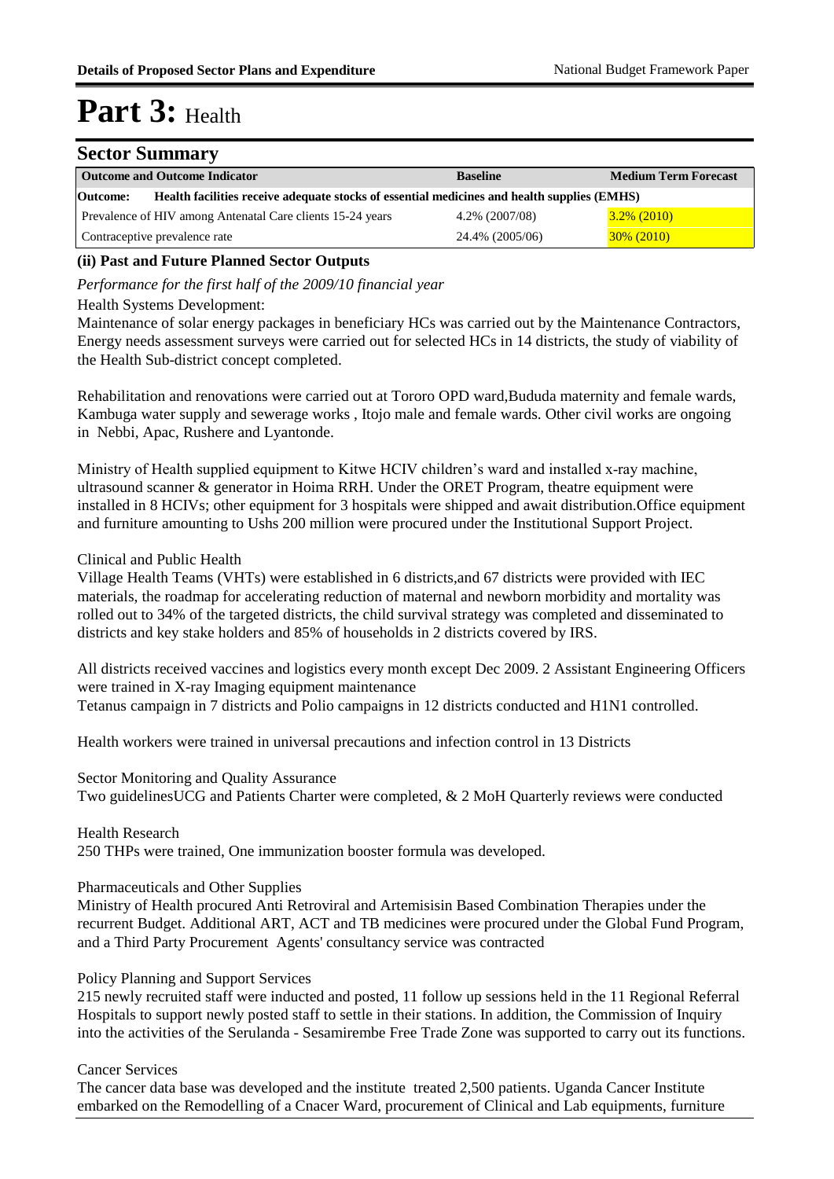# Part 3: Health

## Sector Summary

| Outcome and Outcome Indicator | Baseline | Medium Term Forecast |
|---|---|---|
| **Outcome:** **Health facilities receive adequate stocks of essential medicines and health supplies (EMHS)** | | |
| Prevalence of HIV among Antenatal Care clients 15-24 years | 4.2% (2007/08) | 3.2% (2010) |
| Contraceptive prevalence rate | 24.4% (2005/06) | 30% (2010) |

### (ii) Past and Future Planned Sector Outputs

*Performance for the first half of the 2009/10 financial year*

Health Systems Development:
Maintenance of solar energy packages in beneficiary HCs was carried out by the Maintenance Contractors, Energy needs assessment surveys were carried out for selected HCs in 14 districts, the study of viability of the Health Sub-district concept completed.

Rehabilitation and renovations were carried out at Tororo OPD ward,Bududa maternity and female wards, Kambuga water supply and sewerage works , Itojo male and female wards. Other civil works are ongoing in Nebbi, Apac, Rushere and Lyantonde.

Ministry of Health supplied equipment to Kitwe HCIV children's ward and installed x-ray machine, ultrasound scanner & generator in Hoima RRH. Under the ORET Program, theatre equipment were installed in 8 HCIVs; other equipment for 3 hospitals were shipped and await distribution.Office equipment and furniture amounting to Ushs 200 million were procured under the Institutional Support Project.

Clinical and Public Health
Village Health Teams (VHTs) were established in 6 districts,and 67 districts were provided with IEC materials, the roadmap for accelerating reduction of maternal and newborn morbidity and mortality was rolled out to 34% of the targeted districts, the child survival strategy was completed and disseminated to districts and key stake holders and 85% of households in 2 districts covered by IRS.

All districts received vaccines and logistics every month except Dec 2009. 2 Assistant Engineering Officers were trained in X-ray Imaging equipment maintenance
Tetanus campaign in 7 districts and Polio campaigns in 12 districts conducted and H1N1 controlled.

Health workers were trained in universal precautions and infection control in 13 Districts

Sector Monitoring and Quality Assurance
Two guidelinesUCG and Patients Charter were completed, & 2 MoH Quarterly reviews were conducted

Health Research
250 THPs were trained, One immunization booster formula was developed.

Pharmaceuticals and Other Supplies
Ministry of Health procured Anti Retroviral and Artemisisin Based Combination Therapies under the recurrent Budget. Additional ART, ACT and TB medicines were procured under the Global Fund Program, and a Third Party Procurement Agents' consultancy service was contracted

Policy Planning and Support Services
215 newly recruited staff were inducted and posted, 11 follow up sessions held in the 11 Regional Referral Hospitals to support newly posted staff to settle in their stations. In addition, the Commission of Inquiry into the activities of the Serulanda - Sesamirembe Free Trade Zone was supported to carry out its functions.

Cancer Services
The cancer data base was developed and the institute treated 2,500 patients. Uganda Cancer Institute embarked on the Remodelling of a Cnacer Ward, procurement of Clinical and Lab equipments, furniture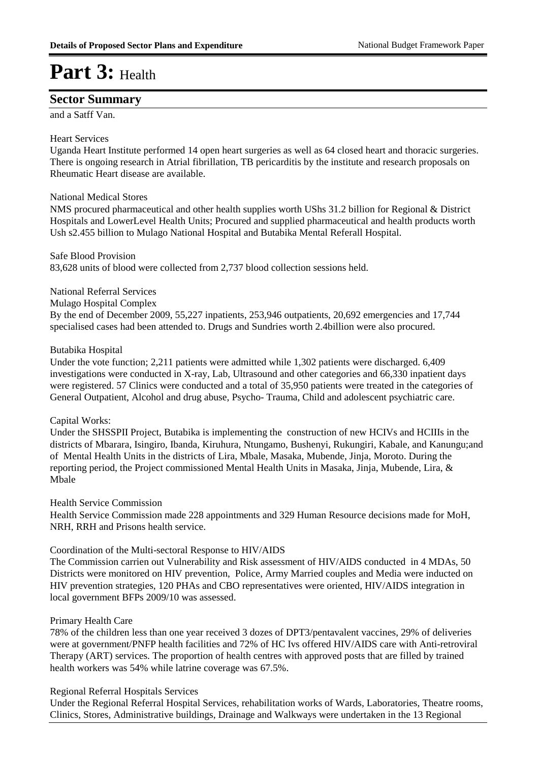# Part 3: Health

## Sector Summary

and a Satff Van.

Heart Services

Uganda Heart Institute performed 14 open heart surgeries as well as 64 closed heart and thoracic surgeries. There is ongoing research in Atrial fibrillation, TB pericarditis by the institute and research proposals on Rheumatic Heart disease are available.

National Medical Stores

NMS procured pharmaceutical and other health supplies worth UShs 31.2 billion for Regional & District Hospitals and LowerLevel Health Units; Procured and supplied pharmaceutical and health products worth Ush s2.455 billion to Mulago National Hospital and Butabika Mental Referall Hospital.

Safe Blood Provision

83,628 units of blood were collected from 2,737 blood collection sessions held.

National Referral Services

Mulago Hospital Complex

By the end of December 2009, 55,227 inpatients, 253,946 outpatients, 20,692 emergencies and 17,744 specialised cases had been attended to. Drugs and Sundries worth 2.4billion were also procured.

Butabika Hospital

Under the vote function; 2,211 patients were admitted while 1,302 patients were discharged. 6,409 investigations were conducted in X-ray, Lab, Ultrasound and other categories and 66,330 inpatient days were registered. 57 Clinics were conducted and a total of 35,950 patients were treated in the categories of General Outpatient, Alcohol and drug abuse, Psycho- Trauma, Child and adolescent psychiatric care.

Capital Works:

Under the SHSSPII Project, Butabika is implementing the construction of new HCIVs and HCIIIs in the districts of Mbarara, Isingiro, Ibanda, Kiruhura, Ntungamo, Bushenyi, Rukungiri, Kabale, and Kanungu;and of Mental Health Units in the districts of Lira, Mbale, Masaka, Mubende, Jinja, Moroto. During the reporting period, the Project commissioned Mental Health Units in Masaka, Jinja, Mubende, Lira, & Mbale

Health Service Commission

Health Service Commission made 228 appointments and 329 Human Resource decisions made for MoH, NRH, RRH and Prisons health service.

Coordination of the Multi-sectoral Response to HIV/AIDS

The Commission carrien out Vulnerability and Risk assessment of HIV/AIDS conducted in 4 MDAs, 50 Districts were monitored on HIV prevention, Police, Army Married couples and Media were inducted on HIV prevention strategies, 120 PHAs and CBO representatives were oriented, HIV/AIDS integration in local government BFPs 2009/10 was assessed.

Primary Health Care

78% of the children less than one year received 3 dozes of DPT3/pentavalent vaccines, 29% of deliveries were at government/PNFP health facilities and 72% of HC Ivs offered HIV/AIDS care with Anti-retroviral Therapy (ART) services. The proportion of health centres with approved posts that are filled by trained health workers was 54% while latrine coverage was 67.5%.

Regional Referral Hospitals Services

Under the Regional Referral Hospital Services, rehabilitation works of Wards, Laboratories, Theatre rooms, Clinics, Stores, Administrative buildings, Drainage and Walkways were undertaken in the 13 Regional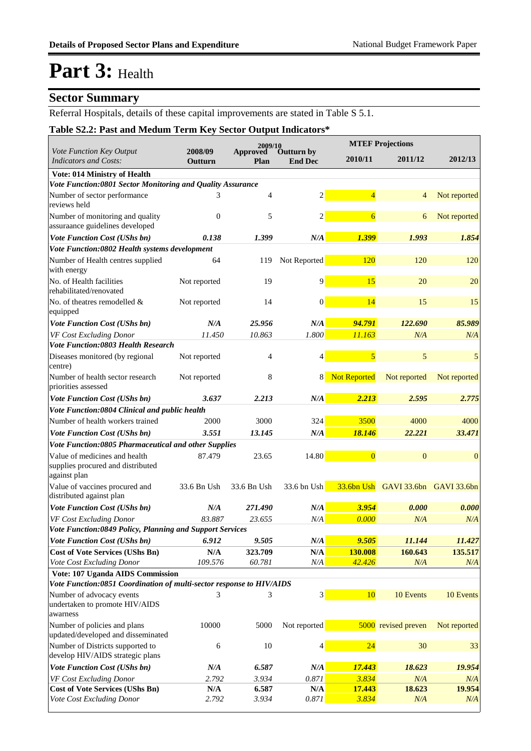# Part 3: Health

## Sector Summary

Referral Hospitals, details of these capital improvements are stated in Table S 5.1.

### Table S2.2: Past and Medum Term Key Sector Output Indicators*

| *Vote Function Key Output Indicators and Costs:* | 2008/09 Outturn | 2009/10 Approved Plan | 2009/10 Outturn by End Dec | MTEF Projections 2010/11 | MTEF Projections 2011/12 | MTEF Projections 2012/13 |
|---|---|---|---|---|---|---|
| **Vote: 014 Ministry of Health** | | | | | | |
| ***Vote Function:0801 Sector Monitoring and Quality Assurance*** | | | | | | |
| Number of sector performance reviews held | 3 | 4 | 2 | 4 | 4 | Not reported |
| Number of monitoring and quality assuraance guidelines developed | 0 | 5 | 2 | 6 | 6 | Not reported |
| ***Vote Function Cost (UShs bn)*** | ***0.138*** | ***1.399*** | ***N/A*** | ***1.399*** | ***1.993*** | ***1.854*** |
| ***Vote Function:0802 Health systems development*** | | | | | | |
| Number of Health centres supplied with energy | 64 | 119 | Not Reported | 120 | 120 | 120 |
| No. of Health facilities rehabilitated/renovated | Not reported | 19 | 9 | 15 | 20 | 20 |
| No. of theatres remodelled & equipped | Not reported | 14 | 0 | 14 | 15 | 15 |
| ***Vote Function Cost (UShs bn)*** | ***N/A*** | ***25.956*** | ***N/A*** | ***94.791*** | ***122.690*** | ***85.989*** |
| *VF Cost Excluding Donor* | *11.450* | *10.863* | *1.800* | *11.163* | *N/A* | *N/A* |
| ***Vote Function:0803 Health Research*** | | | | | | |
| Diseases monitored (by regional centre) | Not reported | 4 | 4 | 5 | 5 | 5 |
| Number of health sector research priorities assessed | Not reported | 8 | 8 | Not Reported | Not reported | Not reported |
| ***Vote Function Cost (UShs bn)*** | ***3.637*** | ***2.213*** | ***N/A*** | ***2.213*** | ***2.595*** | ***2.775*** |
| ***Vote Function:0804 Clinical and public health*** | | | | | | |
| Number of health workers trained | 2000 | 3000 | 324 | 3500 | 4000 | 4000 |
| ***Vote Function Cost (UShs bn)*** | ***3.551*** | ***13.145*** | ***N/A*** | ***18.146*** | ***22.221*** | ***33.471*** |
| ***Vote Function:0805 Pharmaceutical and other Supplies*** | | | | | | |
| Value of medicines and health supplies procured and distributed against plan | 87.479 | 23.65 | 14.80 | 0 | 0 | 0 |
| Value of vaccines procured and distributed against plan | 33.6 Bn Ush | 33.6 Bn Ush | 33.6 bn Ush | 33.6bn Ush | GAVI 33.6bn | GAVI 33.6bn |
| ***Vote Function Cost (UShs bn)*** | ***N/A*** | ***271.490*** | ***N/A*** | ***3.954*** | ***0.000*** | ***0.000*** |
| *VF Cost Excluding Donor* | *83.887* | *23.655* | *N/A* | *0.000* | *N/A* | *N/A* |
| ***Vote Function:0849 Policy, Planning and Support Services*** | | | | | | |
| ***Vote Function Cost (UShs bn)*** | ***6.912*** | ***9.505*** | ***N/A*** | ***9.505*** | ***11.144*** | ***11.427*** |
| **Cost of Vote Services (UShs Bn)** | **N/A** | **323.709** | **N/A** | **130.008** | **160.643** | **135.517** |
| *Vote Cost Excluding Donor* | *109.576* | *60.781* | *N/A* | *42.426* | *N/A* | *N/A* |
| **Vote: 107 Uganda AIDS Commission** | | | | | | |
| ***Vote Function:0851 Coordination of multi-sector response to HIV/AIDS*** | | | | | | |
| Number of advocacy events undertaken to promote HIV/AIDS awarness | 3 | 3 | 3 | 10 | 10 Events | 10 Events |
| Number of policies and plans updated/developed and disseminated | 10000 | 5000 | Not reported | 5000 | revised preven | Not reported |
| Number of Districts supported to develop HIV/AIDS strategic plans | 6 | 10 | 4 | 24 | 30 | 33 |
| ***Vote Function Cost (UShs bn)*** | ***N/A*** | ***6.587*** | ***N/A*** | ***17.443*** | ***18.623*** | ***19.954*** |
| *VF Cost Excluding Donor* | *2.792* | *3.934* | *0.871* | *3.834* | *N/A* | *N/A* |
| **Cost of Vote Services (UShs Bn)** | **N/A** | **6.587** | **N/A** | **17.443** | **18.623** | **19.954** |
| *Vote Cost Excluding Donor* | *2.792* | *3.934* | *0.871* | *3.834* | *N/A* | *N/A* |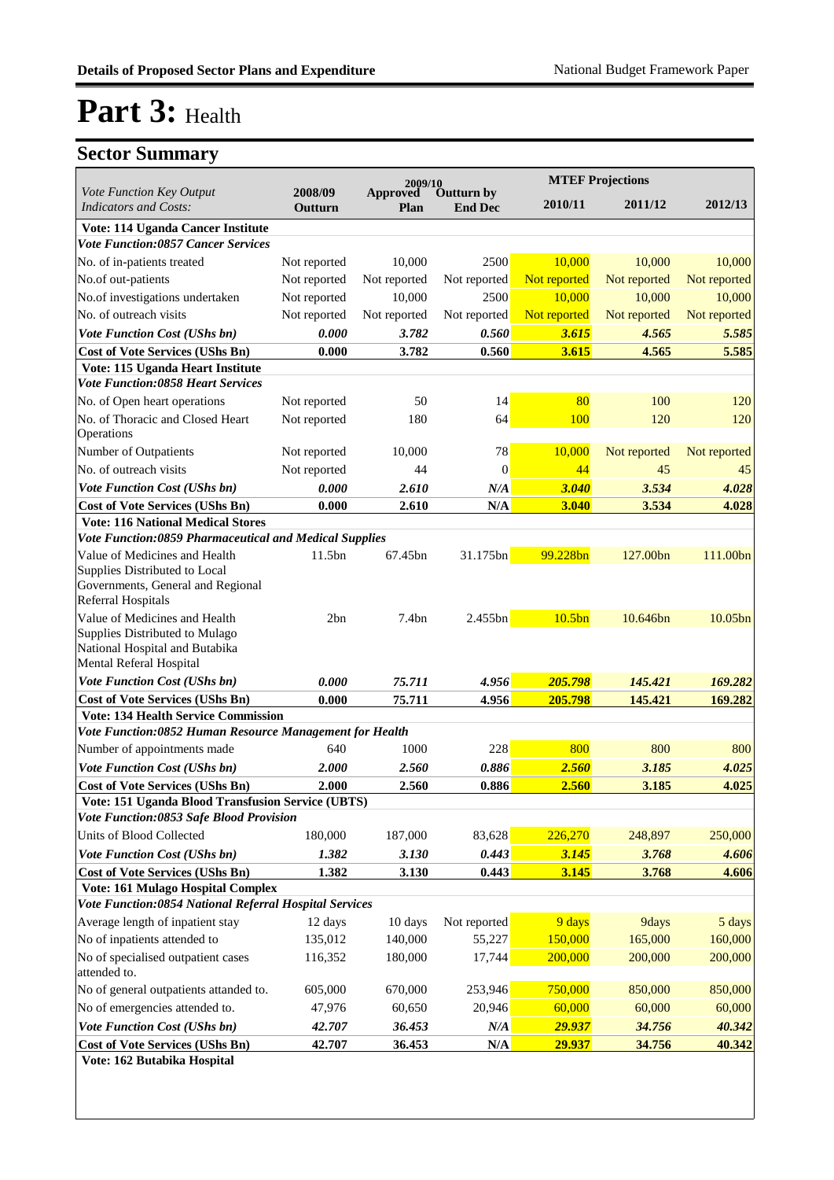# Part 3: Health

## Sector Summary

| *Vote Function Key Output Indicators and Costs:* | 2008/09 Outturn | 2009/10 Approved Plan | 2009/10 Outturn by End Dec | MTEF Projections 2010/11 | MTEF Projections 2011/12 | MTEF Projections 2012/13 |
|---|---|---|---|---|---|---|
| **Vote: 114 Uganda Cancer Institute** | | | | | | |
| ***Vote Function:0857 Cancer Services*** | | | | | | |
| No. of in-patients treated | Not reported | 10,000 | 2500 | 10,000 | 10,000 | 10,000 |
| No.of out-patients | Not reported | Not reported | Not reported | Not reported | Not reported | Not reported |
| No.of investigations undertaken | Not reported | 10,000 | 2500 | 10,000 | 10,000 | 10,000 |
| No. of outreach visits | Not reported | Not reported | Not reported | Not reported | Not reported | Not reported |
| ***Vote Function Cost (UShs bn)*** | ***0.000*** | ***3.782*** | ***0.560*** | ***3.615*** | ***4.565*** | ***5.585*** |
| **Cost of Vote Services (UShs Bn)** | **0.000** | **3.782** | **0.560** | **3.615** | **4.565** | **5.585** |
| **Vote: 115 Uganda Heart Institute** | | | | | | |
| ***Vote Function:0858 Heart Services*** | | | | | | |
| No. of Open heart operations | Not reported | 50 | 14 | 80 | 100 | 120 |
| No. of Thoracic and Closed Heart Operations | Not reported | 180 | 64 | 100 | 120 | 120 |
| Number of Outpatients | Not reported | 10,000 | 78 | 10,000 | Not reported | Not reported |
| No. of outreach visits | Not reported | 44 | 0 | 44 | 45 | 45 |
| ***Vote Function Cost (UShs bn)*** | ***0.000*** | ***2.610*** | ***N/A*** | ***3.040*** | ***3.534*** | ***4.028*** |
| **Cost of Vote Services (UShs Bn)** | **0.000** | **2.610** | **N/A** | **3.040** | **3.534** | **4.028** |
| **Vote: 116 National Medical Stores** | | | | | | |
| ***Vote Function:0859 Pharmaceutical and Medical Supplies*** | | | | | | |
| Value of Medicines and Health Supplies Distributed to Local Governments, General and Regional Referral Hospitals | 11.5bn | 67.45bn | 31.175bn | 99.228bn | 127.00bn | 111.00bn |
| Value of Medicines and Health Supplies Distributed to Mulago National Hospital and Butabika Mental Referal Hospital | 2bn | 7.4bn | 2.455bn | 10.5bn | 10.646bn | 10.05bn |
| ***Vote Function Cost (UShs bn)*** | ***0.000*** | ***75.711*** | ***4.956*** | ***205.798*** | ***145.421*** | ***169.282*** |
| **Cost of Vote Services (UShs Bn)** | **0.000** | **75.711** | **4.956** | **205.798** | **145.421** | **169.282** |
| **Vote: 134 Health Service Commission** | | | | | | |
| ***Vote Function:0852 Human Resource Management for Health*** | | | | | | |
| Number of appointments made | 640 | 1000 | 228 | 800 | 800 | 800 |
| ***Vote Function Cost (UShs bn)*** | ***2.000*** | ***2.560*** | ***0.886*** | ***2.560*** | ***3.185*** | ***4.025*** |
| **Cost of Vote Services (UShs Bn)** | **2.000** | **2.560** | **0.886** | **2.560** | **3.185** | **4.025** |
| **Vote: 151 Uganda Blood Transfusion Service (UBTS)** | | | | | | |
| ***Vote Function:0853 Safe Blood Provision*** | | | | | | |
| Units of Blood Collected | 180,000 | 187,000 | 83,628 | 226,270 | 248,897 | 250,000 |
| ***Vote Function Cost (UShs bn)*** | ***1.382*** | ***3.130*** | ***0.443*** | ***3.145*** | ***3.768*** | ***4.606*** |
| **Cost of Vote Services (UShs Bn)** | **1.382** | **3.130** | **0.443** | **3.145** | **3.768** | **4.606** |
| **Vote: 161 Mulago Hospital Complex** | | | | | | |
| ***Vote Function:0854 National Referral Hospital Services*** | | | | | | |
| Average length of inpatient stay | 12 days | 10 days | Not reported | 9 days | 9days | 5 days |
| No of inpatients attended to | 135,012 | 140,000 | 55,227 | 150,000 | 165,000 | 160,000 |
| No of specialised outpatient cases attended to. | 116,352 | 180,000 | 17,744 | 200,000 | 200,000 | 200,000 |
| No of general outpatients attanded to. | 605,000 | 670,000 | 253,946 | 750,000 | 850,000 | 850,000 |
| No of emergencies attended to. | 47,976 | 60,650 | 20,946 | 60,000 | 60,000 | 60,000 |
| ***Vote Function Cost (UShs bn)*** | ***42.707*** | ***36.453*** | ***N/A*** | ***29.937*** | ***34.756*** | ***40.342*** |
| **Cost of Vote Services (UShs Bn)** | **42.707** | **36.453** | **N/A** | **29.937** | **34.756** | **40.342** |
| **Vote: 162 Butabika Hospital** | | | | | | |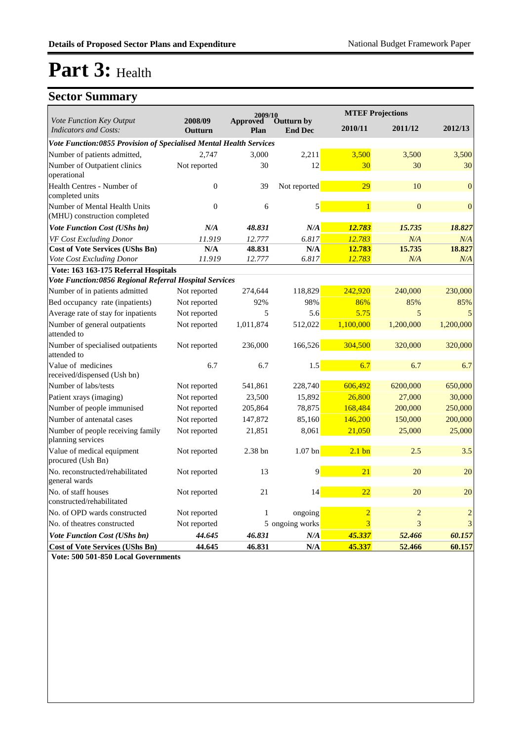# Part 3: Health

## Sector Summary

| Vote Function Key Output Indicators and Costs: | 2008/09 Outturn | 2009/10 Approved Plan | 2009/10 Outturn by End Dec | MTEF Projections 2010/11 | MTEF Projections 2011/12 | MTEF Projections 2012/13 |
|---|---|---|---|---|---|---|
| ***Vote Function:0855 Provision of Specialised Mental Health Services*** | | | | | | |
| Number of patients admitted, | 2,747 | 3,000 | 2,211 | 3,500 | 3,500 | 3,500 |
| Number of Outpatient clinics operational | Not reported | 30 | 12 | 30 | 30 | 30 |
| Health Centres - Number of completed units | 0 | 39 | Not reported | 29 | 10 | 0 |
| Number of Mental Health Units (MHU) construction completed | 0 | 6 | 5 | 1 | 0 | 0 |
| ***Vote Function Cost (UShs bn)*** | ***N/A*** | ***48.831*** | ***N/A*** | ***12.783*** | ***15.735*** | ***18.827*** |
| *VF Cost Excluding Donor* | *11.919* | *12.777* | *6.817* | *12.783* | *N/A* | *N/A* |
| **Cost of Vote Services (UShs Bn)** | **N/A** | **48.831** | **N/A** | **12.783** | **15.735** | **18.827** |
| *Vote Cost Excluding Donor* | *11.919* | *12.777* | *6.817* | *12.783* | *N/A* | *N/A* |
| **Vote: 163 163-175 Referral Hospitals** | | | | | | |
| ***Vote Function:0856 Regional Referral Hospital Services*** | | | | | | |
| Number of in patients admitted | Not reported | 274,644 | 118,829 | 242,920 | 240,000 | 230,000 |
| Bed occupancy rate (inpatients) | Not reported | 92% | 98% | 86% | 85% | 85% |
| Average rate of stay for inpatients | Not reported | 5 | 5.6 | 5.75 | 5 | 5 |
| Number of general outpatients attended to | Not reported | 1,011,874 | 512,022 | 1,100,000 | 1,200,000 | 1,200,000 |
| Number of specialised outpatients attended to | Not reported | 236,000 | 166,526 | 304,500 | 320,000 | 320,000 |
| Value of medicines received/dispensed (Ush bn) | 6.7 | 6.7 | 1.5 | 6.7 | 6.7 | 6.7 |
| Number of labs/tests | Not reported | 541,861 | 228,740 | 606,492 | 6200,000 | 650,000 |
| Patient xrays (imaging) | Not reported | 23,500 | 15,892 | 26,800 | 27,000 | 30,000 |
| Number of people immunised | Not reported | 205,864 | 78,875 | 168,484 | 200,000 | 250,000 |
| Number of antenatal cases | Not reported | 147,872 | 85,160 | 146,200 | 150,000 | 200,000 |
| Number of people receiving family planning services | Not reported | 21,851 | 8,061 | 21,050 | 25,000 | 25,000 |
| Value of medical equipment procured (Ush Bn) | Not reported | 2.38 bn | 1.07 bn | 2.1 bn | 2.5 | 3.5 |
| No. reconstructed/rehabilitated general wards | Not reported | 13 | 9 | 21 | 20 | 20 |
| No. of staff houses constructed/rehabilitated | Not reported | 21 | 14 | 22 | 20 | 20 |
| No. of OPD wards constructed | Not reported | 1 | ongoing | 2 | 2 | 2 |
| No. of theatres constructed | Not reported | 5 | ongoing works | 3 | 3 | 3 |
| ***Vote Function Cost (UShs bn)*** | ***44.645*** | ***46.831*** | ***N/A*** | ***45.337*** | ***52.466*** | ***60.157*** |
| **Cost of Vote Services (UShs Bn)** | **44.645** | **46.831** | **N/A** | **45.337** | **52.466** | **60.157** |

**Vote: 500 501-850 Local Governments**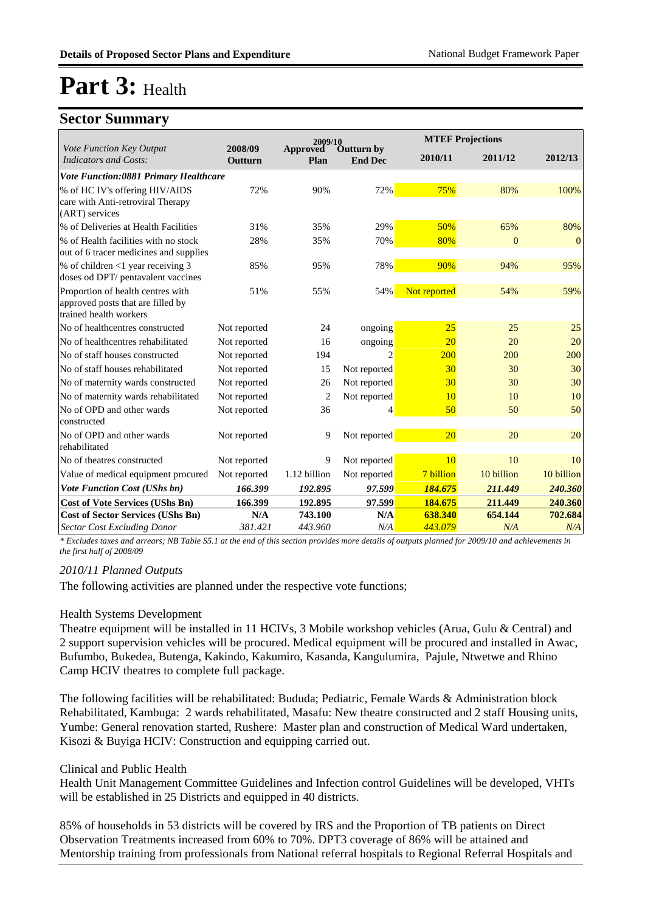# Part 3: Health

## Sector Summary

| Vote Function Key Output Indicators and Costs: | 2008/09 Outturn | 2009/10 Approved Plan | 2009/10 Outturn by End Dec | MTEF Projections 2010/11 | MTEF Projections 2011/12 | MTEF Projections 2012/13 |
|---|---|---|---|---|---|---|
| ***Vote Function:0881 Primary Healthcare*** | | | | | | |
| % of HC IV's offering HIV/AIDS care with Anti-retroviral Therapy (ART) services | 72% | 90% | 72% | 75% | 80% | 100% |
| % of Deliveries at Health Facilities | 31% | 35% | 29% | 50% | 65% | 80% |
| % of Health facilities with no stock out of 6 tracer medicines and supplies | 28% | 35% | 70% | 80% | 0 | 0 |
| % of children <1 year receiving 3 doses od DPT/ pentavalent vaccines | 85% | 95% | 78% | 90% | 94% | 95% |
| Proportion of health centres with approved posts that are filled by trained health workers | 51% | 55% | 54% | Not reported | 54% | 59% |
| No of healthcentres constructed | Not reported | 24 | ongoing | 25 | 25 | 25 |
| No of healthcentres rehabilitated | Not reported | 16 | ongoing | 20 | 20 | 20 |
| No of staff houses constructed | Not reported | 194 | 2 | 200 | 200 | 200 |
| No of staff houses rehabilitated | Not reported | 15 | Not reported | 30 | 30 | 30 |
| No of maternity wards constructed | Not reported | 26 | Not reported | 30 | 30 | 30 |
| No of maternity wards rehabilitated | Not reported | 2 | Not reported | 10 | 10 | 10 |
| No of OPD and other wards constructed | Not reported | 36 | 4 | 50 | 50 | 50 |
| No of OPD and other wards rehabilitated | Not reported | 9 | Not reported | 20 | 20 | 20 |
| No of theatres constructed | Not reported | 9 | Not reported | 10 | 10 | 10 |
| Value of medical equipment procured | Not reported | 1.12 billion | Not reported | 7 billion | 10 billion | 10 billion |
| ***Vote Function Cost (UShs bn)*** | *166.399* | *192.895* | *97.599* | ***184.675*** | *211.449* | *240.360* |
| **Cost of Vote Services (UShs Bn)** | **166.399** | **192.895** | **97.599** | **184.675** | **211.449** | **240.360** |
| **Cost of Sector Services (UShs Bn)** | **N/A** | **743.100** | **N/A** | **638.340** | **654.144** | **702.684** |
| *Sector Cost Excluding Donor* | *381.421* | *443.960* | *N/A* | *443.079* | *N/A* | *N/A* |

*\* Excludes taxes and arrears; NB Table S5.1 at the end of this section provides more details of outputs planned for 2009/10 and achievements in the first half of 2008/09*

*2010/11 Planned Outputs*

The following activities are planned under the respective vote functions;

Health Systems Development

Theatre equipment will be installed in 11 HCIVs, 3 Mobile workshop vehicles (Arua, Gulu & Central) and 2 support supervision vehicles will be procured. Medical equipment will be procured and installed in Awac, Bufumbo, Bukedea, Butenga, Kakindo, Kakumiro, Kasanda, Kangulumira, Pajule, Ntwetwe and Rhino Camp HCIV theatres to complete full package.

The following facilities will be rehabilitated: Bududa; Pediatric, Female Wards & Administration block Rehabilitated, Kambuga: 2 wards rehabilitated, Masafu: New theatre constructed and 2 staff Housing units, Yumbe: General renovation started, Rushere: Master plan and construction of Medical Ward undertaken, Kisozi & Buyiga HCIV: Construction and equipping carried out.

Clinical and Public Health

Health Unit Management Committee Guidelines and Infection control Guidelines will be developed, VHTs will be established in 25 Districts and equipped in 40 districts.

85% of households in 53 districts will be covered by IRS and the Proportion of TB patients on Direct Observation Treatments increased from 60% to 70%. DPT3 coverage of 86% will be attained and Mentorship training from professionals from National referral hospitals to Regional Referral Hospitals and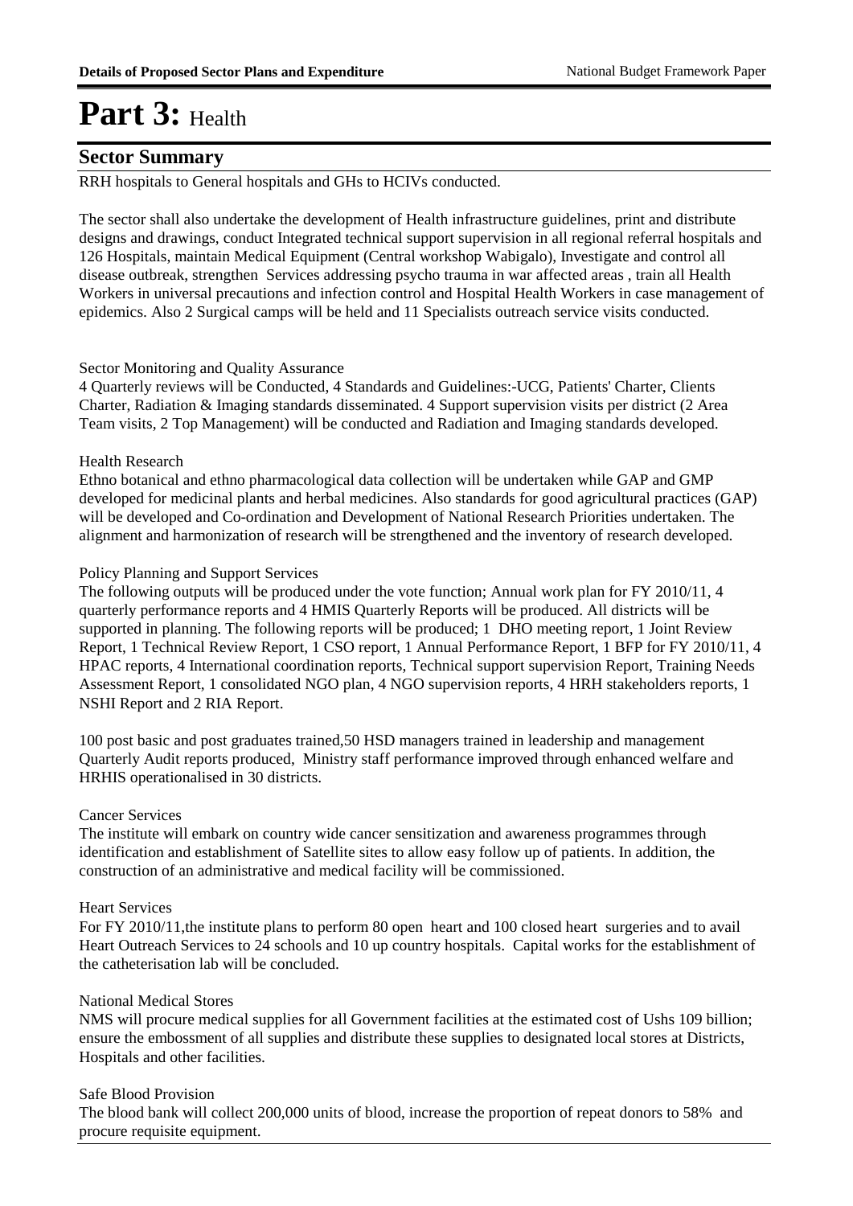# Part 3: Health

## Sector Summary

RRH hospitals to General hospitals and GHs to HCIVs conducted.

The sector shall also undertake the development of Health infrastructure guidelines, print and distribute designs and drawings, conduct Integrated technical support supervision in all regional referral hospitals and 126 Hospitals, maintain Medical Equipment (Central workshop Wabigalo), Investigate and control all disease outbreak, strengthen Services addressing psycho trauma in war affected areas , train all Health Workers in universal precautions and infection control and Hospital Health Workers in case management of epidemics. Also 2 Surgical camps will be held and 11 Specialists outreach service visits conducted.

Sector Monitoring and Quality Assurance

4 Quarterly reviews will be Conducted, 4 Standards and Guidelines:-UCG, Patients' Charter, Clients Charter, Radiation & Imaging standards disseminated. 4 Support supervision visits per district (2 Area Team visits, 2 Top Management) will be conducted and Radiation and Imaging standards developed.

Health Research

Ethno botanical and ethno pharmacological data collection will be undertaken while GAP and GMP developed for medicinal plants and herbal medicines. Also standards for good agricultural practices (GAP) will be developed and Co-ordination and Development of National Research Priorities undertaken. The alignment and harmonization of research will be strengthened and the inventory of research developed.

Policy Planning and Support Services

The following outputs will be produced under the vote function; Annual work plan for FY 2010/11, 4 quarterly performance reports and 4 HMIS Quarterly Reports will be produced. All districts will be supported in planning. The following reports will be produced; 1 DHO meeting report, 1 Joint Review Report, 1 Technical Review Report, 1 CSO report, 1 Annual Performance Report, 1 BFP for FY 2010/11, 4 HPAC reports, 4 International coordination reports, Technical support supervision Report, Training Needs Assessment Report, 1 consolidated NGO plan, 4 NGO supervision reports, 4 HRH stakeholders reports, 1 NSHI Report and 2 RIA Report.

100 post basic and post graduates trained,50 HSD managers trained in leadership and management Quarterly Audit reports produced, Ministry staff performance improved through enhanced welfare and HRHIS operationalised in 30 districts.

Cancer Services

The institute will embark on country wide cancer sensitization and awareness programmes through identification and establishment of Satellite sites to allow easy follow up of patients. In addition, the construction of an administrative and medical facility will be commissioned.

Heart Services

For FY 2010/11,the institute plans to perform 80 open heart and 100 closed heart surgeries and to avail Heart Outreach Services to 24 schools and 10 up country hospitals. Capital works for the establishment of the catheterisation lab will be concluded.

National Medical Stores

NMS will procure medical supplies for all Government facilities at the estimated cost of Ushs 109 billion; ensure the embossment of all supplies and distribute these supplies to designated local stores at Districts, Hospitals and other facilities.

Safe Blood Provision

The blood bank will collect 200,000 units of blood, increase the proportion of repeat donors to 58% and procure requisite equipment.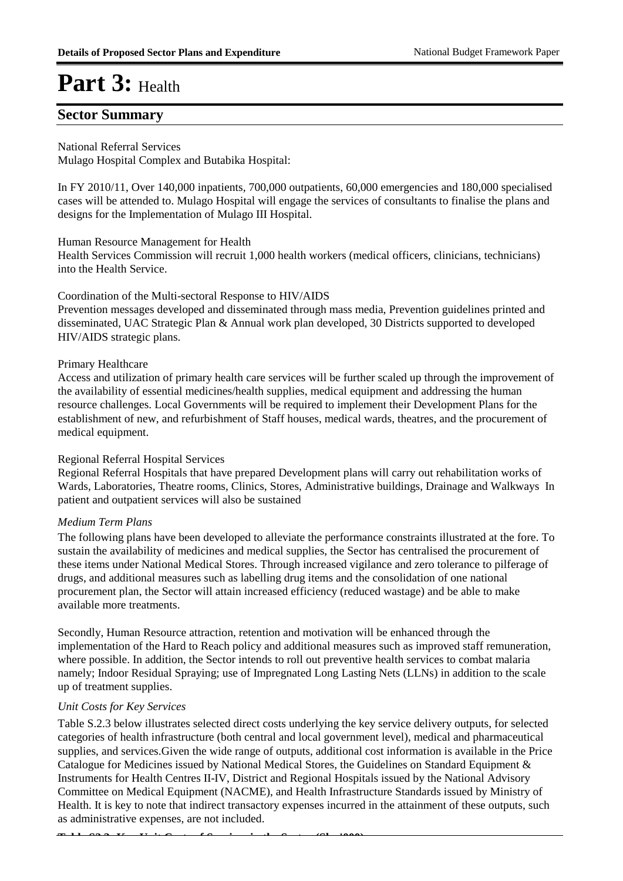# Part 3: Health

## Sector Summary

National Referral Services
Mulago Hospital Complex and Butabika Hospital:

In FY 2010/11, Over 140,000 inpatients, 700,000 outpatients, 60,000 emergencies and 180,000 specialised cases will be attended to. Mulago Hospital will engage the services of consultants to finalise the plans and designs for the Implementation of Mulago III Hospital.

Human Resource Management for Health
Health Services Commission will recruit 1,000 health workers (medical officers, clinicians, technicians) into the Health Service.

Coordination of the Multi-sectoral Response to HIV/AIDS
Prevention messages developed and disseminated through mass media, Prevention guidelines printed and disseminated, UAC Strategic Plan & Annual work plan developed, 30 Districts supported to developed HIV/AIDS strategic plans.

Primary Healthcare
Access and utilization of primary health care services will be further scaled up through the improvement of the availability of essential medicines/health supplies, medical equipment and addressing the human resource challenges. Local Governments will be required to implement their Development Plans for the establishment of new, and refurbishment of Staff houses, medical wards, theatres, and the procurement of medical equipment.

Regional Referral Hospital Services
Regional Referral Hospitals that have prepared Development plans will carry out rehabilitation works of Wards, Laboratories, Theatre rooms, Clinics, Stores, Administrative buildings, Drainage and Walkways In patient and outpatient services will also be sustained

*Medium Term Plans*

The following plans have been developed to alleviate the performance constraints illustrated at the fore. To sustain the availability of medicines and medical supplies, the Sector has centralised the procurement of these items under National Medical Stores. Through increased vigilance and zero tolerance to pilferage of drugs, and additional measures such as labelling drug items and the consolidation of one national procurement plan, the Sector will attain increased efficiency (reduced wastage) and be able to make available more treatments.

Secondly, Human Resource attraction, retention and motivation will be enhanced through the implementation of the Hard to Reach policy and additional measures such as improved staff remuneration, where possible. In addition, the Sector intends to roll out preventive health services to combat malaria namely; Indoor Residual Spraying; use of Impregnated Long Lasting Nets (LLNs) in addition to the scale up of treatment supplies.

*Unit Costs for Key Services*

Table S.2.3 below illustrates selected direct costs underlying the key service delivery outputs, for selected categories of health infrastructure (both central and local government level), medical and pharmaceutical supplies, and services.Given the wide range of outputs, additional cost information is available in the Price Catalogue for Medicines issued by National Medical Stores, the Guidelines on Standard Equipment & Instruments for Health Centres II-IV, District and Regional Hospitals issued by the National Advisory Committee on Medical Equipment (NACME), and Health Infrastructure Standards issued by Ministry of Health. It is key to note that indirect transactory expenses incurred in the attainment of these outputs, such as administrative expenses, are not included.

**Table S2.3: Key Unit Costs of Services in the Sector (Shs '000)**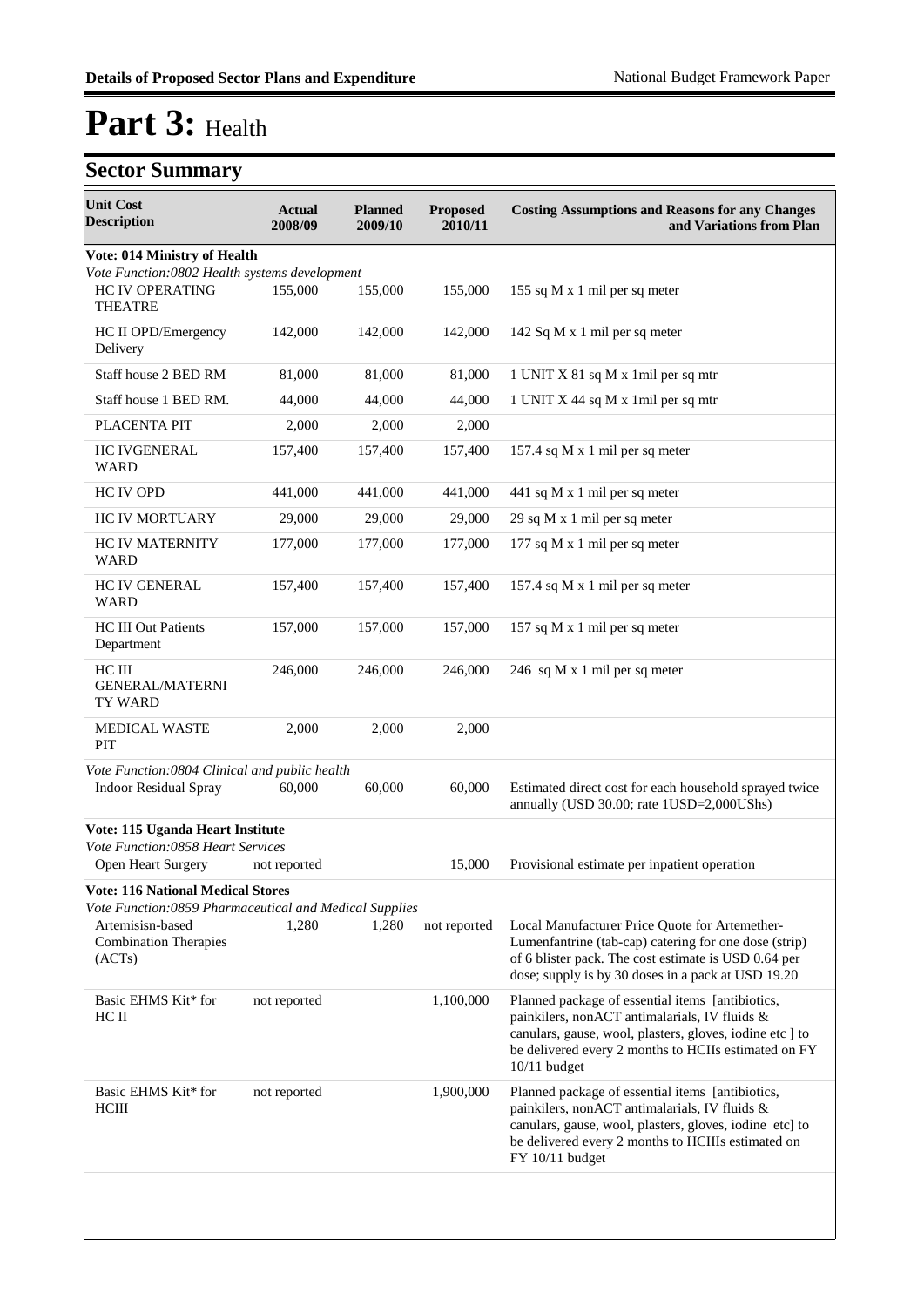# Part 3: Health

## Sector Summary

| Unit Cost Description | Actual 2008/09 | Planned 2009/10 | Proposed 2010/11 | Costing Assumptions and Reasons for any Changes and Variations from Plan |
|---|---|---|---|---|
| **Vote: 014 Ministry of Health** | | | | |
| *Vote Function:0802 Health systems development* | | | | |
| HC IV OPERATING THEATRE | 155,000 | 155,000 | 155,000 | 155 sq M x 1 mil per sq meter |
| HC II OPD/Emergency Delivery | 142,000 | 142,000 | 142,000 | 142 Sq M x 1 mil per sq meter |
| Staff house 2 BED RM | 81,000 | 81,000 | 81,000 | 1 UNIT X 81 sq M x 1mil per sq mtr |
| Staff house 1 BED RM. | 44,000 | 44,000 | 44,000 | 1 UNIT X 44 sq M x 1mil per sq mtr |
| PLACENTA PIT | 2,000 | 2,000 | 2,000 | |
| HC IVGENERAL WARD | 157,400 | 157,400 | 157,400 | 157.4 sq M x 1 mil per sq meter |
| HC IV OPD | 441,000 | 441,000 | 441,000 | 441 sq M x 1 mil per sq meter |
| HC IV MORTUARY | 29,000 | 29,000 | 29,000 | 29 sq M x 1 mil per sq meter |
| HC IV MATERNITY WARD | 177,000 | 177,000 | 177,000 | 177 sq M x 1 mil per sq meter |
| HC IV GENERAL WARD | 157,400 | 157,400 | 157,400 | 157.4 sq M x 1 mil per sq meter |
| HC III Out Patients Department | 157,000 | 157,000 | 157,000 | 157 sq M x 1 mil per sq meter |
| HC III GENERAL/MATERNITY WARD | 246,000 | 246,000 | 246,000 | 246 sq M x 1 mil per sq meter |
| MEDICAL WASTE PIT | 2,000 | 2,000 | 2,000 | |
| *Vote Function:0804 Clinical and public health* | | | | |
| Indoor Residual Spray | 60,000 | 60,000 | 60,000 | Estimated direct cost for each household sprayed twice annually (USD 30.00; rate 1USD=2,000UShs) |
| **Vote: 115 Uganda Heart Institute** | | | | |
| *Vote Function:0858 Heart Services* | | | | |
| Open Heart Surgery | not reported | | 15,000 | Provisional estimate per inpatient operation |
| **Vote: 116 National Medical Stores** | | | | |
| *Vote Function:0859 Pharmaceutical and Medical Supplies* | | | | |
| Artemisisn-based Combination Therapies (ACTs) | 1,280 | 1,280 | not reported | Local Manufacturer Price Quote for Artemether-Lumenfantrine (tab-cap) catering for one dose (strip) of 6 blister pack. The cost estimate is USD 0.64 per dose; supply is by 30 doses in a pack at USD 19.20 |
| Basic EHMS Kit* for HC II | not reported | | 1,100,000 | Planned package of essential items [antibiotics, painkilers, nonACT antimalarials, IV fluids & canulars, gause, wool, plasters, gloves, iodine etc ] to be delivered every 2 months to HCIIs estimated on FY 10/11 budget |
| Basic EHMS Kit* for HCIII | not reported | | 1,900,000 | Planned package of essential items [antibiotics, painkilers, nonACT antimalarials, IV fluids & canulars, gause, wool, plasters, gloves, iodine etc] to be delivered every 2 months to HCIIIs estimated on FY 10/11 budget |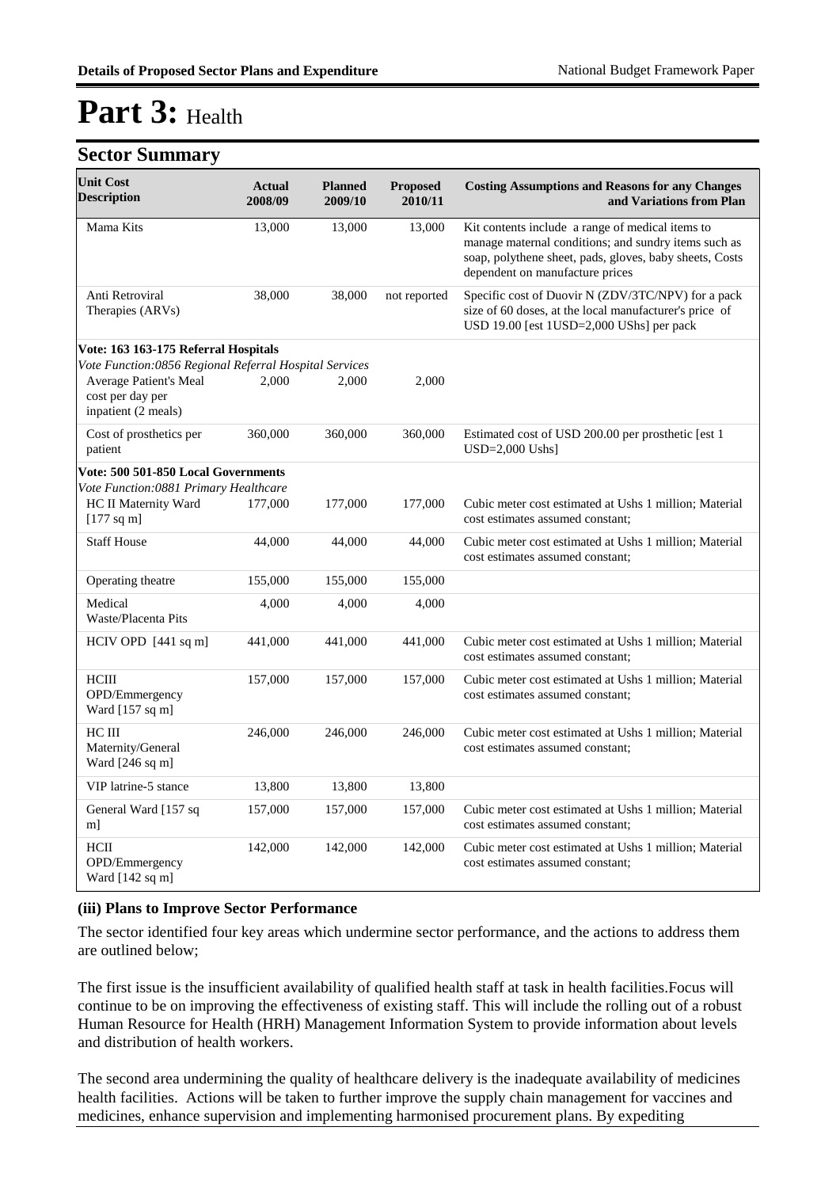# Part 3: Health

## Sector Summary

| Unit Cost Description | Actual 2008/09 | Planned 2009/10 | Proposed 2010/11 | Costing Assumptions and Reasons for any Changes and Variations from Plan |
|---|---|---|---|---|
| Mama Kits | 13,000 | 13,000 | 13,000 | Kit contents include a range of medical items to manage maternal conditions; and sundry items such as soap, polythene sheet, pads, gloves, baby sheets, Costs dependent on manufacture prices |
| Anti Retroviral Therapies (ARVs) | 38,000 | 38,000 | not reported | Specific cost of Duovir N (ZDV/3TC/NPV) for a pack size of 60 doses, at the local manufacturer's price of USD 19.00 [est 1USD=2,000 UShs] per pack |
| **Vote: 163 163-175 Referral Hospitals** | | | | |
| *Vote Function:0856 Regional Referral Hospital Services* | | | | |
| Average Patient's Meal cost per day per inpatient (2 meals) | 2,000 | 2,000 | 2,000 | |
| Cost of prosthetics per patient | 360,000 | 360,000 | 360,000 | Estimated cost of USD 200.00 per prosthetic [est 1 USD=2,000 Ushs] |
| **Vote: 500 501-850 Local Governments** | | | | |
| *Vote Function:0881 Primary Healthcare* | | | | |
| HC II Maternity Ward [177 sq m] | 177,000 | 177,000 | 177,000 | Cubic meter cost estimated at Ushs 1 million; Material cost estimates assumed constant; |
| Staff House | 44,000 | 44,000 | 44,000 | Cubic meter cost estimated at Ushs 1 million; Material cost estimates assumed constant; |
| Operating theatre | 155,000 | 155,000 | 155,000 | |
| Medical Waste/Placenta Pits | 4,000 | 4,000 | 4,000 | |
| HCIV OPD [441 sq m] | 441,000 | 441,000 | 441,000 | Cubic meter cost estimated at Ushs 1 million; Material cost estimates assumed constant; |
| HCIII OPD/Emmergency Ward [157 sq m] | 157,000 | 157,000 | 157,000 | Cubic meter cost estimated at Ushs 1 million; Material cost estimates assumed constant; |
| HC III Maternity/General Ward [246 sq m] | 246,000 | 246,000 | 246,000 | Cubic meter cost estimated at Ushs 1 million; Material cost estimates assumed constant; |
| VIP latrine-5 stance | 13,800 | 13,800 | 13,800 | |
| General Ward [157 sq m] | 157,000 | 157,000 | 157,000 | Cubic meter cost estimated at Ushs 1 million; Material cost estimates assumed constant; |
| HCII OPD/Emmergency Ward [142 sq m] | 142,000 | 142,000 | 142,000 | Cubic meter cost estimated at Ushs 1 million; Material cost estimates assumed constant; |

### (iii) Plans to Improve Sector Performance

The sector identified four key areas which undermine sector performance, and the actions to address them are outlined below;

The first issue is the insufficient availability of qualified health staff at task in health facilities.Focus will continue to be on improving the effectiveness of existing staff. This will include the rolling out of a robust Human Resource for Health (HRH) Management Information System to provide information about levels and distribution of health workers.

The second area undermining the quality of healthcare delivery is the inadequate availability of medicines health facilities. Actions will be taken to further improve the supply chain management for vaccines and medicines, enhance supervision and implementing harmonised procurement plans. By expediting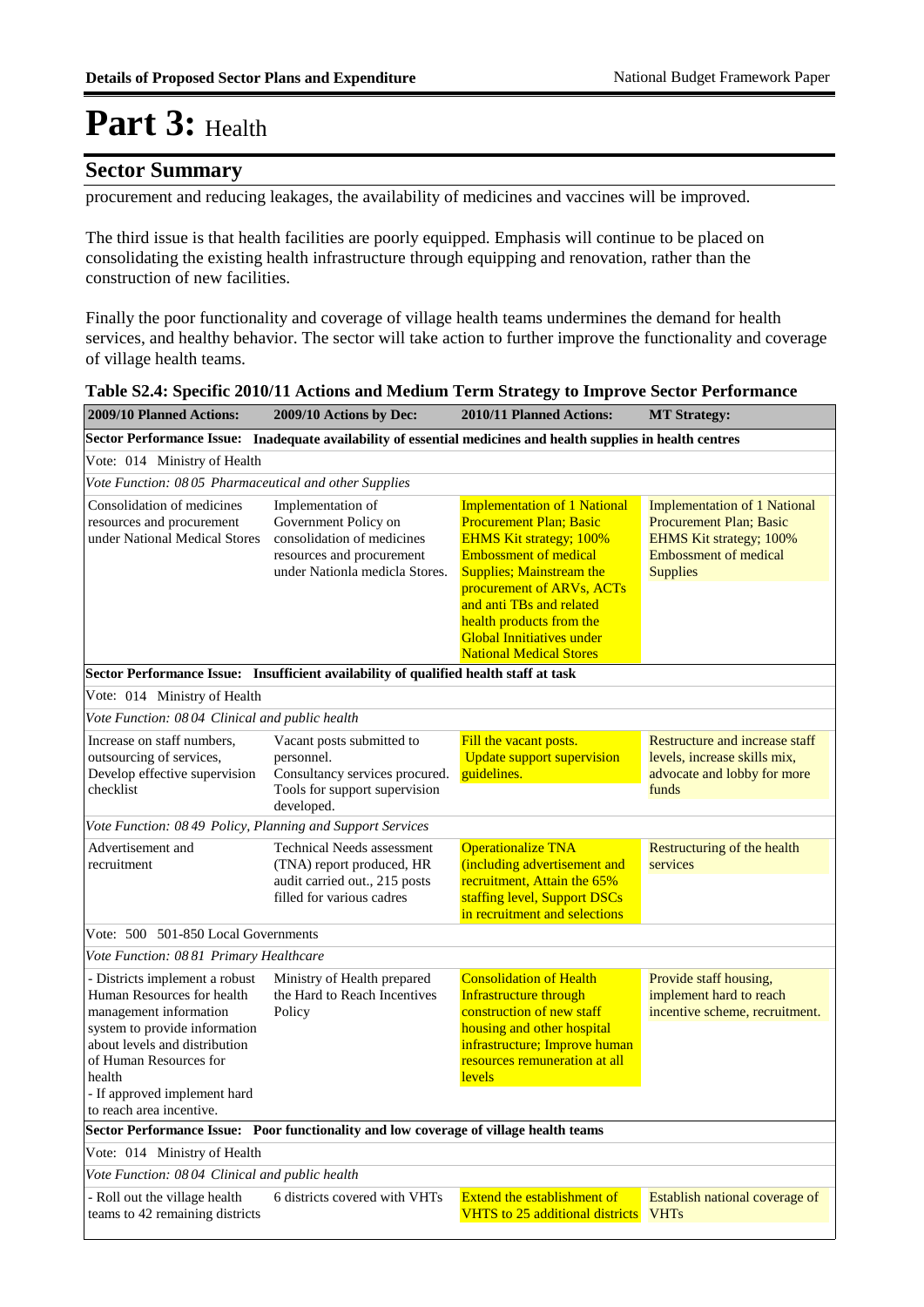# Part 3: Health

## Sector Summary

procurement and reducing leakages, the availability of medicines and vaccines will be improved.

The third issue is that health facilities are poorly equipped. Emphasis will continue to be placed on consolidating the existing health infrastructure through equipping and renovation, rather than the construction of new facilities.

Finally the poor functionality and coverage of village health teams undermines the demand for health services, and healthy behavior. The sector will take action to further improve the functionality and coverage of village health teams.

**Table S2.4: Specific 2010/11 Actions and Medium Term Strategy to Improve Sector Performance**

| 2009/10 Planned Actions: | 2009/10 Actions by Dec: | 2010/11 Planned Actions: | MT Strategy: |
|---|---|---|---|
| **Sector Performance Issue: Inadequate availability of essential medicines and health supplies in health centres** | | | |
| Vote: 014 Ministry of Health | | | |
| *Vote Function: 08 05 Pharmaceutical and other Supplies* | | | |
| Consolidation of medicines resources and procurement under National Medical Stores | Implementation of Government Policy on consolidation of medicines resources and procurement under Nationla medicla Stores. | Implementation of 1 National Procurement Plan; Basic EHMS Kit strategy; 100% Embossment of medical Supplies; Mainstream the procurement of ARVs, ACTs and anti TBs and related health products from the Global Innitiatives under National Medical Stores | Implementation of 1 National Procurement Plan; Basic EHMS Kit strategy; 100% Embossment of medical Supplies |
| **Sector Performance Issue: Insufficient availability of qualified health staff at task** | | | |
| Vote: 014 Ministry of Health | | | |
| *Vote Function: 08 04 Clinical and public health* | | | |
| Increase on staff numbers, outsourcing of services, Develop effective supervision checklist | Vacant posts submitted to personnel. Consultancy services procured. Tools for support supervision developed. | Fill the vacant posts. Update support supervision guidelines. | Restructure and increase staff levels, increase skills mix, advocate and lobby for more funds |
| *Vote Function: 08 49 Policy, Planning and Support Services* | | | |
| Advertisement and recruitment | Technical Needs assessment (TNA) report produced, HR audit carried out., 215 posts filled for various cadres | Operationalize TNA (including advertisement and recruitment, Attain the 65% staffing level, Support DSCs in recruitment and selections | Restructuring of the health services |
| Vote: 500 501-850 Local Governments | | | |
| *Vote Function: 08 81 Primary Healthcare* | | | |
| - Districts implement a robust Human Resources for health management information system to provide information about levels and distribution of Human Resources for health<br>- If approved implement hard to reach area incentive. | Ministry of Health prepared the Hard to Reach Incentives Policy | Consolidation of Health Infrastructure through construction of new staff housing and other hospital infrastructure; Improve human resources remuneration at all levels | Provide staff housing, implement hard to reach incentive scheme, recruitment. |
| **Sector Performance Issue: Poor functionality and low coverage of village health teams** | | | |
| Vote: 014 Ministry of Health | | | |
| *Vote Function: 08 04 Clinical and public health* | | | |
| - Roll out the village health teams to 42 remaining districts | 6 districts covered with VHTs | Extend the establishment of VHTS to 25 additional districts | Establish national coverage of VHTs |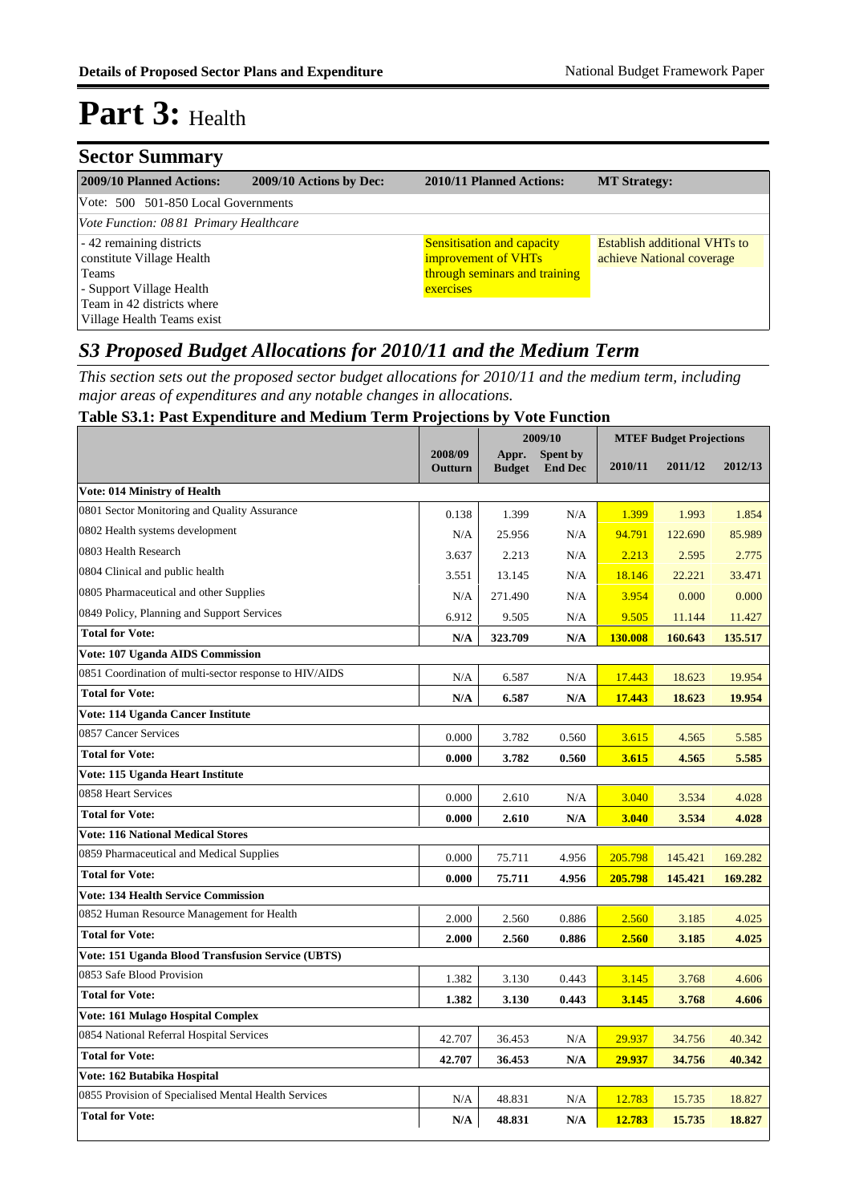# Part 3: Health

## Sector Summary

| 2009/10 Planned Actions: | 2009/10 Actions by Dec: | 2010/11 Planned Actions: | MT Strategy: |
|---|---|---|---|
| Vote: 500 501-850 Local Governments | | | |
| *Vote Function: 08 81 Primary Healthcare* | | | |
| - 42 remaining districts constitute Village Health Teams<br>- Support Village Health Team in 42 districts where Village Health Teams exist | | Sensitisation and capacity improvement of VHTs through seminars and training exercises | Establish additional VHTs to achieve National coverage |

## *S3 Proposed Budget Allocations for 2010/11 and the Medium Term*

*This section sets out the proposed sector budget allocations for 2010/11 and the medium term, including major areas of expenditures and any notable changes in allocations.*

### Table S3.1: Past Expenditure and Medium Term Projections by Vote Function

| | 2008/09 | 2009/10 | | MTEF Budget Projections | | |
|---|---|---|---|---|---|---|
| | Outturn | Appr. Budget | Spent by End Dec | 2010/11 | 2011/12 | 2012/13 |
| **Vote: 014 Ministry of Health** | | | | | | |
| 0801 Sector Monitoring and Quality Assurance | 0.138 | 1.399 | N/A | 1.399 | 1.993 | 1.854 |
| 0802 Health systems development | N/A | 25.956 | N/A | 94.791 | 122.690 | 85.989 |
| 0803 Health Research | 3.637 | 2.213 | N/A | 2.213 | 2.595 | 2.775 |
| 0804 Clinical and public health | 3.551 | 13.145 | N/A | 18.146 | 22.221 | 33.471 |
| 0805 Pharmaceutical and other Supplies | N/A | 271.490 | N/A | 3.954 | 0.000 | 0.000 |
| 0849 Policy, Planning and Support Services | 6.912 | 9.505 | N/A | 9.505 | 11.144 | 11.427 |
| **Total for Vote:** | **N/A** | **323.709** | **N/A** | **130.008** | **160.643** | **135.517** |
| **Vote: 107 Uganda AIDS Commission** | | | | | | |
| 0851 Coordination of multi-sector response to HIV/AIDS | N/A | 6.587 | N/A | 17.443 | 18.623 | 19.954 |
| **Total for Vote:** | **N/A** | **6.587** | **N/A** | **17.443** | **18.623** | **19.954** |
| **Vote: 114 Uganda Cancer Institute** | | | | | | |
| 0857 Cancer Services | 0.000 | 3.782 | 0.560 | 3.615 | 4.565 | 5.585 |
| **Total for Vote:** | **0.000** | **3.782** | **0.560** | **3.615** | **4.565** | **5.585** |
| **Vote: 115 Uganda Heart Institute** | | | | | | |
| 0858 Heart Services | 0.000 | 2.610 | N/A | 3.040 | 3.534 | 4.028 |
| **Total for Vote:** | **0.000** | **2.610** | **N/A** | **3.040** | **3.534** | **4.028** |
| **Vote: 116 National Medical Stores** | | | | | | |
| 0859 Pharmaceutical and Medical Supplies | 0.000 | 75.711 | 4.956 | 205.798 | 145.421 | 169.282 |
| **Total for Vote:** | **0.000** | **75.711** | **4.956** | **205.798** | **145.421** | **169.282** |
| **Vote: 134 Health Service Commission** | | | | | | |
| 0852 Human Resource Management for Health | 2.000 | 2.560 | 0.886 | 2.560 | 3.185 | 4.025 |
| **Total for Vote:** | **2.000** | **2.560** | **0.886** | **2.560** | **3.185** | **4.025** |
| **Vote: 151 Uganda Blood Transfusion Service (UBTS)** | | | | | | |
| 0853 Safe Blood Provision | 1.382 | 3.130 | 0.443 | 3.145 | 3.768 | 4.606 |
| **Total for Vote:** | **1.382** | **3.130** | **0.443** | **3.145** | **3.768** | **4.606** |
| **Vote: 161 Mulago Hospital Complex** | | | | | | |
| 0854 National Referral Hospital Services | 42.707 | 36.453 | N/A | 29.937 | 34.756 | 40.342 |
| **Total for Vote:** | **42.707** | **36.453** | **N/A** | **29.937** | **34.756** | **40.342** |
| **Vote: 162 Butabika Hospital** | | | | | | |
| 0855 Provision of Specialised Mental Health Services | N/A | 48.831 | N/A | 12.783 | 15.735 | 18.827 |
| **Total for Vote:** | **N/A** | **48.831** | **N/A** | **12.783** | **15.735** | **18.827** |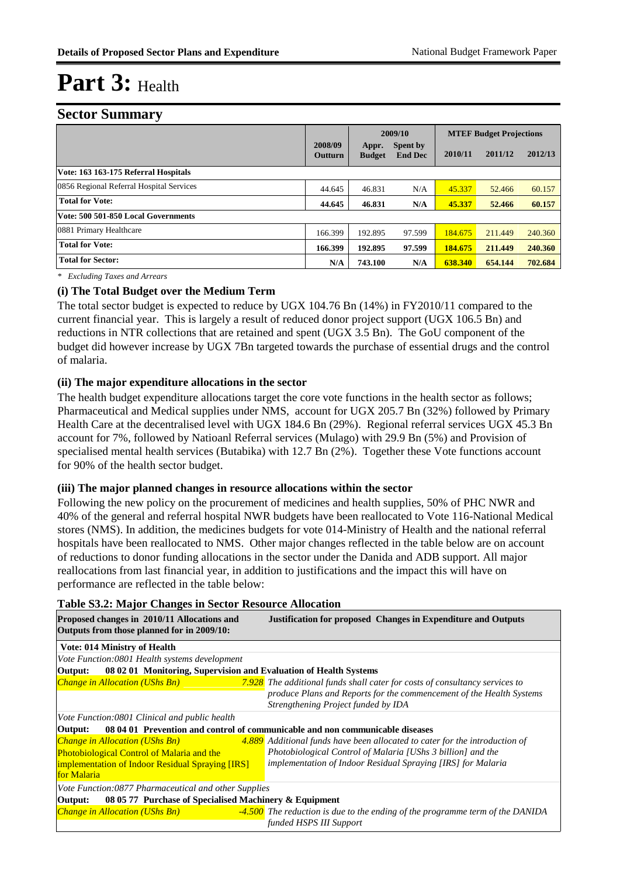# Part 3: Health

## Sector Summary

| | 2008/09 Outturn | 2009/10 Appr. Budget | 2009/10 Spent by End Dec | MTEF Budget Projections 2010/11 | 2011/12 | 2012/13 |
|---|---|---|---|---|---|---|
| **Vote: 163 163-175 Referral Hospitals** | | | | | | |
| 0856 Regional Referral Hospital Services | 44.645 | 46.831 | N/A | 45.337 | 52.466 | 60.157 |
| **Total for Vote:** | **44.645** | **46.831** | **N/A** | **45.337** | **52.466** | **60.157** |
| **Vote: 500 501-850 Local Governments** | | | | | | |
| 0881 Primary Healthcare | 166.399 | 192.895 | 97.599 | 184.675 | 211.449 | 240.360 |
| **Total for Vote:** | **166.399** | **192.895** | **97.599** | **184.675** | **211.449** | **240.360** |
| **Total for Sector:** | **N/A** | **743.100** | **N/A** | **638.340** | **654.144** | **702.684** |

*\* Excluding Taxes and Arrears*

### (i) The Total Budget over the Medium Term

The total sector budget is expected to reduce by UGX 104.76 Bn (14%) in FY2010/11 compared to the current financial year. This is largely a result of reduced donor project support (UGX 106.5 Bn) and reductions in NTR collections that are retained and spent (UGX 3.5 Bn). The GoU component of the budget did however increase by UGX 7Bn targeted towards the purchase of essential drugs and the control of malaria.

### (ii) The major expenditure allocations in the sector

The health budget expenditure allocations target the core vote functions in the health sector as follows; Pharmaceutical and Medical supplies under NMS, account for UGX 205.7 Bn (32%) followed by Primary Health Care at the decentralised level with UGX 184.6 Bn (29%). Regional referral services UGX 45.3 Bn account for 7%, followed by Natioanl Referral services (Mulago) with 29.9 Bn (5%) and Provision of specialised mental health services (Butabika) with 12.7 Bn (2%). Together these Vote functions account for 90% of the health sector budget.

### (iii) The major planned changes in resource allocations within the sector

Following the new policy on the procurement of medicines and health supplies, 50% of PHC NWR and 40% of the general and referral hospital NWR budgets have been reallocated to Vote 116-National Medical stores (NMS). In addition, the medicines budgets for vote 014-Ministry of Health and the national referral hospitals have been reallocated to NMS. Other major changes reflected in the table below are on account of reductions to donor funding allocations in the sector under the Danida and ADB support. All major reallocations from last financial year, in addition to justifications and the impact this will have on performance are reflected in the table below:

**Table S3.2: Major Changes in Sector Resource Allocation**

| Proposed changes in 2010/11 Allocations and Outputs from those planned for in 2009/10: | | Justification for proposed Changes in Expenditure and Outputs |
|---|---|---|
| **Vote: 014 Ministry of Health** | | |
| *Vote Function:0801 Health systems development* | | |
| **Output: 08 02 01 Monitoring, Supervision and Evaluation of Health Systems** | | |
| *Change in Allocation (UShs Bn)* | *7.928* | *The additional funds shall cater for costs of consultancy services to produce Plans and Reports for the commencement of the Health Systems Strengthening Project funded by IDA* |
| *Vote Function:0801 Clinical and public health* | | |
| **Output: 08 04 01 Prevention and control of communicable and non communicable diseases** | | |
| *Change in Allocation (UShs Bn)* Photobiological Control of Malaria and the implementation of Indoor Residual Spraying [IRS] for Malaria | *4.889* | *Additional funds have been allocated to cater for the introduction of Photobiological Control of Malaria [UShs 3 billion] and the implementation of Indoor Residual Spraying [IRS] for Malaria* |
| *Vote Function:0877 Pharmaceutical and other Supplies* | | |
| **Output: 08 05 77 Purchase of Specialised Machinery & Equipment** | | |
| *Change in Allocation (UShs Bn)* | *-4.500* | *The reduction is due to the ending of the programme term of the DANIDA funded HSPS III Support* |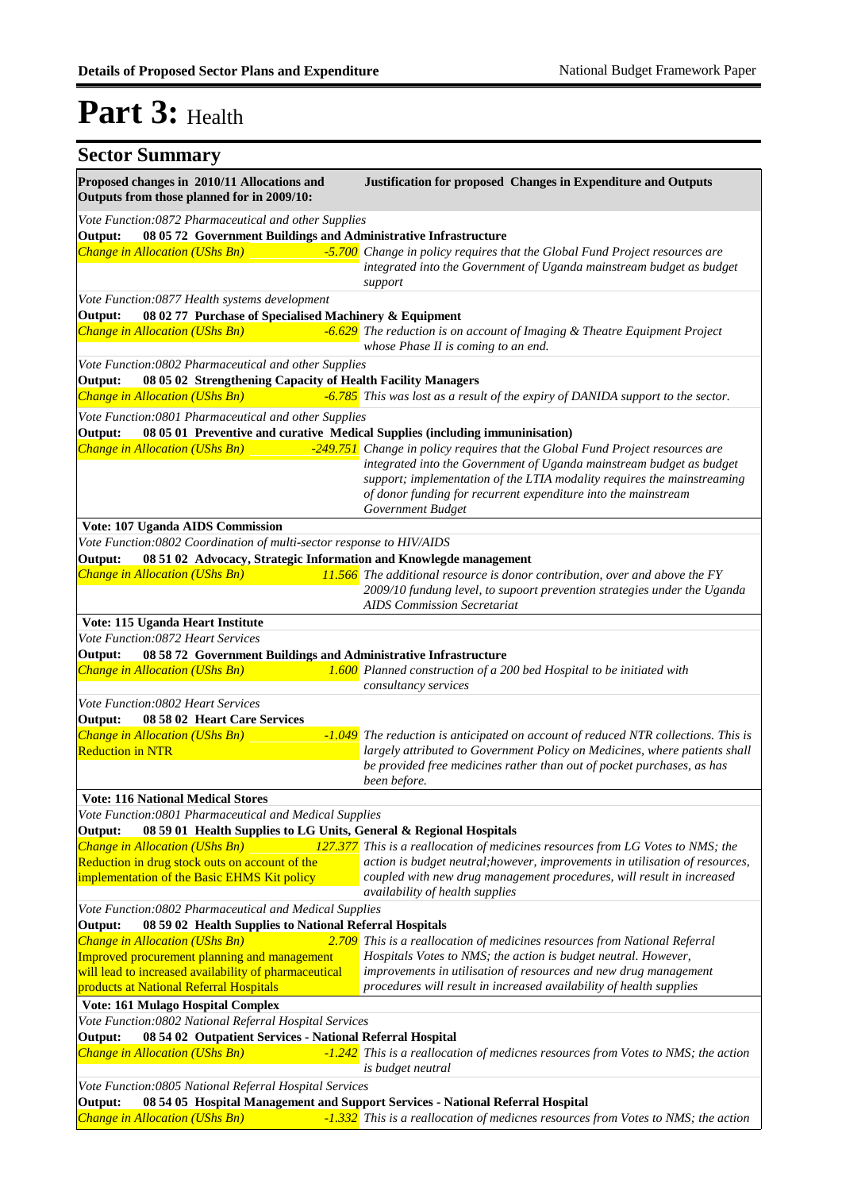# Part 3: Health

## Sector Summary

| Proposed changes in 2010/11 Allocations and Outputs from those planned for in 2009/10: | | Justification for proposed Changes in Expenditure and Outputs |
|---|---|---|
| *Vote Function:0872 Pharmaceutical and other Supplies* | | |
| **Output: 08 05 72 Government Buildings and Administrative Infrastructure** | | |
| *Change in Allocation (UShs Bn)* | *-5.700* | *Change in policy requires that the Global Fund Project resources are integrated into the Government of Uganda mainstream budget as budget support* |
| *Vote Function:0877 Health systems development* | | |
| **Output: 08 02 77 Purchase of Specialised Machinery & Equipment** | | |
| *Change in Allocation (UShs Bn)* | *-6.629* | *The reduction is on account of Imaging & Theatre Equipment Project whose Phase II is coming to an end.* |
| *Vote Function:0802 Pharmaceutical and other Supplies* | | |
| **Output: 08 05 02 Strengthening Capacity of Health Facility Managers** | | |
| *Change in Allocation (UShs Bn)* | *-6.785* | *This was lost as a result of the expiry of DANIDA support to the sector.* |
| *Vote Function:0801 Pharmaceutical and other Supplies* | | |
| **Output: 08 05 01 Preventive and curative Medical Supplies (including immuninisation)** | | |
| *Change in Allocation (UShs Bn)* | *-249.751* | *Change in policy requires that the Global Fund Project resources are integrated into the Government of Uganda mainstream budget as budget support; implementation of the LTIA modality requires the mainstreaming of donor funding for recurrent expenditure into the mainstream Government Budget* |
| **Vote: 107 Uganda AIDS Commission** | | |
| *Vote Function:0802 Coordination of multi-sector response to HIV/AIDS* | | |
| **Output: 08 51 02 Advocacy, Strategic Information and Knowlegde management** | | |
| *Change in Allocation (UShs Bn)* | *11.566* | *The additional resource is donor contribution, over and above the FY 2009/10 fundung level, to supoort prevention strategies under the Uganda AIDS Commission Secretariat* |
| **Vote: 115 Uganda Heart Institute** | | |
| *Vote Function:0872 Heart Services* | | |
| **Output: 08 58 72 Government Buildings and Administrative Infrastructure** | | |
| *Change in Allocation (UShs Bn)* | *1.600* | *Planned construction of a 200 bed Hospital to be initiated with consultancy services* |
| *Vote Function:0802 Heart Services* | | |
| **Output: 08 58 02 Heart Care Services** | | |
| *Change in Allocation (UShs Bn)* Reduction in NTR | *-1.049* | *The reduction is anticipated on account of reduced NTR collections. This is largely attributed to Government Policy on Medicines, where patients shall be provided free medicines rather than out of pocket purchases, as has been before.* |
| **Vote: 116 National Medical Stores** | | |
| *Vote Function:0801 Pharmaceutical and Medical Supplies* | | |
| **Output: 08 59 01 Health Supplies to LG Units, General & Regional Hospitals** | | |
| *Change in Allocation (UShs Bn)* Reduction in drug stock outs on account of the implementation of the Basic EHMS Kit policy | *127.377* | *This is a reallocation of medicines resources from LG Votes to NMS; the action is budget neutral;however, improvements in utilisation of resources, coupled with new drug management procedures, will result in increased availability of health supplies* |
| *Vote Function:0802 Pharmaceutical and Medical Supplies* | | |
| **Output: 08 59 02 Health Supplies to National Referral Hospitals** | | |
| *Change in Allocation (UShs Bn)* Improved procurement planning and management will lead to increased availability of pharmaceutical products at National Referral Hospitals | *2.709* | *This is a reallocation of medicines resources from National Referral Hospitals Votes to NMS; the action is budget neutral. However, improvements in utilisation of resources and new drug management procedures will result in increased availability of health supplies* |
| **Vote: 161 Mulago Hospital Complex** | | |
| *Vote Function:0802 National Referral Hospital Services* | | |
| **Output: 08 54 02 Outpatient Services - National Referral Hospital** | | |
| *Change in Allocation (UShs Bn)* | *-1.242* | *This is a reallocation of medicnes resources from Votes to NMS; the action is budget neutral* |
| *Vote Function:0805 National Referral Hospital Services* | | |
| **Output: 08 54 05 Hospital Management and Support Services - National Referral Hospital** | | |
| *Change in Allocation (UShs Bn)* | *-1.332* | *This is a reallocation of medicnes resources from Votes to NMS; the action* |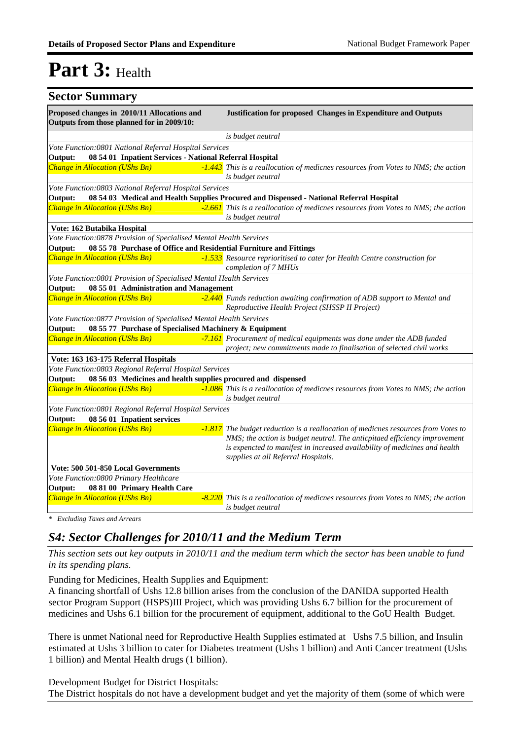# Part 3: Health

## Sector Summary

| Proposed changes in 2010/11 Allocations and Outputs from those planned for in 2009/10: | | Justification for proposed Changes in Expenditure and Outputs |
|---|---|---|
| | | *is budget neutral* |
| *Vote Function:0801 National Referral Hospital Services* | | |
| **Output: 08 54 01 Inpatient Services - National Referral Hospital** | | |
| *Change in Allocation (UShs Bn)* | *-1.443* | *This is a reallocation of medicnes resources from Votes to NMS; the action is budget neutral* |
| *Vote Function:0803 National Referral Hospital Services* | | |
| **Output: 08 54 03 Medical and Health Supplies Procured and Dispensed - National Referral Hospital** | | |
| *Change in Allocation (UShs Bn)* | *-2.661* | *This is a reallocation of medicnes resources from Votes to NMS; the action is budget neutral* |
| **Vote: 162 Butabika Hospital** | | |
| *Vote Function:0878 Provision of Specialised Mental Health Services* | | |
| **Output: 08 55 78 Purchase of Office and Residential Furniture and Fittings** | | |
| *Change in Allocation (UShs Bn)* | *-1.533* | *Resource reprioritised to cater for Health Centre construction for completion of 7 MHUs* |
| *Vote Function:0801 Provision of Specialised Mental Health Services* | | |
| **Output: 08 55 01 Administration and Management** | | |
| *Change in Allocation (UShs Bn)* | *-2.440* | *Funds reduction awaiting confirmation of ADB support to Mental and Reproductive Health Project (SHSSP II Project)* |
| *Vote Function:0877 Provision of Specialised Mental Health Services* | | |
| **Output: 08 55 77 Purchase of Specialised Machinery & Equipment** | | |
| *Change in Allocation (UShs Bn)* | *-7.161* | *Procurement of medical equipments was done under the ADB funded project; new commitments made to finalisation of selected civil works* |
| **Vote: 163 163-175 Referral Hospitals** | | |
| *Vote Function:0803 Regional Referral Hospital Services* | | |
| **Output: 08 56 03 Medicines and health supplies procured and dispensed** | | |
| *Change in Allocation (UShs Bn)* | *-1.086* | *This is a reallocation of medicnes resources from Votes to NMS; the action is budget neutral* |
| *Vote Function:0801 Regional Referral Hospital Services* | | |
| **Output: 08 56 01 Inpatient services** | | |
| *Change in Allocation (UShs Bn)* | *-1.817* | *The budget reduction is a reallocation of medicnes resources from Votes to NMS; the action is budget neutral. The anticpitaed efficiency improvement is expencted to manifest in increased availability of medicines and health supplies at all Referral Hospitals.* |
| **Vote: 500 501-850 Local Governments** | | |
| *Vote Function:0800 Primary Healthcare* | | |
| **Output: 08 81 00 Primary Health Care** | | |
| *Change in Allocation (UShs Bn)* | *-8.220* | *This is a reallocation of medicnes resources from Votes to NMS; the action is budget neutral* |

*\* Excluding Taxes and Arrears*

## *S4: Sector Challenges for 2010/11 and the Medium Term*

*This section sets out key outputs in 2010/11 and the medium term which the sector has been unable to fund in its spending plans.*

Funding for Medicines, Health Supplies and Equipment:
A financing shortfall of Ushs 12.8 billion arises from the conclusion of the DANIDA supported Health sector Program Support (HSPS)III Project, which was providing Ushs 6.7 billion for the procurement of medicines and Ushs 6.1 billion for the procurement of equipment, additional to the GoU Health Budget.

There is unmet National need for Reproductive Health Supplies estimated at Ushs 7.5 billion, and Insulin estimated at Ushs 3 billion to cater for Diabetes treatment (Ushs 1 billion) and Anti Cancer treatment (Ushs 1 billion) and Mental Health drugs (1 billion).

Development Budget for District Hospitals:
The District hospitals do not have a development budget and yet the majority of them (some of which were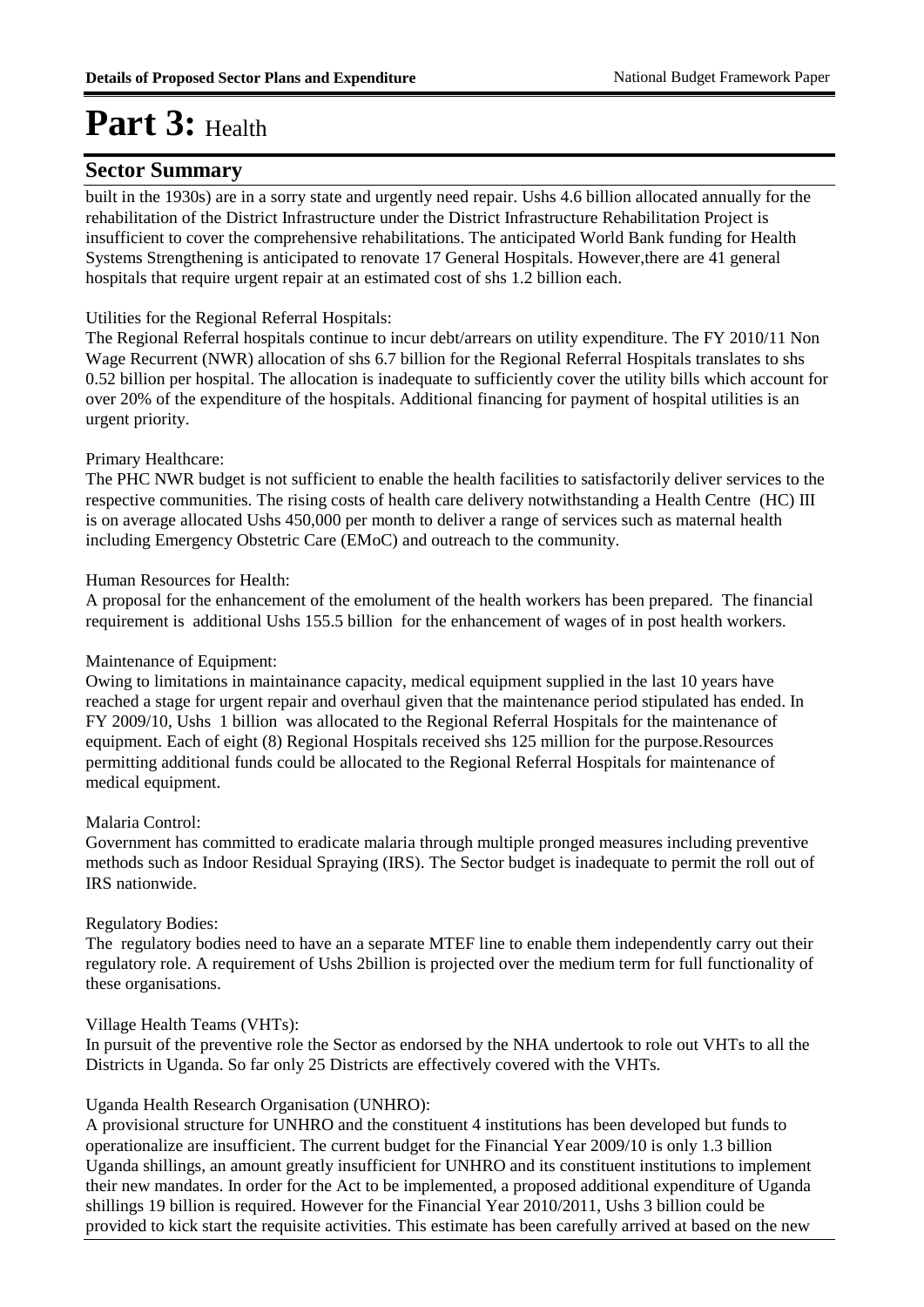# Part 3: Health

## Sector Summary

built in the 1930s) are in a sorry state and urgently need repair. Ushs 4.6 billion allocated annually for the rehabilitation of the District Infrastructure under the District Infrastructure Rehabilitation Project is insufficient to cover the comprehensive rehabilitations. The anticipated World Bank funding for Health Systems Strengthening is anticipated to renovate 17 General Hospitals. However,there are 41 general hospitals that require urgent repair at an estimated cost of shs 1.2 billion each.

Utilities for the Regional Referral Hospitals:
The Regional Referral hospitals continue to incur debt/arrears on utility expenditure. The FY 2010/11 Non Wage Recurrent (NWR) allocation of shs 6.7 billion for the Regional Referral Hospitals translates to shs 0.52 billion per hospital. The allocation is inadequate to sufficiently cover the utility bills which account for over 20% of the expenditure of the hospitals. Additional financing for payment of hospital utilities is an urgent priority.

Primary Healthcare:
The PHC NWR budget is not sufficient to enable the health facilities to satisfactorily deliver services to the respective communities. The rising costs of health care delivery notwithstanding a Health Centre (HC) III is on average allocated Ushs 450,000 per month to deliver a range of services such as maternal health including Emergency Obstetric Care (EMoC) and outreach to the community.

Human Resources for Health:
A proposal for the enhancement of the emolument of the health workers has been prepared. The financial requirement is additional Ushs 155.5 billion for the enhancement of wages of in post health workers.

Maintenance of Equipment:
Owing to limitations in maintainance capacity, medical equipment supplied in the last 10 years have reached a stage for urgent repair and overhaul given that the maintenance period stipulated has ended. In FY 2009/10, Ushs 1 billion was allocated to the Regional Referral Hospitals for the maintenance of equipment. Each of eight (8) Regional Hospitals received shs 125 million for the purpose.Resources permitting additional funds could be allocated to the Regional Referral Hospitals for maintenance of medical equipment.

Malaria Control:
Government has committed to eradicate malaria through multiple pronged measures including preventive methods such as Indoor Residual Spraying (IRS). The Sector budget is inadequate to permit the roll out of IRS nationwide.

Regulatory Bodies:
The regulatory bodies need to have an a separate MTEF line to enable them independently carry out their regulatory role. A requirement of Ushs 2billion is projected over the medium term for full functionality of these organisations.

Village Health Teams (VHTs):
In pursuit of the preventive role the Sector as endorsed by the NHA undertook to role out VHTs to all the Districts in Uganda. So far only 25 Districts are effectively covered with the VHTs.

Uganda Health Research Organisation (UNHRO):
A provisional structure for UNHRO and the constituent 4 institutions has been developed but funds to operationalize are insufficient. The current budget for the Financial Year 2009/10 is only 1.3 billion Uganda shillings, an amount greatly insufficient for UNHRO and its constituent institutions to implement their new mandates. In order for the Act to be implemented, a proposed additional expenditure of Uganda shillings 19 billion is required. However for the Financial Year 2010/2011, Ushs 3 billion could be provided to kick start the requisite activities. This estimate has been carefully arrived at based on the new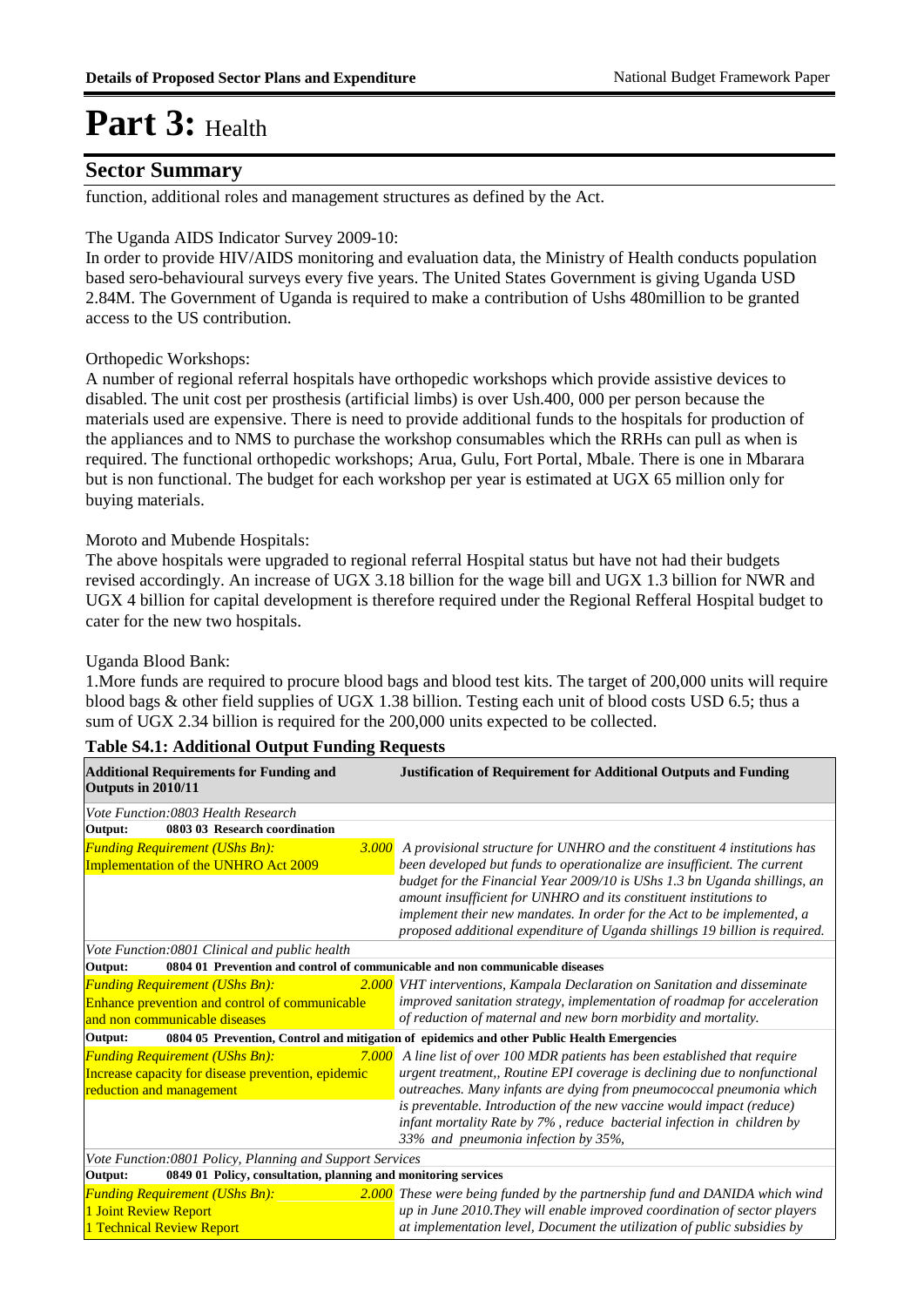# Part 3: Health

## Sector Summary

function, additional roles and management structures as defined by the Act.

The Uganda AIDS Indicator Survey 2009-10:
In order to provide HIV/AIDS monitoring and evaluation data, the Ministry of Health conducts population based sero-behavioural surveys every five years. The United States Government is giving Uganda USD 2.84M. The Government of Uganda is required to make a contribution of Ushs 480million to be granted access to the US contribution.

Orthopedic Workshops:
A number of regional referral hospitals have orthopedic workshops which provide assistive devices to disabled. The unit cost per prosthesis (artificial limbs) is over Ush.400, 000 per person because the materials used are expensive. There is need to provide additional funds to the hospitals for production of the appliances and to NMS to purchase the workshop consumables which the RRHs can pull as when is required. The functional orthopedic workshops; Arua, Gulu, Fort Portal, Mbale. There is one in Mbarara but is non functional. The budget for each workshop per year is estimated at UGX 65 million only for buying materials.

Moroto and Mubende Hospitals:
The above hospitals were upgraded to regional referral Hospital status but have not had their budgets revised accordingly. An increase of UGX 3.18 billion for the wage bill and UGX 1.3 billion for NWR and UGX 4 billion for capital development is therefore required under the Regional Refferal Hospital budget to cater for the new two hospitals.

Uganda Blood Bank:
1.More funds are required to procure blood bags and blood test kits. The target of 200,000 units will require blood bags & other field supplies of UGX 1.38 billion. Testing each unit of blood costs USD 6.5; thus a sum of UGX 2.34 billion is required for the 200,000 units expected to be collected.

**Table S4.1: Additional Output Funding Requests**

| Additional Requirements for Funding and Outputs in 2010/11 | | Justification of Requirement for Additional Outputs and Funding |
|---|---|---|
| *Vote Function:0803 Health Research* | | |
| **Output: 0803 03 Research coordination** | | |
| *Funding Requirement (UShs Bn):*<br>Implementation of the UNHRO Act 2009 | *3.000* | *A provisional structure for UNHRO and the constituent 4 institutions has been developed but funds to operationalize are insufficient. The current budget for the Financial Year 2009/10 is UShs 1.3 bn Uganda shillings, an amount insufficient for UNHRO and its constituent institutions to implement their new mandates. In order for the Act to be implemented, a proposed additional expenditure of Uganda shillings 19 billion is required.* |
| *Vote Function:0801 Clinical and public health* | | |
| **Output: 0804 01 Prevention and control of communicable and non communicable diseases** | | |
| *Funding Requirement (UShs Bn):*<br>Enhance prevention and control of communicable and non communicable diseases | *2.000* | *VHT interventions, Kampala Declaration on Sanitation and disseminate improved sanitation strategy, implementation of roadmap for acceleration of reduction of maternal and new born morbidity and mortality.* |
| **Output: 0804 05 Prevention, Control and mitigation of epidemics and other Public Health Emergencies** | | |
| *Funding Requirement (UShs Bn):*<br>Increase capacity for disease prevention, epidemic reduction and management | *7.000* | *A line list of over 100 MDR patients has been established that require urgent treatment,, Routine EPI coverage is declining due to nonfunctional outreaches. Many infants are dying from pneumococcal pneumonia which is preventable. Introduction of the new vaccine would impact (reduce) infant mortality Rate by 7% , reduce bacterial infection in children by 33% and pneumonia infection by 35%,* |
| *Vote Function:0801 Policy, Planning and Support Services* | | |
| **Output: 0849 01 Policy, consultation, planning and monitoring services** | | |
| *Funding Requirement (UShs Bn):*<br>1 Joint Review Report<br>1 Technical Review Report | *2.000* | *These were being funded by the partnership fund and DANIDA which wind up in June 2010.They will enable improved coordination of sector players at implementation level, Document the utilization of public subsidies by* |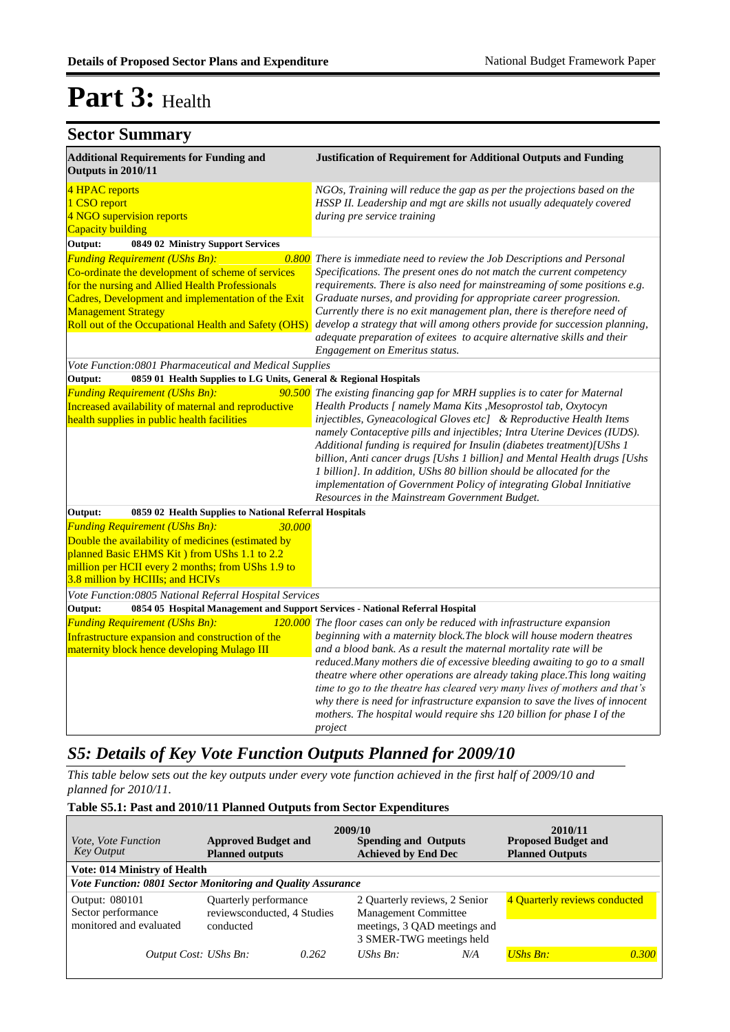# Part 3: Health

## Sector Summary

| Additional Requirements for Funding and Outputs in 2010/11 | Justification of Requirement for Additional Outputs and Funding |
|---|---|
| 4 HPAC reports<br>1 CSO report<br>4 NGO supervision reports<br>Capacity building | *NGOs, Training will reduce the gap as per the projections based on the HSSP II. Leadership and mgt are skills not usually adequately covered during pre service training* |
| **Output: 0849 02 Ministry Support Services** | |
| *Funding Requirement (UShs Bn):* *0.800*<br>Co-ordinate the development of scheme of services for the nursing and Allied Health Professionals Cadres, Development and implementation of the Exit Management Strategy<br>Roll out of the Occupational Health and Safety (OHS) | *There is immediate need to review the Job Descriptions and Personal Specifications. The present ones do not match the current competency requirements. There is also need for mainstreaming of some positions e.g. Graduate nurses, and providing for appropriate career progression. Currently there is no exit management plan, there is therefore need of develop a strategy that will among others provide for succession planning, adequate preparation of exitees to acquire alternative skills and their Engagement on Emeritus status.* |
| *Vote Function:0801 Pharmaceutical and Medical Supplies* | |
| **Output: 0859 01 Health Supplies to LG Units, General & Regional Hospitals** | |
| *Funding Requirement (UShs Bn):* *90.500*<br>Increased availability of maternal and reproductive health supplies in public health facilities | *The existing financing gap for MRH supplies is to cater for Maternal Health Products [ namely Mama Kits ,Mesoprostol tab, Oxytocyn injectibles, Gyneacological Gloves etc] & Reproductive Health Items namely Contaceptive pills and injectibles; Intra Uterine Devices (IUDS). Additional funding is required for Insulin (diabetes treatment)[UShs 1 billion, Anti cancer drugs [Ushs 1 billion] and Mental Health drugs [Ushs 1 billion]. In addition, UShs 80 billion should be allocated for the implementation of Government Policy of integrating Global Initiative Resources in the Mainstream Government Budget.* |
| **Output: 0859 02 Health Supplies to National Referral Hospitals** | |
| *Funding Requirement (UShs Bn):* *30.000*<br>Double the availability of medicines (estimated by planned Basic EHMS Kit ) from UShs 1.1 to 2.2 million per HCII every 2 months; from UShs 1.9 to 3.8 million by HCIIIs; and HCIVs | |
| *Vote Function:0805 National Referral Hospital Services* | |
| **Output: 0854 05 Hospital Management and Support Services - National Referral Hospital** | |
| *Funding Requirement (UShs Bn):* *120.000*<br>Infrastructure expansion and construction of the maternity block hence developing Mulago III | *The floor cases can only be reduced with infrastructure expansion beginning with a maternity block.The block will house modern theatres and a blood bank. As a result the maternal mortality rate will be reduced.Many mothers die of excessive bleeding awaiting to go to a small theatre where other operations are already taking place.This long waiting time to go to the theatre has cleared very many lives of mothers and that's why there is need for infrastructure expansion to save the lives of innocent mothers. The hospital would require shs 120 billion for phase I of the project* |

## *S5: Details of Key Vote Function Outputs Planned for 2009/10*

*This table below sets out the key outputs under every vote function achieved in the first half of 2009/10 and planned for 2010/11.*

**Table S5.1: Past and 2010/11 Planned Outputs from Sector Expenditures**

| *Vote, Vote Function Key Output* | 2009/10<br>**Approved Budget and Planned outputs** | | 2009/10<br>**Spending and Outputs Achieved by End Dec** | | 2010/11<br>**Proposed Budget and Planned Outputs** | |
|---|---|---|---|---|---|---|
| **Vote: 014 Ministry of Health** | | | | | | |
| ***Vote Function: 0801 Sector Monitoring and Quality Assurance*** | | | | | | |
| Output: 080101 Sector performance monitored and evaluated | Quarterly performance reviewsconducted, 4 Studies conducted | | 2 Quarterly reviews, 2 Senior Management Committee meetings, 3 QAD meetings and 3 SMER-TWG meetings held | | 4 Quarterly reviews conducted | |
| *Output Cost: UShs Bn:* | | *0.262* | *UShs Bn:* | *N/A* | *UShs Bn:* | *0.300* |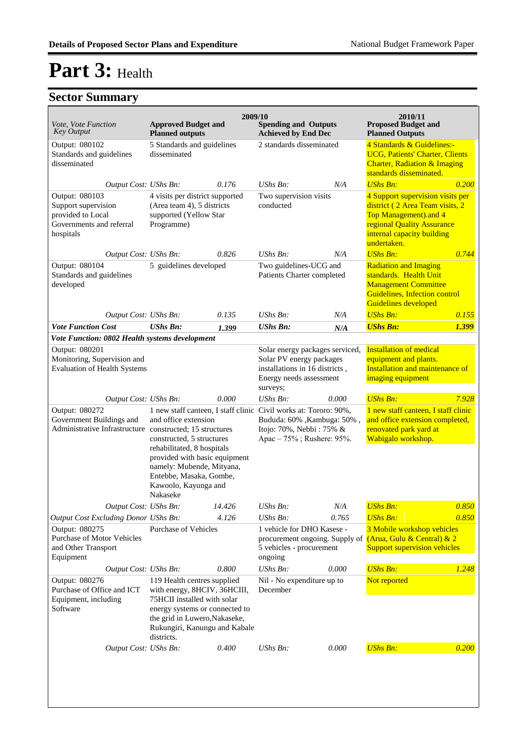# Part 3: Health

## Sector Summary

| Vote, Vote Function Key Output | 2009/10 Approved Budget and Planned outputs | | 2009/10 Spending and Outputs Achieved by End Dec | | 2010/11 Proposed Budget and Planned Outputs | |
|---|---|---|---|---|---|---|
| Output: 080102 Standards and guidelines disseminated | 5 Standards and guidelines disseminated | | 2 standards disseminated | | 4 Standards & Guidelines:- UCG, Patients' Charter, Clients Charter, Radiation & Imaging standards disseminated. | |
| *Output Cost: UShs Bn:* | | *0.176* | *UShs Bn:* | *N/A* | *UShs Bn:* | *0.200* |
| Output: 080103 Support supervision provided to Local Governments and referral hospitals | 4 visits per district supported (Area team 4), 5 districts supported (Yellow Star Programme) | | Two supervision visits conducted | | 4 Support supervision visits per district ( 2 Area Team visits, 2 Top Management).and 4 regional Quality Assurance internal capacity building undertaken. | |
| *Output Cost: UShs Bn:* | | *0.826* | *UShs Bn:* | *N/A* | *UShs Bn:* | *0.744* |
| Output: 080104 Standards and guidelines developed | 5 guidelines developed | | Two guidelines-UCG and Patients Charter completed | | Radiation and Imaging standards. Health Unit Management Committee Guidelines, Infection control Guidelines developed | |
| *Output Cost: UShs Bn:* | | *0.135* | *UShs Bn:* | *N/A* | *UShs Bn:* | *0.155* |
| ***Vote Function Cost*** | ***UShs Bn:*** | ***1.399*** | ***UShs Bn:*** | ***N/A*** | ***UShs Bn:*** | ***1.399*** |
| ***Vote Function: 0802 Health systems development*** | | | | | | |
| Output: 080201 Monitoring, Supervision and Evaluation of Health Systems | | | Solar energy packages serviced, Solar PV energy packages installations in 16 districts , Energy needs assessment surveys; | | Installation of medical equipment and plants. Installation and maintenance of imaging equipment | |
| *Output Cost: UShs Bn:* | | *0.000* | *UShs Bn:* | *0.000* | *UShs Bn:* | *7.928* |
| Output: 080272 Government Buildings and Administrative Infrastructure | 1 new staff canteen, I staff clinic and office extension constructed; 15 structures constructed, 5 structures rehabilitated, 8 hospitals provided with basic equipment namely: Mubende, Mityana, Entebbe, Masaka, Gombe, Kawoolo, Kayunga and Nakaseke | | Civil works at: Tororo: 90%, Bududa: 60% ,Kambuga: 50% , Itojo: 70%, Nebbi : 75% & Apac – 75% ; Rushere: 95%. | | 1 new staff canteen, I staff clinic and office extension completed, renovated park yard at Wabigalo workshop. | |
| *Output Cost: UShs Bn:* | | *14.426* | *UShs Bn:* | *N/A* | *UShs Bn:* | *0.850* |
| *Output Cost Excluding Donor UShs Bn:* | | *4.126* | *UShs Bn:* | *0.765* | *UShs Bn:* | *0.850* |
| Output: 080275 Purchase of Motor Vehicles and Other Transport Equipment | Purchase of Vehicles | | 1 vehicle for DHO Kasese - procurement ongoing. Supply of 5 vehicles - procurement ongoing | | 3 Mobile workshop vehicles (Arua, Gulu & Central) & 2 Support supervision vehicles | |
| *Output Cost: UShs Bn:* | | *0.800* | *UShs Bn:* | *0.000* | *UShs Bn:* | *1.248* |
| Output: 080276 Purchase of Office and ICT Equipment, including Software | 119 Health centres supplied with energy, 8HCIV, 36HCIII, 75HCII installed with solar energy systems or connected to the grid in Luwero,Nakaseke, Rukungiri, Kanungu and Kabale districts. | | Nil - No expenditure up to December | | Not reported | |
| *Output Cost: UShs Bn:* | | *0.400* | *UShs Bn:* | *0.000* | *UShs Bn:* | *0.200* |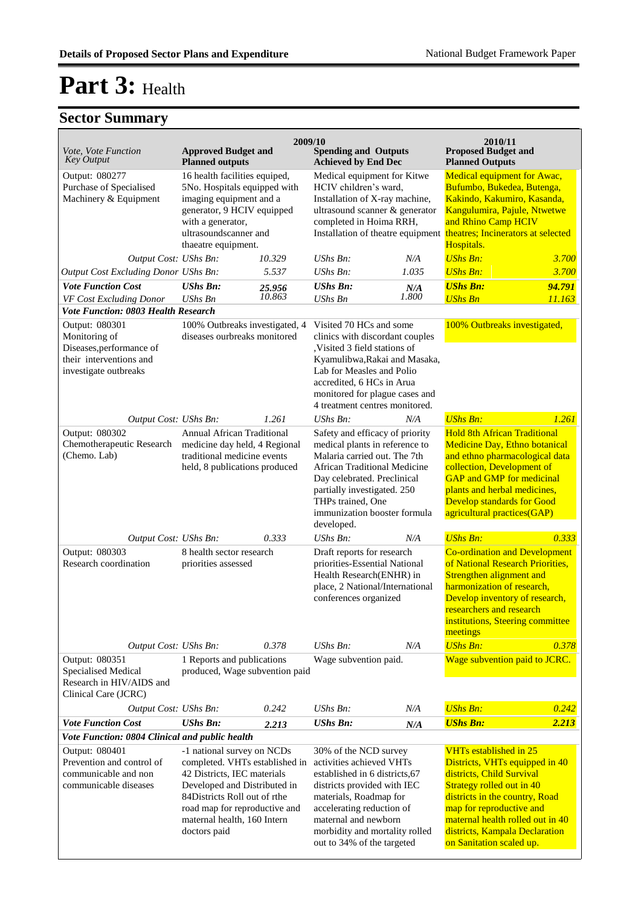# Part 3: Health

## Sector Summary

| Vote, Vote Function Key Output | 2009/10 Approved Budget and Planned outputs | | 2009/10 Spending and Outputs Achieved by End Dec | | 2010/11 Proposed Budget and Planned Outputs | |
|---|---|---|---|---|---|---|
| Output: 080277 Purchase of Specialised Machinery & Equipment | 16 health facilities equiped, 5No. Hospitals equipped with imaging equipment and a generator, 9 HCIV equipped with a generator, ultrasoundscanner and thaeatre equipment. | | Medical equipment for Kitwe HCIV children's ward, Installation of X-ray machine, ultrasound scanner & generator completed in Hoima RRH, Installation of theatre equipment | | Medical equipment for Awac, Bufumbo, Bukedea, Butenga, Kakindo, Kakumiro, Kasanda, Kangulumira, Pajule, Ntwetwe and Rhino Camp HCIV theatres; Incinerators at selected Hospitals. | |
| *Output Cost:* | *UShs Bn:* | *10.329* | *UShs Bn:* | *N/A* | *UShs Bn:* | *3.700* |
| *Output Cost Excluding Donor* | *UShs Bn:* | *5.537* | *UShs Bn:* | *1.035* | *UShs Bn:* | *3.700* |
| ***Vote Function Cost*** | ***UShs Bn:*** | ***25.956*** | ***UShs Bn:*** | ***N/A*** | ***UShs Bn:*** | ***94.791*** |
| *VF Cost Excluding Donor* | *UShs Bn* | *10.863* | *UShs Bn* | *1.800* | *UShs Bn* | *11.163* |
| ***Vote Function: 0803 Health Research*** | | | | | | |
| Output: 080301 Monitoring of Diseases,performance of their interventions and investigate outbreaks | 100% Outbreaks investigated, 4 diseases ourbreaks monitored | | Visited 70 HCs and some clinics with discordant couples ,Visited 3 field stations of Kyamulibwa,Rakai and Masaka, Lab for Measles and Polio accredited, 6 HCs in Arua monitored for plague cases and 4 treatment centres monitored. | | 100% Outbreaks investigated, | |
| *Output Cost:* | *UShs Bn:* | *1.261* | *UShs Bn:* | *N/A* | *UShs Bn:* | *1.261* |
| Output: 080302 Chemotherapeutic Research (Chemo. Lab) | Annual African Traditional medicine day held, 4 Regional traditional medicine events held, 8 publications produced | | Safety and efficacy of priority medical plants in reference to Malaria carried out. The 7th African Traditional Medicine Day celebrated. Preclinical partially investigated. 250 THPs trained, One immunization booster formula developed. | | Hold 8th African Traditional Medicine Day, Ethno botanical and ethno pharmacological data collection, Development of GAP and GMP for medicinal plants and herbal medicines, Develop standards for Good agricultural practices(GAP) | |
| *Output Cost:* | *UShs Bn:* | *0.333* | *UShs Bn:* | *N/A* | *UShs Bn:* | *0.333* |
| Output: 080303 Research coordination | 8 health sector research priorities assessed | | Draft reports for research priorities-Essential National Health Research(ENHR) in place, 2 National/International conferences organized | | Co-ordination and Development of National Research Priorities, Strengthen alignment and harmonization of research, Develop inventory of research, researchers and research institutions, Steering committee meetings | |
| *Output Cost:* | *UShs Bn:* | *0.378* | *UShs Bn:* | *N/A* | *UShs Bn:* | *0.378* |
| Output: 080351 Specialised Medical Research in HIV/AIDS and Clinical Care (JCRC) | 1 Reports and publications produced, Wage subvention paid | | Wage subvention paid. | | Wage subvention paid to JCRC. | |
| *Output Cost:* | *UShs Bn:* | *0.242* | *UShs Bn:* | *N/A* | *UShs Bn:* | *0.242* |
| ***Vote Function Cost*** | ***UShs Bn:*** | ***2.213*** | ***UShs Bn:*** | ***N/A*** | ***UShs Bn:*** | ***2.213*** |
| ***Vote Function: 0804 Clinical and public health*** | | | | | | |
| Output: 080401 Prevention and control of communicable and non communicable diseases | -1 national survey on NCDs completed. VHTs established in 42 Districts, IEC materials Developed and Distributed in 84Districts Roll out of rthe road map for reproductive and maternal health, 160 Intern doctors paid | | 30% of the NCD survey activities achieved VHTs established in 6 districts,67 districts provided with IEC materials, Roadmap for accelerating reduction of maternal and newborn morbidity and mortality rolled out to 34% of the targeted | | VHTs established in 25 Districts, VHTs equipped in 40 districts, Child Survival Strategy rolled out in 40 districts in the country, Road map for reproductive and maternal health rolled out in 40 districts, Kampala Declaration on Sanitation scaled up. | |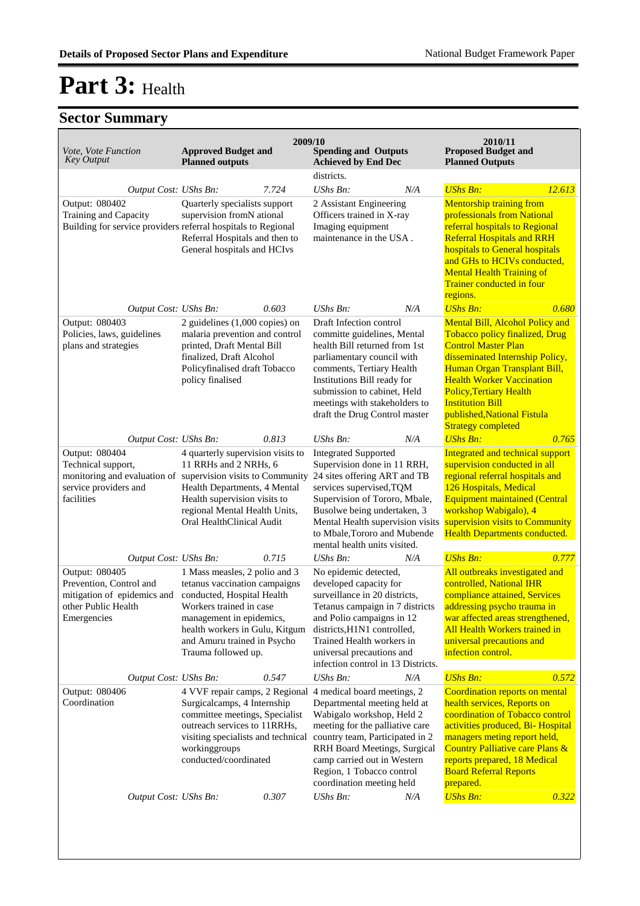# Part 3: Health

## Sector Summary

| Vote, Vote Function Key Output | 2009/10 Approved Budget and Planned outputs | 2009/10 Spending and Outputs Achieved by End Dec | 2010/11 Proposed Budget and Planned Outputs |
|---|---|---|---|
| | | districts. | |
| *Output Cost: UShs Bn:* | *7.724* | *UShs Bn: N/A* | *UShs Bn: 12.613* |
| Output: 080402 Training and Capacity Building for service providers | Quarterly specialists support supervision fromN ational referral hospitals to Regional Referral Hospitals and then to General hospitals and HCIvs | 2 Assistant Engineering Officers trained in X-ray Imaging equipment maintenance in the USA . | Mentorship training from professionals from National referral hospitals to Regional Referral Hospitals and RRH hospitals to General hospitals and GHs to HCIVs conducted, Mental Health Training of Trainer conducted in four regions. |
| *Output Cost: UShs Bn:* | *0.603* | *UShs Bn: N/A* | *UShs Bn: 0.680* |
| Output: 080403 Policies, laws, guidelines plans and strategies | 2 guidelines (1,000 copies) on malaria prevention and control printed, Draft Mental Bill finalized, Draft Alcohol Policyfinalised draft Tobacco policy finalised | Draft Infection control committe guidelines, Mental health Bill returned from 1st parliamentary council with comments, Tertiary Health Institutions Bill ready for submission to cabinet, Held meetings with stakeholders to draft the Drug Control master | Mental Bill, Alcohol Policy and Tobacco policy finalized, Drug Control Master Plan disseminated Internship Policy, Human Organ Transplant Bill, Health Worker Vaccination Policy,Tertiary Health Institution Bill published,National Fistula Strategy completed |
| *Output Cost: UShs Bn:* | *0.813* | *UShs Bn: N/A* | *UShs Bn: 0.765* |
| Output: 080404 Technical support, monitoring and evaluation of service providers and facilities | 4 quarterly supervision visits to 11 RRHs and 2 NRHs, 6 supervision visits to Community Health Departments, 4 Mental Health supervision visits to regional Mental Health Units, Oral HealthClinical Audit | Integrated Supported Supervision done in 11 RRH, 24 sites offering ART and TB services supervised,TQM Supervision of Tororo, Mbale, Busolwe being undertaken, 3 Mental Health supervision visits to Mbale,Tororo and Mubende mental health units visited. | Integrated and technical support supervision conducted in all regional referral hospitals and 126 Hospitals, Medical Equipment maintained (Central workshop Wabigalo), 4 supervision visits to Community Health Departments conducted. |
| *Output Cost: UShs Bn:* | *0.715* | *UShs Bn: N/A* | *UShs Bn: 0.777* |
| Output: 080405 Prevention, Control and mitigation of epidemics and other Public Health Emergencies | 1 Mass measles, 2 polio and 3 tetanus vaccination campaigns conducted, Hospital Health Workers trained in case management in epidemics, health workers in Gulu, Kitgum and Amuru trained in Psycho Trauma followed up. | No epidemic detected, developed capacity for surveillance in 20 districts, Tetanus campaign in 7 districts and Polio campaigns in 12 districts,H1N1 controlled, Trained Health workers in universal precautions and infection control in 13 Districts. | All outbreaks investigated and controlled, National IHR compliance attained, Services addressing psycho trauma in war affected areas strengthened, All Health Workers trained in universal precautions and infection control. |
| *Output Cost: UShs Bn:* | *0.547* | *UShs Bn: N/A* | *UShs Bn: 0.572* |
| Output: 080406 Coordination | 4 VVF repair camps, 2 Regional Surgicalcamps, 4 Internship committee meetings, Specialist outreach services to 11RRHs, visiting specialists and technical workinggroups conducted/coordinated | 4 medical board meetings, 2 Departmental meeting held at Wabigalo workshop, Held 2 meeting for the palliative care country team, Participated in 2 RRH Board Meetings, Surgical camp carried out in Western Region, 1 Tobacco control coordination meeting held | Coordination reports on mental health services, Reports on coordination of Tobacco control activities produced, Bi- Hospital managers meting report held, Country Palliative care Plans & reports prepared, 18 Medical Board Referral Reports prepared. |
| *Output Cost: UShs Bn:* | *0.307* | *UShs Bn: N/A* | *UShs Bn: 0.322* |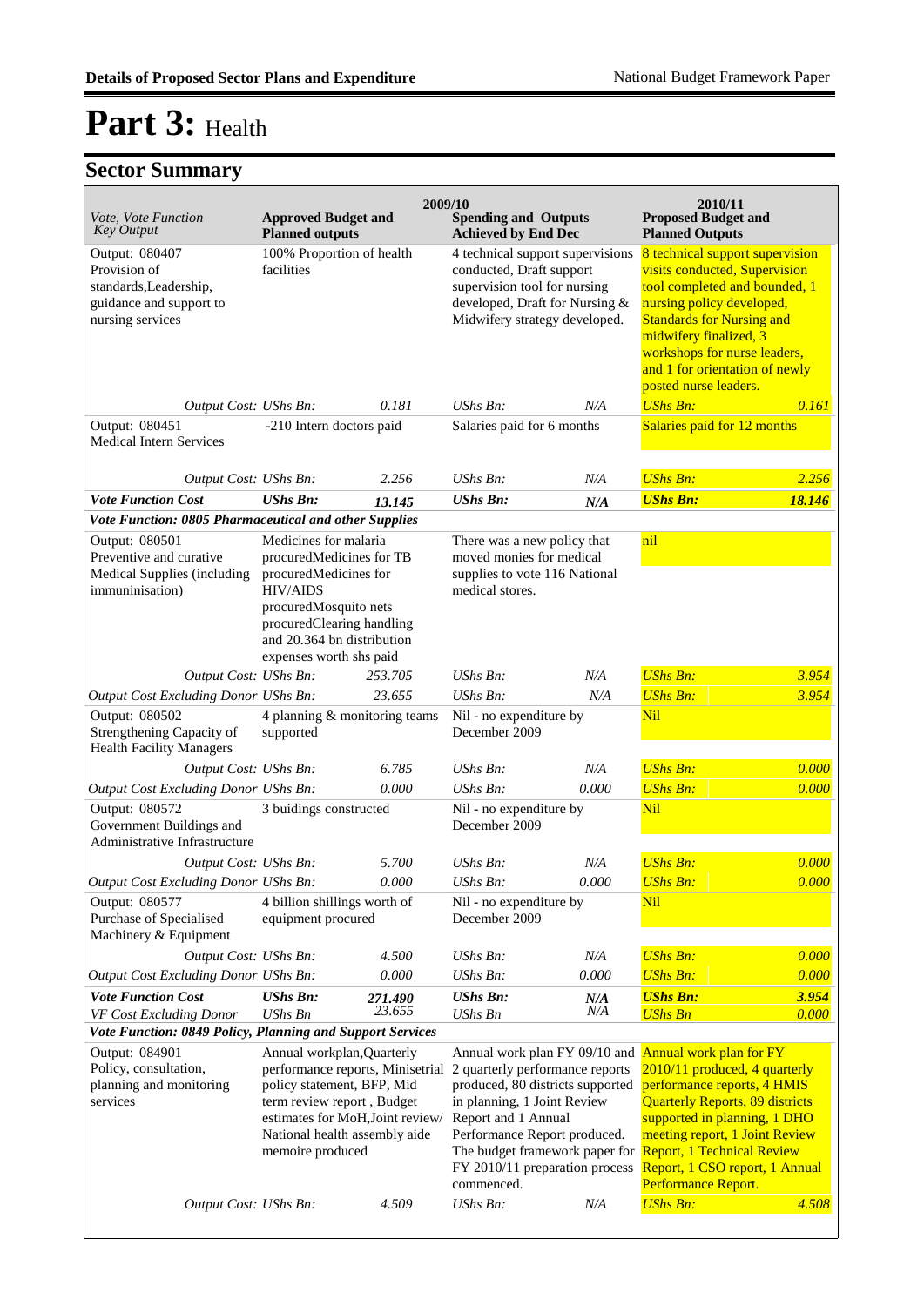# Part 3: Health

## Sector Summary

| Vote, Vote Function Key Output | 2009/10 Approved Budget and Planned outputs | | 2009/10 Spending and Outputs Achieved by End Dec | | 2010/11 Proposed Budget and Planned Outputs | |
|---|---|---|---|---|---|---|
| Output: 080407 Provision of standards,Leadership, guidance and support to nursing services | 100% Proportion of health facilities | | 4 technical support supervisions conducted, Draft support supervision tool for nursing developed, Draft for Nursing & Midwifery strategy developed. | | 8 technical support supervision visits conducted, Supervision tool completed and bounded, 1 nursing policy developed, Standards for Nursing and midwifery finalized, 3 workshops for nurse leaders, and 1 for orientation of newly posted nurse leaders. | |
| *Output Cost:* | *UShs Bn:* | *0.181* | *UShs Bn:* | *N/A* | *UShs Bn:* | *0.161* |
| Output: 080451 Medical Intern Services | -210 Intern doctors paid | | Salaries paid for 6 months | | Salaries paid for 12 months | |
| *Output Cost:* | *UShs Bn:* | *2.256* | *UShs Bn:* | *N/A* | *UShs Bn:* | *2.256* |
| ***Vote Function Cost*** | ***UShs Bn:*** | ***13.145*** | ***UShs Bn:*** | ***N/A*** | ***UShs Bn:*** | ***18.146*** |
| ***Vote Function: 0805 Pharmaceutical and other Supplies*** | | | | | | |
| Output: 080501 Preventive and curative Medical Supplies (including immuninisation) | Medicines for malaria procuredMedicines for TB procuredMedicines for HIV/AIDS procuredMosquito nets procuredClearing handling and 20.364 bn distribution expenses worth shs paid | | There was a new policy that moved monies for medical supplies to vote 116 National medical stores. | | nil | |
| *Output Cost:* | *UShs Bn:* | *253.705* | *UShs Bn:* | *N/A* | *UShs Bn:* | *3.954* |
| *Output Cost Excluding Donor* | *UShs Bn:* | *23.655* | *UShs Bn:* | *N/A* | *UShs Bn:* | *3.954* |
| Output: 080502 Strengthening Capacity of Health Facility Managers | 4 planning & monitoring teams supported | | Nil - no expenditure by December 2009 | | Nil | |
| *Output Cost:* | *UShs Bn:* | *6.785* | *UShs Bn:* | *N/A* | *UShs Bn:* | *0.000* |
| *Output Cost Excluding Donor* | *UShs Bn:* | *0.000* | *UShs Bn:* | *0.000* | *UShs Bn:* | *0.000* |
| Output: 080572 Government Buildings and Administrative Infrastructure | 3 buidings constructed | | Nil - no expenditure by December 2009 | | Nil | |
| *Output Cost:* | *UShs Bn:* | *5.700* | *UShs Bn:* | *N/A* | *UShs Bn:* | *0.000* |
| *Output Cost Excluding Donor* | *UShs Bn:* | *0.000* | *UShs Bn:* | *0.000* | *UShs Bn:* | *0.000* |
| Output: 080577 Purchase of Specialised Machinery & Equipment | 4 billion shillings worth of equipment procured | | Nil - no expenditure by December 2009 | | Nil | |
| *Output Cost:* | *UShs Bn:* | *4.500* | *UShs Bn:* | *N/A* | *UShs Bn:* | *0.000* |
| *Output Cost Excluding Donor* | *UShs Bn:* | *0.000* | *UShs Bn:* | *0.000* | *UShs Bn:* | *0.000* |
| ***Vote Function Cost*** | ***UShs Bn:*** | ***271.490*** | ***UShs Bn:*** | ***N/A*** | ***UShs Bn:*** | ***3.954*** |
| *VF Cost Excluding Donor* | *UShs Bn* | *23.655* | *UShs Bn* | *N/A* | *UShs Bn* | *0.000* |
| ***Vote Function: 0849 Policy, Planning and Support Services*** | | | | | | |
| Output: 084901 Policy, consultation, planning and monitoring services | Annual workplan,Quarterly performance reports, Minisetrial policy statement, BFP, Mid term review report , Budget estimates for MoH,Joint review/ National health assembly aide memoire produced | | Annual work plan FY 09/10 and 2 quarterly performance reports produced, 80 districts supported in planning, 1 Joint Review Report and 1 Annual Performance Report produced. The budget framework paper for FY 2010/11 preparation process commenced. | | Annual work plan for FY 2010/11 produced, 4 quarterly performance reports, 4 HMIS Quarterly Reports, 89 districts supported in planning, 1 DHO meeting report, 1 Joint Review Report, 1 Technical Review Report, 1 CSO report, 1 Annual Performance Report. | |
| *Output Cost:* | *UShs Bn:* | *4.509* | *UShs Bn:* | *N/A* | *UShs Bn:* | *4.508* |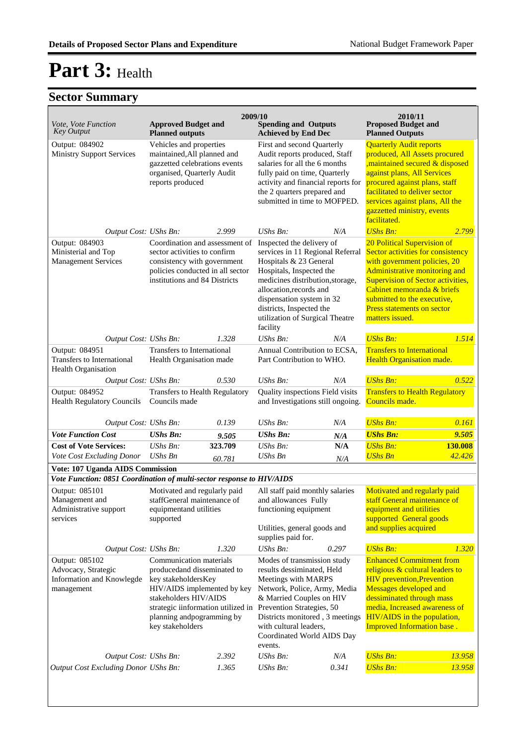# Part 3: Health

## Sector Summary

| Vote, Vote Function Key Output | 2009/10 Approved Budget and Planned outputs | | 2009/10 Spending and Outputs Achieved by End Dec | | 2010/11 Proposed Budget and Planned Outputs | |
|---|---|---|---|---|---|---|
| Output: 084902 Ministry Support Services | Vehicles and properties maintained,All planned and gazzetted celebrations events organised, Quarterly Audit reports produced | | First and second Quarterly Audit reports produced, Staff salaries for all the 6 months fully paid on time, Quarterly activity and financial reports for the 2 quarters prepared and submitted in time to MOFPED. | | Quarterly Audit reports produced, All Assets procured ,maintained secured & disposed against plans, All Services procured against plans, staff facilitated to deliver sector services against plans, All the gazzetted ministry, events facilitated. | |
| *Output Cost:* | *UShs Bn:* | *2.999* | *UShs Bn:* | *N/A* | *UShs Bn:* | *2.799* |
| Output: 084903 Ministerial and Top Management Services | Coordination and assessment of sector activities to confirm consistency with government policies conducted in all sector institutions and 84 Districts | | Inspected the delivery of services in 11 Regional Referral Hospitals & 23 General Hospitals, Inspected the medicines distribution,storage, allocation,records and dispensation system in 32 districts, Inspected the utilization of Surgical Theatre facility | | 20 Political Supervision of Sector activities for consistency with government policies, 20 Administrative monitoring and Supervision of Sector activities, Cabinet memoranda & briefs submitted to the executive, Press statements on sector matters issued. | |
| *Output Cost:* | *UShs Bn:* | *1.328* | *UShs Bn:* | *N/A* | *UShs Bn:* | *1.514* |
| Output: 084951 Transfers to International Health Organisation | Transfers to International Health Organisation made | | Annual Contribution to ECSA, Part Contribution to WHO. | | Transfers to International Health Organisation made. | |
| *Output Cost:* | *UShs Bn:* | *0.530* | *UShs Bn:* | *N/A* | *UShs Bn:* | *0.522* |
| Output: 084952 Health Regulatory Councils | Transfers to Health Regulatory Councils made | | Quality inspections Field visits and Investigations still ongoing. | | Transfers to Health Regulatory Councils made. | |
| *Output Cost:* | *UShs Bn:* | *0.139* | *UShs Bn:* | *N/A* | *UShs Bn:* | *0.161* |
| ***Vote Function Cost*** | ***UShs Bn:*** | ***9.505*** | ***UShs Bn:*** | ***N/A*** | ***UShs Bn:*** | ***9.505*** |
| **Cost of Vote Services:** | *UShs Bn:* | **323.709** | *UShs Bn:* | **N/A** | *UShs Bn:* | **130.008** |
| *Vote Cost Excluding Donor* | *UShs Bn* | *60.781* | *UShs Bn* | *N/A* | *UShs Bn* | *42.426* |
| **Vote: 107 Uganda AIDS Commission** | | | | | | |
| ***Vote Function: 0851 Coordination of multi-sector response to HIV/AIDS*** | | | | | | |
| Output: 085101 Management and Administrative support services | Motivated and regularly paid staffGeneral maintenance of equipmentand utilities supported | | All staff paid monthly salaries and allowances Fully functioning equipment<br><br>Utilities, general goods and supplies paid for. | | Motivated and regularly paid staff General maintenance of equipment and utilities supported General goods and supplies acquired | |
| *Output Cost:* | *UShs Bn:* | *1.320* | *UShs Bn:* | *0.297* | *UShs Bn:* | *1.320* |
| Output: 085102 Advocacy, Strategic Information and Knowlegde management | Communication materials producedand disseminated to key stakeholdersKey HIV/AIDS implemented by key stakeholders HIV/AIDS strategic iinformation utilized in planning andpogramming by key stakeholders | | Modes of transmission study results dessiminated, Held Meetings with MARPS Network, Police, Army, Media & Married Couples on HIV Prevention Strategies, 50 Districts monitored , 3 meetings with cultural leaders, Coordinated World AIDS Day events. | | Enhanced Commitment from religious & cultural leaders to HIV prevention,Prevention Messages developed and dessiminated through mass media, Increased awareness of HIV/AIDS in the population, Improved Information base . | |
| *Output Cost:* | *UShs Bn:* | *2.392* | *UShs Bn:* | *N/A* | *UShs Bn:* | *13.958* |
| *Output Cost Excluding Donor* | *UShs Bn:* | *1.365* | *UShs Bn:* | *0.341* | *UShs Bn:* | *13.958* |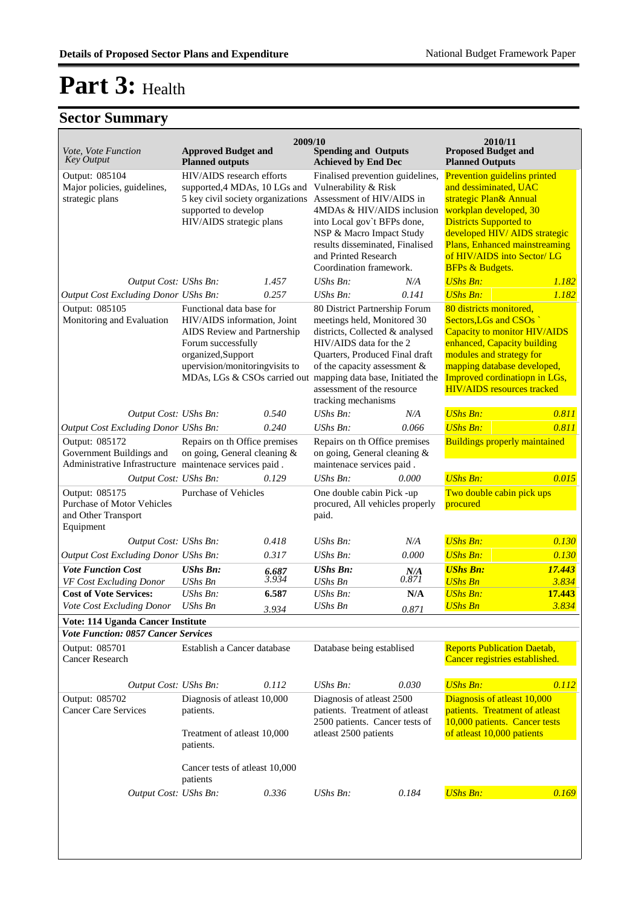# Part 3: Health

## Sector Summary

| Vote, Vote Function Key Output | 2009/10 Approved Budget and Planned outputs | | 2009/10 Spending and Outputs Achieved by End Dec | | 2010/11 Proposed Budget and Planned Outputs | |
|---|---|---|---|---|---|---|
| Output: 085104 Major policies, guidelines, strategic plans | HIV/AIDS research efforts supported,4 MDAs, 10 LGs and 5 key civil society organizations supported to develop HIV/AIDS strategic plans | | Finalised prevention guidelines, Vulnerability & Risk Assessment of HIV/AIDS in 4MDAs & HIV/AIDS inclusion into Local gov`t BFPs done, NSP & Macro Impact Study results disseminated, Finalised and Printed Research Coordination framework. | | Prevention guidelins printed and dessiminated, UAC strategic Plan& Annual workplan developed, 30 Districts Supported to developed HIV/ AIDS strategic Plans, Enhanced mainstreaming of HIV/AIDS into Sector/ LG BFPs & Budgets. | |
| *Output Cost:* | *UShs Bn:* | *1.457* | *UShs Bn:* | *N/A* | *UShs Bn:* | *1.182* |
| *Output Cost Excluding Donor* | *UShs Bn:* | *0.257* | *UShs Bn:* | *0.141* | *UShs Bn:* | *1.182* |
| Output: 085105 Monitoring and Evaluation | Functional data base for HIV/AIDS information, Joint AIDS Review and Partnership Forum successfully organized,Support upervision/monitoringvisits to MDAs, LGs & CSOs carried out | | 80 District Partnership Forum meetings held, Monitored 30 districts, Collected & analysed HIV/AIDS data for the 2 Quarters, Produced Final draft of the capacity assessment & mapping data base, Initiated the assessment of the resource tracking mechanisms | | 80 districts monitored, Sectors,LGs and CSOs ` Capacity to monitor HIV/AIDS enhanced, Capacity building modules and strategy for mapping database developed, Improved cordinatiopn in LGs, HIV/AIDS resources tracked | |
| *Output Cost:* | *UShs Bn:* | *0.540* | *UShs Bn:* | *N/A* | *UShs Bn:* | *0.811* |
| *Output Cost Excluding Donor* | *UShs Bn:* | *0.240* | *UShs Bn:* | *0.066* | *UShs Bn:* | *0.811* |
| Output: 085172 Government Buildings and Administrative Infrastructure | Repairs on th Office premises on going, General cleaning & maintenace services paid . | | Repairs on th Office premises on going, General cleaning & maintenace services paid . | | Buildings properly maintained | |
| *Output Cost:* | *UShs Bn:* | *0.129* | *UShs Bn:* | *0.000* | *UShs Bn:* | *0.015* |
| Output: 085175 Purchase of Motor Vehicles and Other Transport Equipment | Purchase of Vehicles | | One double cabin Pick -up procured, All vehicles properly paid. | | Two double cabin pick ups procured | |
| *Output Cost:* | *UShs Bn:* | *0.418* | *UShs Bn:* | *N/A* | *UShs Bn:* | *0.130* |
| *Output Cost Excluding Donor* | *UShs Bn:* | *0.317* | *UShs Bn:* | *0.000* | *UShs Bn:* | *0.130* |
| ***Vote Function Cost*** | ***UShs Bn:*** | ***6.687*** | ***UShs Bn:*** | ***N/A*** | ***UShs Bn:*** | ***17.443*** |
| *VF Cost Excluding Donor* | *UShs Bn* | *3.934* | *UShs Bn* | *0.871* | *UShs Bn* | *3.834* |
| **Cost of Vote Services:** | *UShs Bn:* | **6.587** | *UShs Bn:* | **N/A** | *UShs Bn:* | **17.443** |
| *Vote Cost Excluding Donor* | *UShs Bn* | *3.934* | *UShs Bn* | *0.871* | *UShs Bn* | *3.834* |
| **Vote: 114 Uganda Cancer Institute** | | | | | | |
| ***Vote Function: 0857 Cancer Services*** | | | | | | |
| Output: 085701 Cancer Research | Establish a Cancer database | | Database being establised | | Reports Publication Daetab, Cancer registries established. | |
| *Output Cost:* | *UShs Bn:* | *0.112* | *UShs Bn:* | *0.030* | *UShs Bn:* | *0.112* |
| Output: 085702 Cancer Care Services | Diagnosis of atleast 10,000 patients. Treatment of atleast 10,000 patients. Cancer tests of atleast 10,000 patients | | Diagnosis of atleast 2500 patients. Treatment of atleast 2500 patients. Cancer tests of atleast 2500 patients | | Diagnosis of atleast 10,000 patients. Treatment of atleast 10,000 patients. Cancer tests of atleast 10,000 patients | |
| *Output Cost:* | *UShs Bn:* | *0.336* | *UShs Bn:* | *0.184* | *UShs Bn:* | *0.169* |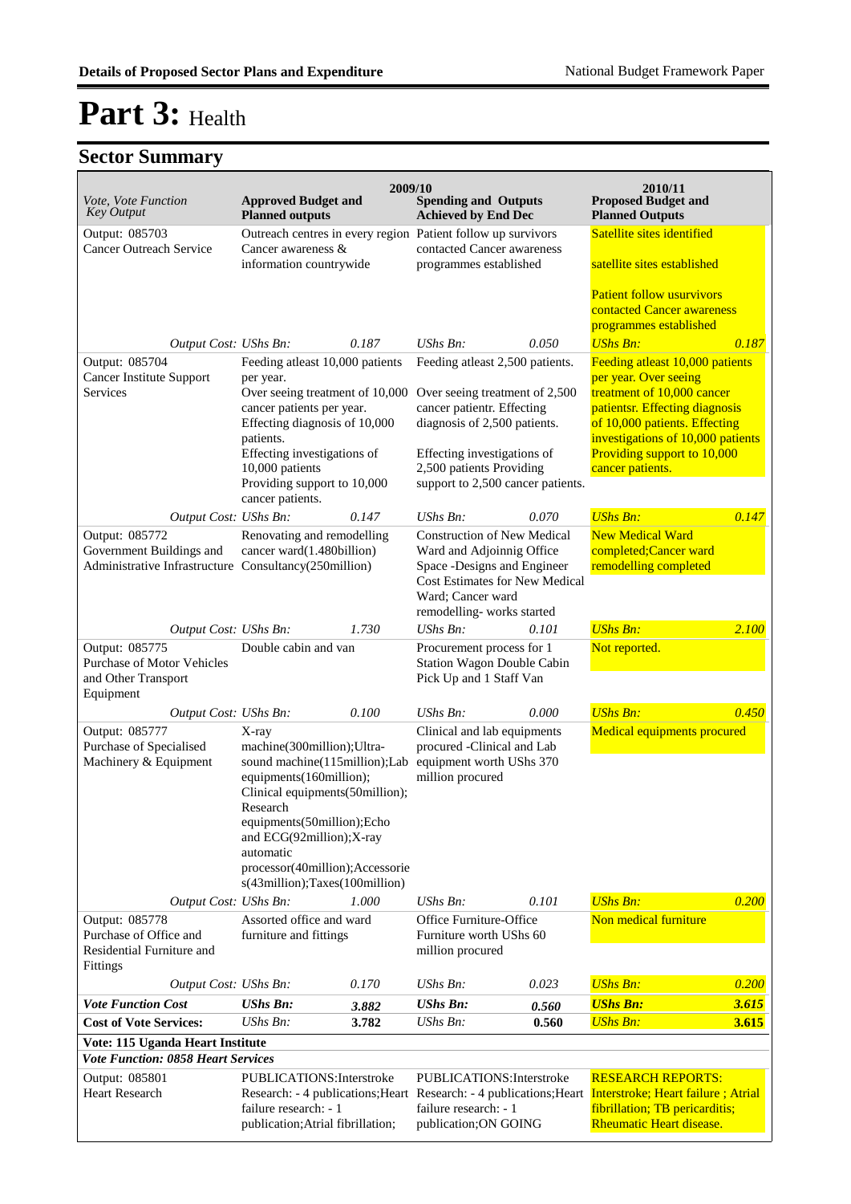# Part 3: Health

## Sector Summary

| Vote, Vote Function Key Output | 2009/10 Approved Budget and Planned outputs | | 2009/10 Spending and Outputs Achieved by End Dec | | 2010/11 Proposed Budget and Planned Outputs | |
|---|---|---|---|---|---|---|
| Output: 085703 Cancer Outreach Service | Outreach centres in every region Cancer awareness & information countrywide | | Patient follow up survivors contacted Cancer awareness programmes established | | Satellite sites identified<br><br>satellite sites established<br><br>Patient follow usurvivors contacted Cancer awareness programmes established | |
| *Output Cost:* | *UShs Bn:* | *0.187* | *UShs Bn:* | *0.050* | *UShs Bn:* | *0.187* |
| Output: 085704 Cancer Institute Support Services | Feeding atleast 10,000 patients per year.<br>Over seeing treatment of 10,000 cancer patients per year.<br>Effecting diagnosis of 10,000 patients.<br>Effecting investigations of 10,000 patients<br>Providing support to 10,000 cancer patients. | | Feeding atleast 2,500 patients.<br><br>Over seeing treatment of 2,500 cancer patientr. Effecting diagnosis of 2,500 patients.<br><br>Effecting investigations of 2,500 patients Providing support to 2,500 cancer patients. | | Feeding atleast 10,000 patients per year. Over seeing treatment of 10,000 cancer patientsr. Effecting diagnosis of 10,000 patients. Effecting investigations of 10,000 patients Providing support to 10,000 cancer patients. | |
| *Output Cost:* | *UShs Bn:* | *0.147* | *UShs Bn:* | *0.070* | *UShs Bn:* | *0.147* |
| Output: 085772 Government Buildings and Administrative Infrastructure | Renovating and remodelling cancer ward(1.480billion) Consultancy(250million) | | Construction of New Medical Ward and Adjoinnig Office Space -Designs and Engineer Cost Estimates for New Medical Ward; Cancer ward remodelling- works started | | New Medical Ward completed;Cancer ward remodelling completed | |
| *Output Cost:* | *UShs Bn:* | *1.730* | *UShs Bn:* | *0.101* | *UShs Bn:* | *2.100* |
| Output: 085775 Purchase of Motor Vehicles and Other Transport Equipment | Double cabin and van | | Procurement process for 1 Station Wagon Double Cabin Pick Up and 1 Staff Van | | Not reported. | |
| *Output Cost:* | *UShs Bn:* | *0.100* | *UShs Bn:* | *0.000* | *UShs Bn:* | *0.450* |
| Output: 085777 Purchase of Specialised Machinery & Equipment | X-ray machine(300million);Ultra-sound machine(115million);Lab equipments(160million); Clinical equipments(50million); Research equipments(50million);Echo and ECG(92million);X-ray automatic processor(40million);Accessories(43million);Taxes(100million) | | Clinical and lab equipments procured -Clinical and Lab equipment worth UShs 370 million procured | | Medical equipments procured | |
| *Output Cost:* | *UShs Bn:* | *1.000* | *UShs Bn:* | *0.101* | *UShs Bn:* | *0.200* |
| Output: 085778 Purchase of Office and Residential Furniture and Fittings | Assorted office and ward furniture and fittings | | Office Furniture-Office Furniture worth UShs 60 million procured | | Non medical furniture | |
| *Output Cost:* | *UShs Bn:* | *0.170* | *UShs Bn:* | *0.023* | *UShs Bn:* | *0.200* |
| ***Vote Function Cost*** | ***UShs Bn:*** | ***3.882*** | ***UShs Bn:*** | ***0.560*** | ***UShs Bn:*** | ***3.615*** |
| **Cost of Vote Services:** | *UShs Bn:* | **3.782** | *UShs Bn:* | **0.560** | *UShs Bn:* | **3.615** |
| **Vote: 115 Uganda Heart Institute** | | | | | | |
| ***Vote Function: 0858 Heart Services*** | | | | | | |
| Output: 085801 Heart Research | PUBLICATIONS:Interstroke Research: - 4 publications;Heart failure research: - 1 publication;Atrial fibrillation; | | PUBLICATIONS:Interstroke Research: - 4 publications;Heart failure research: - 1 publication;ON GOING | | RESEARCH REPORTS: Interstroke; Heart failure ; Atrial fibrillation; TB pericarditis; Rheumatic Heart disease. | |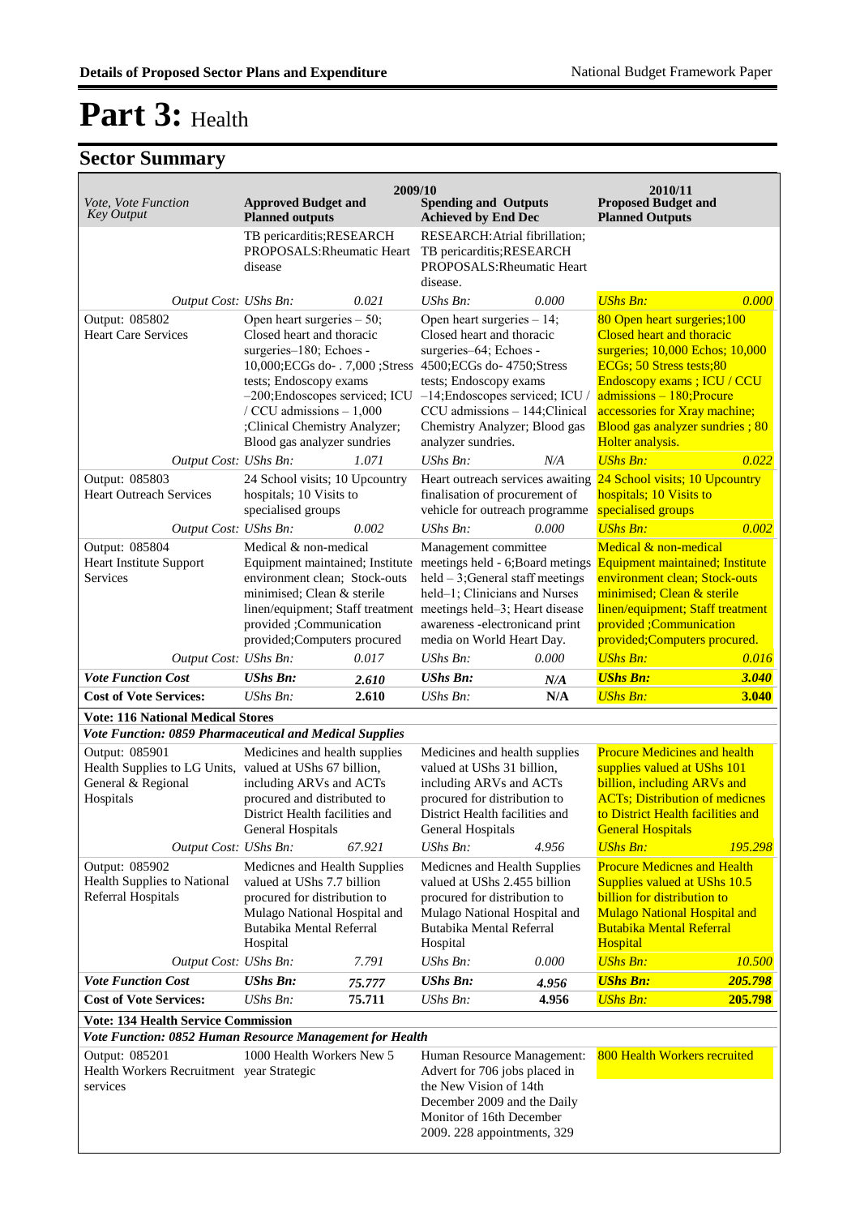# Part 3: Health

## Sector Summary

| Vote, Vote Function Key Output | 2009/10 Approved Budget and Planned outputs | | 2009/10 Spending and Outputs Achieved by End Dec | | 2010/11 Proposed Budget and Planned Outputs | |
|---|---|---|---|---|---|---|
| | TB pericarditis;RESEARCH PROPOSALS:Rheumatic Heart disease | | RESEARCH:Atrial fibrillation; TB pericarditis;RESEARCH PROPOSALS:Rheumatic Heart disease. | | | |
| *Output Cost:* | *UShs Bn:* | *0.021* | *UShs Bn:* | *0.000* | *UShs Bn:* | *0.000* |
| Output: 085802 Heart Care Services | Open heart surgeries – 50; Closed heart and thoracic surgeries–180; Echoes - 10,000;ECGs do- . 7,000 ;Stress tests; Endoscopy exams –200;Endoscopes serviced; ICU / CCU admissions – 1,000 ;Clinical Chemistry Analyzer; Blood gas analyzer sundries | | Open heart surgeries – 14; Closed heart and thoracic surgeries–64; Echoes - 4500;ECGs do- 4750;Stress tests; Endoscopy exams –14;Endoscopes serviced; ICU / CCU admissions – 144;Clinical Chemistry Analyzer; Blood gas analyzer sundries. | | 80 Open heart surgeries;100 Closed heart and thoracic surgeries; 10,000 Echos; 10,000 ECGs; 50 Stress tests;80 Endoscopy exams ; ICU / CCU admissions – 180;Procure accessories for Xray machine; Blood gas analyzer sundries ; 80 Holter analysis. | |
| *Output Cost:* | *UShs Bn:* | *1.071* | *UShs Bn:* | *N/A* | *UShs Bn:* | *0.022* |
| Output: 085803 Heart Outreach Services | 24 School visits; 10 Upcountry hospitals; 10 Visits to specialised groups | | Heart outreach services awaiting finalisation of procurement of vehicle for outreach programme | | 24 School visits; 10 Upcountry hospitals; 10 Visits to specialised groups | |
| *Output Cost:* | *UShs Bn:* | *0.002* | *UShs Bn:* | *0.000* | *UShs Bn:* | *0.002* |
| Output: 085804 Heart Institute Support Services | Medical & non-medical Equipment maintained; Institute environment clean; Stock-outs minimised; Clean & sterile linen/equipment; Staff treatment provided ;Communication provided;Computers procured | | Management committee meetings held - 6;Board metings held – 3;General staff meetings held–1; Clinicians and Nurses meetings held–3; Heart disease awareness -electronicand print media on World Heart Day. | | Medical & non-medical Equipment maintained; Institute environment clean; Stock-outs minimised; Clean & sterile linen/equipment; Staff treatment provided ;Communication provided;Computers procured. | |
| *Output Cost:* | *UShs Bn:* | *0.017* | *UShs Bn:* | *0.000* | *UShs Bn:* | *0.016* |
| ***Vote Function Cost*** | ***UShs Bn:*** | ***2.610*** | ***UShs Bn:*** | ***N/A*** | ***UShs Bn:*** | ***3.040*** |
| **Cost of Vote Services:** | *UShs Bn:* | **2.610** | *UShs Bn:* | **N/A** | *UShs Bn:* | **3.040** |
| **Vote: 116 National Medical Stores** | | | | | | |
| ***Vote Function: 0859 Pharmaceutical and Medical Supplies*** | | | | | | |
| Output: 085901 Health Supplies to LG Units, General & Regional Hospitals | Medicines and health supplies valued at UShs 67 billion, including ARVs and ACTs procured and distributed to District Health facilities and General Hospitals | | Medicines and health supplies valued at UShs 31 billion, including ARVs and ACTs procured for distribution to District Health facilities and General Hospitals | | Procure Medicines and health supplies valued at UShs 101 billion, including ARVs and ACTs; Distribution of medicnes to District Health facilities and General Hospitals | |
| *Output Cost:* | *UShs Bn:* | *67.921* | *UShs Bn:* | *4.956* | *UShs Bn:* | *195.298* |
| Output: 085902 Health Supplies to National Referral Hospitals | Medicnes and Health Supplies valued at UShs 7.7 billion procured for distribution to Mulago National Hospital and Butabika Mental Referral Hospital | | Medicnes and Health Supplies valued at UShs 2.455 billion procured for distribution to Mulago National Hospital and Butabika Mental Referral Hospital | | Procure Medicnes and Health Supplies valued at UShs 10.5 billion for distribution to Mulago National Hospital and Butabika Mental Referral Hospital | |
| *Output Cost:* | *UShs Bn:* | *7.791* | *UShs Bn:* | *0.000* | *UShs Bn:* | *10.500* |
| ***Vote Function Cost*** | ***UShs Bn:*** | ***75.777*** | ***UShs Bn:*** | ***4.956*** | ***UShs Bn:*** | ***205.798*** |
| **Cost of Vote Services:** | *UShs Bn:* | **75.711** | *UShs Bn:* | **4.956** | *UShs Bn:* | **205.798** |
| **Vote: 134 Health Service Commission** | | | | | | |
| ***Vote Function: 0852 Human Resource Management for Health*** | | | | | | |
| Output: 085201 Health Workers Recruitment services | 1000 Health Workers New 5 year Strategic | | Human Resource Management: Advert for 706 jobs placed in the New Vision of 14th December 2009 and the Daily Monitor of 16th December 2009. 228 appointments, 329 | | 800 Health Workers recruited | |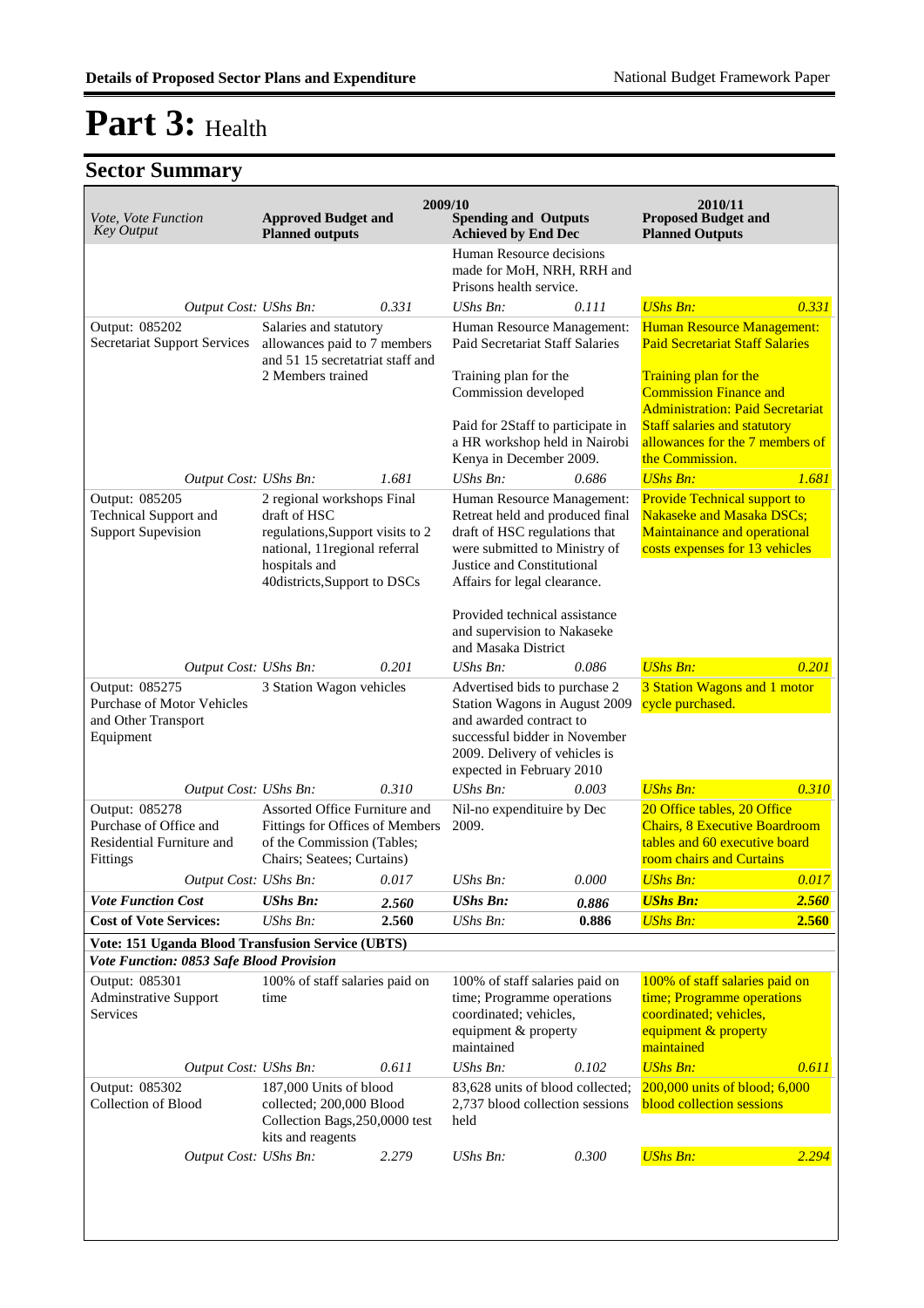# Part 3: Health

## Sector Summary

| Vote, Vote Function Key Output | 2009/10 Approved Budget and Planned outputs | | 2009/10 Spending and Outputs Achieved by End Dec | | 2010/11 Proposed Budget and Planned Outputs | |
|---|---|---|---|---|---|---|
| | | | Human Resource decisions made for MoH, NRH, RRH and Prisons health service. | | | |
| *Output Cost:* | *UShs Bn:* | *0.331* | *UShs Bn:* | *0.111* | *UShs Bn:* | *0.331* |
| Output: 085202 Secretariat Support Services | Salaries and statutory allowances paid to 7 members and 51 15 secretatiat staff and 2 Members trained | | Human Resource Management: Paid Secretariat Staff Salaries<br><br>Training plan for the Commission developed<br><br>Paid for 2Staff to participate in a HR workshop held in Nairobi Kenya in December 2009. | | Human Resource Management: Paid Secretariat Staff Salaries<br><br>Training plan for the Commission Finance and Administration: Paid Secretariat Staff salaries and statutory allowances for the 7 members of the Commission. | |
| *Output Cost:* | *UShs Bn:* | *1.681* | *UShs Bn:* | *0.686* | *UShs Bn:* | *1.681* |
| Output: 085205 Technical Support and Support Supevision | 2 regional workshops Final draft of HSC regulations,Support visits to 2 national, 11regional referral hospitals and 40districts,Support to DSCs | | Human Resource Management: Retreat held and produced final draft of HSC regulations that were submitted to Ministry of Justice and Constitutional Affairs for legal clearance.<br><br>Provided technical assistance and supervision to Nakaseke and Masaka District | | Provide Technical support to Nakaseke and Masaka DSCs; Maintainance and operational costs expenses for 13 vehicles | |
| *Output Cost:* | *UShs Bn:* | *0.201* | *UShs Bn:* | *0.086* | *UShs Bn:* | *0.201* |
| Output: 085275 Purchase of Motor Vehicles and Other Transport Equipment | 3 Station Wagon vehicles | | Advertised bids to purchase 2 Station Wagons in August 2009 and awarded contract to successful bidder in November 2009. Delivery of vehicles is expected in February 2010 | | 3 Station Wagons and 1 motor cycle purchased. | |
| *Output Cost:* | *UShs Bn:* | *0.310* | *UShs Bn:* | *0.003* | *UShs Bn:* | *0.310* |
| Output: 085278 Purchase of Office and Residential Furniture and Fittings | Assorted Office Furniture and Fittings for Offices of Members of the Commission (Tables; Chairs; Seatees; Curtains) | | Nil-no expendituire by Dec 2009. | | 20 Office tables, 20 Office Chairs, 8 Executive Boardroom tables and 60 executive board room chairs and Curtains | |
| *Output Cost:* | *UShs Bn:* | *0.017* | *UShs Bn:* | *0.000* | *UShs Bn:* | *0.017* |
| ***Vote Function Cost*** | ***UShs Bn:*** | ***2.560*** | ***UShs Bn:*** | ***0.886*** | ***UShs Bn:*** | ***2.560*** |
| **Cost of Vote Services:** | *UShs Bn:* | **2.560** | *UShs Bn:* | **0.886** | *UShs Bn:* | **2.560** |
| **Vote: 151 Uganda Blood Transfusion Service (UBTS)** | | | | | | |
| ***Vote Function: 0853 Safe Blood Provision*** | | | | | | |
| Output: 085301 Adminstrative Support Services | 100% of staff salaries paid on time | | 100% of staff salaries paid on time; Programme operations coordinated; vehicles, equipment & property maintained | | 100% of staff salaries paid on time; Programme operations coordinated; vehicles, equipment & property maintained | |
| *Output Cost:* | *UShs Bn:* | *0.611* | *UShs Bn:* | *0.102* | *UShs Bn:* | *0.611* |
| Output: 085302 Collection of Blood | 187,000 Units of blood collected; 200,000 Blood Collection Bags,250,0000 test kits and reagents | | 83,628 units of blood collected; 2,737 blood collection sessions held | | 200,000 units of blood; 6,000 blood collection sessions | |
| *Output Cost:* | *UShs Bn:* | *2.279* | *UShs Bn:* | *0.300* | *UShs Bn:* | *2.294* |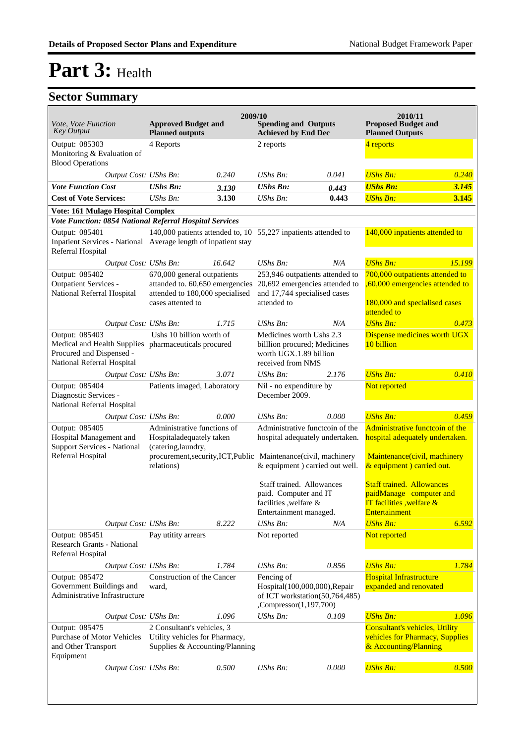# Part 3: Health

## Sector Summary

| *Vote, Vote Function Key Output* | 2009/10 Approved Budget and Planned outputs | | 2009/10 Spending and Outputs Achieved by End Dec | | 2010/11 Proposed Budget and Planned Outputs | |
|---|---|---|---|---|---|---|
| Output: 085303 Monitoring & Evaluation of Blood Operations | 4 Reports | | 2 reports | | 4 reports | |
| *Output Cost:* | *UShs Bn:* | *0.240* | *UShs Bn:* | *0.041* | *UShs Bn:* | *0.240* |
| ***Vote Function Cost*** | ***UShs Bn:*** | ***3.130*** | ***UShs Bn:*** | ***0.443*** | ***UShs Bn:*** | ***3.145*** |
| **Cost of Vote Services:** | *UShs Bn:* | **3.130** | *UShs Bn:* | **0.443** | *UShs Bn:* | **3.145** |
| **Vote: 161 Mulago Hospital Complex** | | | | | | |
| ***Vote Function: 0854 National Referral Hospital Services*** | | | | | | |
| Output: 085401 Inpatient Services - National Referral Hospital | 140,000 patients attended to, 10 Average length of inpatient stay | | 55,227 inpatients attended to | | 140,000 inpatients attended to | |
| *Output Cost:* | *UShs Bn:* | *16.642* | *UShs Bn:* | *N/A* | *UShs Bn:* | *15.199* |
| Output: 085402 Outpatient Services - National Referral Hospital | 670,000 general outpatients attanded to. 60,650 emergencies attended to 180,000 specialised cases attented to | | 253,946 outpatients attended to 20,692 emergencies attended to and 17,744 specialised cases attended to | | 700,000 outpatients attended to ,60,000 emergencies attended to<br><br>180,000 and specialised cases attended to | |
| *Output Cost:* | *UShs Bn:* | *1.715* | *UShs Bn:* | *N/A* | *UShs Bn:* | *0.473* |
| Output: 085403 Medical and Health Supplies Procured and Dispensed - National Referral Hospital | Ushs 10 billion worth of pharmaceuticals procured | | Medicines worth Ushs 2.3 billlion procured; Medicines worth UGX.1.89 billion received from NMS | | Dispense medicines worth UGX 10 billion | |
| *Output Cost:* | *UShs Bn:* | *3.071* | *UShs Bn:* | *2.176* | *UShs Bn:* | *0.410* |
| Output: 085404 Diagnostic Services - National Referral Hospital | Patients imaged, Laboratory | | Nil - no expenditure by December 2009. | | Not reported | |
| *Output Cost:* | *UShs Bn:* | *0.000* | *UShs Bn:* | *0.000* | *UShs Bn:* | *0.459* |
| Output: 085405 Hospital Management and Support Services - National Referral Hospital | Administrative functions of Hospitaladequately taken (catering,laundry, procurement,security,ICT,Public relations) | | Administrative functcoin of the hospital adequately undertaken. Maintenance(civil, machinery & equipment ) carried out well.<br><br>Staff trained. Allowances paid. Computer and IT facilities ,welfare & Entertainment managed. | | Administrative functcoin of the hospital adequately undertaken.<br><br>Maintenance(civil, machinery & equipment ) carried out.<br><br>Staff trained. Allowances paidManage computer and IT facilities ,welfare & Entertainment | |
| *Output Cost:* | *UShs Bn:* | *8.222* | *UShs Bn:* | *N/A* | *UShs Bn:* | *6.592* |
| Output: 085451 Research Grants - National Referral Hospital | Pay utitity arrears | | Not reported | | Not reported | |
| *Output Cost:* | *UShs Bn:* | *1.784* | *UShs Bn:* | *0.856* | *UShs Bn:* | *1.784* |
| Output: 085472 Government Buildings and Administrative Infrastructure | Construction of the Cancer ward, | | Fencing of Hospital(100,000,000),Repair of ICT workstation(50,764,485) ,Compressor(1,197,700) | | Hospital Infrastructure expanded and renovated | |
| *Output Cost:* | *UShs Bn:* | *1.096* | *UShs Bn:* | *0.109* | *UShs Bn:* | *1.096* |
| Output: 085475 Purchase of Motor Vehicles and Other Transport Equipment | 2 Consultant's vehicles, 3 Utility vehicles for Pharmacy, Supplies & Accounting/Planning | | | | Consultant's vehicles, Utility vehicles for Pharmacy, Supplies & Accounting/Planning | |
| *Output Cost:* | *UShs Bn:* | *0.500* | *UShs Bn:* | *0.000* | *UShs Bn:* | *0.500* |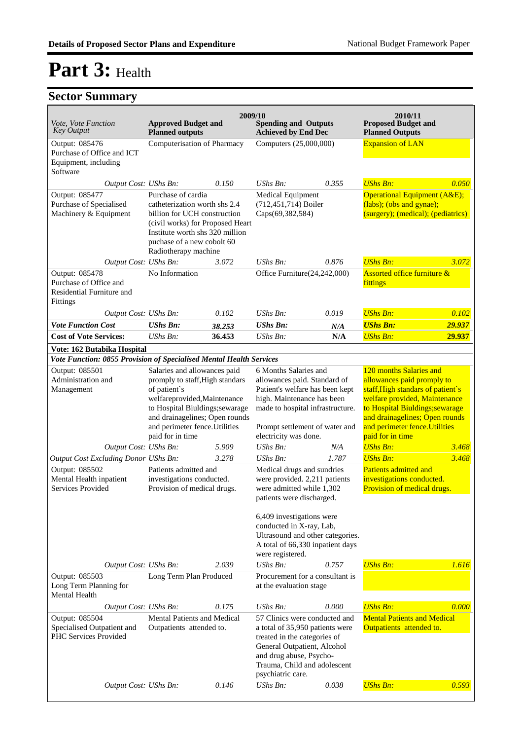# Part 3: Health

## Sector Summary

| Vote, Vote Function Key Output | 2009/10 Approved Budget and Planned outputs | | 2009/10 Spending and Outputs Achieved by End Dec | | 2010/11 Proposed Budget and Planned Outputs | |
|---|---|---|---|---|---|---|
| Output: 085476 Purchase of Office and ICT Equipment, including Software | Computerisation of Pharmacy | | Computers (25,000,000) | | Expansion of LAN | |
| *Output Cost:* | *UShs Bn:* | *0.150* | *UShs Bn:* | *0.355* | *UShs Bn:* | *0.050* |
| Output: 085477 Purchase of Specialised Machinery & Equipment | Purchase of cardia catheterization worth shs 2.4 billion for UCH construction (civil works) for Proposed Heart Institute worth shs 320 million puchase of a new cobolt 60 Radiotherapy machine | | Medical Equipment (712,451,714) Boiler Caps(69,382,584) | | Operational Equipment (A&E); (labs); (obs and gynae); (surgery); (medical); (pediatrics) | |
| *Output Cost:* | *UShs Bn:* | *3.072* | *UShs Bn:* | *0.876* | *UShs Bn:* | *3.072* |
| Output: 085478 Purchase of Office and Residential Furniture and Fittings | No Information | | Office Furniture(24,242,000) | | Assorted office furniture & fittings | |
| *Output Cost:* | *UShs Bn:* | *0.102* | *UShs Bn:* | *0.019* | *UShs Bn:* | *0.102* |
| ***Vote Function Cost*** | ***UShs Bn:*** | ***38.253*** | ***UShs Bn:*** | ***N/A*** | ***UShs Bn:*** | ***29.937*** |
| **Cost of Vote Services:** | *UShs Bn:* | **36.453** | *UShs Bn:* | **N/A** | *UShs Bn:* | ***29.937*** |
| **Vote: 162 Butabika Hospital** | | | | | | |
| ***Vote Function: 0855 Provision of Specialised Mental Health Services*** | | | | | | |
| Output: 085501 Administration and Management | Salaries and allowances paid promply to staff,High standars of patient`s welfareprovided,Maintenance to Hospital Biuldings;sewarage and drainagelines; Open rounds and perimeter fence.Utilities paid for in time | | 6 Months Salaries and allowances paid. Standard of Patient's welfare has been kept high. Maintenance has been made to hospital infrastructure.<br><br>Prompt settlement of water and electricity was done. | | 120 months Salaries and allowances paid promply to staff,High standars of patient`s welfare provided, Maintenance to Hospital Biuldings;sewarage and drainagelines; Open rounds and perimeter fence.Utilities paid for in time | |
| *Output Cost:* | *UShs Bn:* | *5.909* | *UShs Bn:* | *N/A* | *UShs Bn:* | *3.468* |
| *Output Cost Excluding Donor* | *UShs Bn:* | *3.278* | *UShs Bn:* | *1.787* | *UShs Bn:* | *3.468* |
| Output: 085502 Mental Health inpatient Services Provided | Patients admitted and investigations conducted. Provision of medical drugs. | | Medical drugs and sundries were provided. 2,211 patients were admitted while 1,302 patients were discharged.<br><br>6,409 investigations were conducted in X-ray, Lab, Ultrasound and other categories. A total of 66,330 inpatient days were registered. | | Patients admitted and investigations conducted. Provision of medical drugs. | |
| *Output Cost:* | *UShs Bn:* | *2.039* | *UShs Bn:* | *0.757* | *UShs Bn:* | *1.616* |
| Output: 085503 Long Term Planning for Mental Health | Long Term Plan Produced | | Procurement for a consultant is at the evaluation stage | | | |
| *Output Cost:* | *UShs Bn:* | *0.175* | *UShs Bn:* | *0.000* | *UShs Bn:* | *0.000* |
| Output: 085504 Specialised Outpatient and PHC Services Provided | Mental Patients and Medical Outpatients attended to. | | 57 Clinics were conducted and a total of 35,950 patients were treated in the categories of General Outpatient, Alcohol and drug abuse, Psycho-Trauma, Child and adolescent psychiatric care. | | Mental Patients and Medical Outpatients attended to. | |
| *Output Cost:* | *UShs Bn:* | *0.146* | *UShs Bn:* | *0.038* | *UShs Bn:* | *0.593* |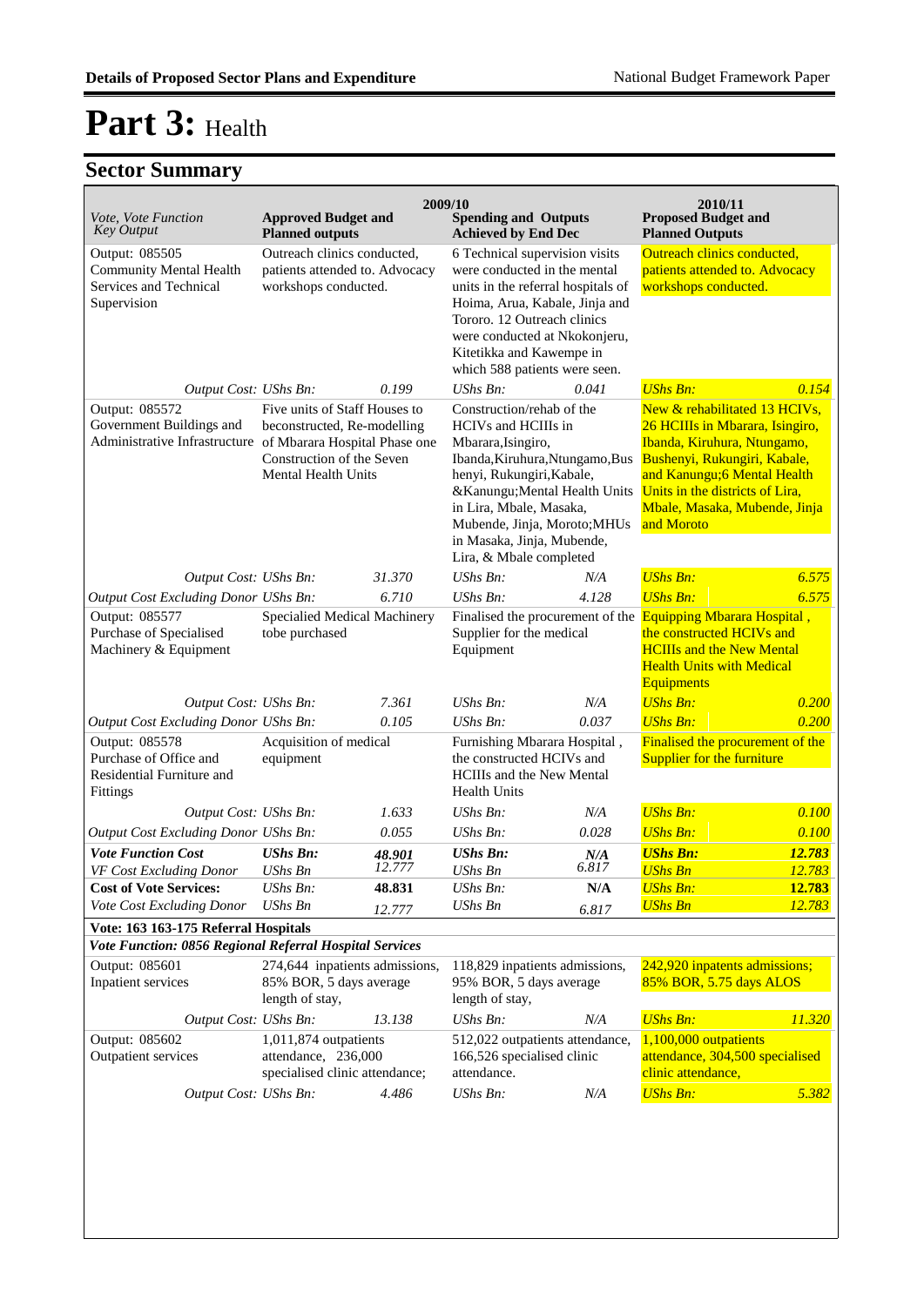# Part 3: Health

## Sector Summary

| Vote, Vote Function Key Output | 2009/10 Approved Budget and Planned outputs | | 2009/10 Spending and Outputs Achieved by End Dec | | 2010/11 Proposed Budget and Planned Outputs | |
|---|---|---|---|---|---|---|
| Output: 085505 Community Mental Health Services and Technical Supervision | Outreach clinics conducted, patients attended to. Advocacy workshops conducted. | | 6 Technical supervision visits were conducted in the mental units in the referral hospitals of Hoima, Arua, Kabale, Jinja and Tororo. 12 Outreach clinics were conducted at Nkokonjeru, Kitetikka and Kawempe in which 588 patients were seen. | | Outreach clinics conducted, patients attended to. Advocacy workshops conducted. | |
| *Output Cost: UShs Bn:* | | *0.199* | *UShs Bn:* | *0.041* | *UShs Bn:* | *0.154* |
| Output: 085572 Government Buildings and Administrative Infrastructure | Five units of Staff Houses to beconstructed, Re-modelling of Mbarara Hospital Phase one Construction of the Seven Mental Health Units | | Construction/rehab of the HCIVs and HCIIIs in Mbarara,Isingiro, Ibanda,Kiruhura,Ntungamo,Bushenyi, Rukungiri,Kabale, &Kanungu;Mental Health Units in Lira, Mbale, Masaka, Mubende, Jinja, Moroto;MHUs in Masaka, Jinja, Mubende, Lira, & Mbale completed | | New & rehabilitated 13 HCIVs, 26 HCIIIs in Mbarara, Isingiro, Ibanda, Kiruhura, Ntungamo, Bushenyi, Rukungiri, Kabale, and Kanungu;6 Mental Health Units in the districts of Lira, Mbale, Masaka, Mubende, Jinja and Moroto | |
| *Output Cost: UShs Bn:* | | *31.370* | *UShs Bn:* | *N/A* | *UShs Bn:* | *6.575* |
| *Output Cost Excluding Donor UShs Bn:* | | *6.710* | *UShs Bn:* | *4.128* | *UShs Bn:* | *6.575* |
| Output: 085577 Purchase of Specialised Machinery & Equipment | Specialied Medical Machinery tobe purchased | | Finalised the procurement of the Supplier for the medical Equipment | | Equipping Mbarara Hospital , the constructed HCIVs and HCIIIs and the New Mental Health Units with Medical Equipments | |
| *Output Cost: UShs Bn:* | | *7.361* | *UShs Bn:* | *N/A* | *UShs Bn:* | *0.200* |
| *Output Cost Excluding Donor UShs Bn:* | | *0.105* | *UShs Bn:* | *0.037* | *UShs Bn:* | *0.200* |
| Output: 085578 Purchase of Office and Residential Furniture and Fittings | Acquisition of medical equipment | | Furnishing Mbarara Hospital , the constructed HCIVs and HCIIIs and the New Mental Health Units | | Finalised the procurement of the Supplier for the furniture | |
| *Output Cost: UShs Bn:* | | *1.633* | *UShs Bn:* | *N/A* | *UShs Bn:* | *0.100* |
| *Output Cost Excluding Donor UShs Bn:* | | *0.055* | *UShs Bn:* | *0.028* | *UShs Bn:* | *0.100* |
| ***Vote Function Cost*** | ***UShs Bn:*** | ***48.901*** | ***UShs Bn:*** | ***N/A*** | ***UShs Bn:*** | ***12.783*** |
| *VF Cost Excluding Donor* | *UShs Bn* | *12.777* | *UShs Bn* | *6.817* | *UShs Bn* | *12.783* |
| **Cost of Vote Services:** | *UShs Bn:* | **48.831** | *UShs Bn:* | **N/A** | *UShs Bn:* | **12.783** |
| *Vote Cost Excluding Donor* | *UShs Bn* | *12.777* | *UShs Bn* | *6.817* | *UShs Bn* | *12.783* |
| **Vote: 163 163-175 Referral Hospitals** | | | | | | |
| ***Vote Function: 0856 Regional Referral Hospital Services*** | | | | | | |
| Output: 085601 Inpatient services | 274,644 inpatients admissions, 85% BOR, 5 days average length of stay, | | 118,829 inpatients admissions, 95% BOR, 5 days average length of stay, | | 242,920 inpatents admissions; 85% BOR, 5.75 days ALOS | |
| *Output Cost: UShs Bn:* | | *13.138* | *UShs Bn:* | *N/A* | *UShs Bn:* | *11.320* |
| Output: 085602 Outpatient services | 1,011,874 outpatients attendance, 236,000 specialised clinic attendance; | | 512,022 outpatients attendance, 166,526 specialised clinic attendance. | | 1,100,000 outpatients attendance, 304,500 specialised clinic attendance, | |
| *Output Cost: UShs Bn:* | | *4.486* | *UShs Bn:* | *N/A* | *UShs Bn:* | *5.382* |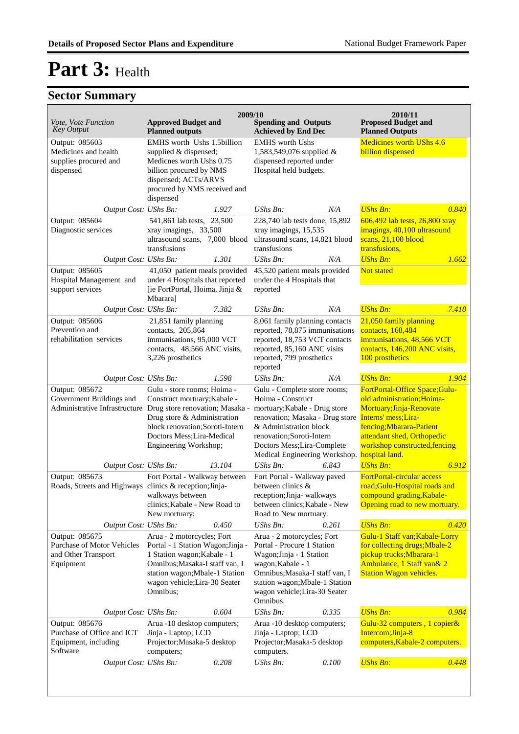# Part 3: Health

## Sector Summary

| Vote, Vote Function Key Output | 2009/10 Approved Budget and Planned outputs | | 2009/10 Spending and Outputs Achieved by End Dec | | 2010/11 Proposed Budget and Planned Outputs | |
|---|---|---|---|---|---|---|
| Output: 085603 Medicines and health supplies procured and dispensed | EMHS worth Ushs 1.5billion supplied & dispensed; Medicnes worth Ushs 0.75 billion procured by NMS dispensed; ACTs/ARVS procured by NMS received and dispensed | | EMHS worth Ushs 1,583,549,076 supplied & dispensed reported under Hospital held budgets. | | Medicines worth UShs 4.6 billion dispensed | |
| *Output Cost: UShs Bn:* | | *1.927* | *UShs Bn:* | *N/A* | *UShs Bn:* | *0.840* |
| Output: 085604 Diagnostic services | 541,861 lab tests, 23,500 xray imagings, 33,500 ultrasound scans, 7,000 blood transfusions | | 228,740 lab tests done, 15,892 xray imagings, 15,535 ultrasound scans, 14,821 blood transfusions | | 606,492 lab tests, 26,800 xray imagings, 40,100 ultrasound scans, 21,100 blood transfusions, | |
| *Output Cost: UShs Bn:* | | *1.301* | *UShs Bn:* | *N/A* | *UShs Bn:* | *1.662* |
| Output: 085605 Hospital Management and support services | 41,050 patient meals provided under 4 Hospitals that reported [ie FortPortal, Hoima, Jinja & Mbarara] | | 45,520 patient meals provided under the 4 Hospitals that reported | | Not stated | |
| *Output Cost: UShs Bn:* | | *7.382* | *UShs Bn:* | *N/A* | *UShs Bn:* | *7.418* |
| Output: 085606 Prevention and rehabilitation services | 21,851 family planning contacts, 205,864 immunisations, 95,000 VCT contacts, 48,566 ANC visits, 3,226 prosthetics | | 8,061 family planning contacts reported, 78,875 immunisations reported, 18,753 VCT contacts reported, 85,160 ANC visits reported, 799 prosthetics reported | | 21,050 family planning contacts, 168,484 immunisations, 48,566 VCT contacts, 146,200 ANC visits, 100 prosthetics | |
| *Output Cost: UShs Bn:* | | *1.598* | *UShs Bn:* | *N/A* | *UShs Bn:* | *1.904* |
| Output: 085672 Government Buildings and Administrative Infrastructure | Gulu - store rooms; Hoima - Construct mortuary;Kabale - Drug store renovation; Masaka - Drug store & Administration block renovation;Soroti-Intern Doctors Mess;Lira-Medical Engineering Workshop; | | Gulu - Complete store rooms; Hoima - Construct mortuary;Kabale - Drug store renovation; Masaka - Drug store & Administration block renovation;Soroti-Intern Doctors Mess;Lira-Complete Medical Engineering Workshop. | | FortPortal-Office Space;Gulu-old administration;Hoima-Mortuary;Jinja-Renovate Interns' mess;Lira-fencing;Mbarara-Patient attendant shed, Orthopedic workshop constructed,fencing hospital land. | |
| *Output Cost: UShs Bn:* | | *13.104* | *UShs Bn:* | *6.843* | *UShs Bn:* | *6.912* |
| Output: 085673 Roads, Streets and Highways | Fort Portal - Walkway between clinics & reception;Jinja-walkways between clinics;Kabale - New Road to New mortuary; | | Fort Portal - Walkway paved between clinics & reception;Jinja- walkways between clinics;Kabale - New Road to New mortuary. | | FortPortal-circular access road;Gulu-Hospital roads and compound grading,Kabale-Opening road to new mortuary. | |
| *Output Cost: UShs Bn:* | | *0.450* | *UShs Bn:* | *0.261* | *UShs Bn:* | *0.420* |
| Output: 085675 Purchase of Motor Vehicles and Other Transport Equipment | Arua - 2 motorcycles; Fort Portal - 1 Station Wagon;Jinja - 1 Station wagon;Kabale - 1 Omnibus;Masaka-I staff van, I station wagon;Mbale-1 Station wagon vehicle;Lira-30 Seater Omnibus; | | Arua - 2 motorcycles; Fort Portal - Procure 1 Station Wagon;Jinja - 1 Station wagon;Kabale - 1 Omnibus;Masaka-I staff van, I station wagon;Mbale-1 Station wagon vehicle;Lira-30 Seater Omnibus. | | Gulu-1 Staff van;Kabale-Lorry for collecting drugs;Mbale-2 pickup trucks;Mbarara-1 Ambulance, 1 Staff van& 2 Station Wagon vehicles. | |
| *Output Cost: UShs Bn:* | | *0.604* | *UShs Bn:* | *0.335* | *UShs Bn:* | *0.984* |
| Output: 085676 Purchase of Office and ICT Equipment, including Software | Arua -10 desktop computers; Jinja - Laptop; LCD Projector;Masaka-5 desktop computers; | | Arua -10 desktop computers; Jinja - Laptop; LCD Projector;Masaka-5 desktop computers. | | Gulu-32 computers , 1 copier& Intercom;Jinja-8 computers,Kabale-2 computers. | |
| *Output Cost: UShs Bn:* | | *0.208* | *UShs Bn:* | *0.100* | *UShs Bn:* | *0.448* |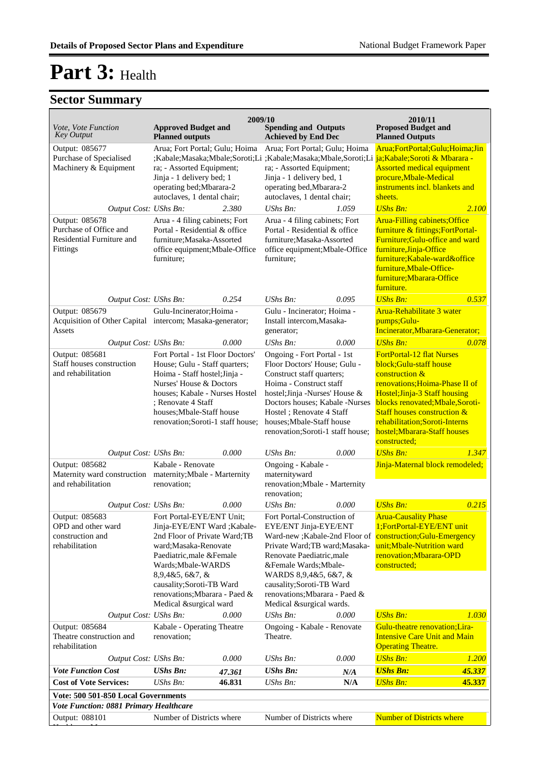# Part 3: Health

## Sector Summary

| Vote, Vote Function Key Output | 2009/10 Approved Budget and Planned outputs | | 2009/10 Spending and Outputs Achieved by End Dec | | 2010/11 Proposed Budget and Planned Outputs | |
|---|---|---|---|---|---|---|
| Output: 085677 Purchase of Specialised Machinery & Equipment | Arua; Fort Portal; Gulu; Hoima ;Kabale;Masaka;Mbale;Soroti;Lira; - Assorted Equipment; Jinja - 1 delivery bed; 1 operating bed;Mbarara-2 autoclaves, 1 dental chair; | | Arua; Fort Portal; Gulu; Hoima ;Kabale;Masaka;Mbale,Soroti;Lira; - Assorted Equipment; Jinja - 1 delivery bed, 1 operating bed,Mbarara-2 autoclaves, 1 dental chair; | | Arua;FortPortal;Gulu;Hoima;Jinja;Kabale;Soroti & Mbarara - Assorted medical equipment procure,Mbale-Medical instruments incl. blankets and sheets. | |
| Output Cost: | UShs Bn: | 2.380 | UShs Bn: | 1.059 | UShs Bn: | 2.100 |
| Output: 085678 Purchase of Office and Residential Furniture and Fittings | Arua - 4 filing cabinets; Fort Portal - Residential & office furniture;Masaka-Assorted office equipment;Mbale-Office furniture; | | Arua - 4 filing cabinets; Fort Portal - Residential & office furniture;Masaka-Assorted office equipment;Mbale-Office furniture; | | Arua-Filling cabinets;Office furniture & fittings;FortPortal-Furniture;Gulu-office and ward furniture,Jinja-Office furniture;Kabale-ward&office furniture,Mbale-Office-furniture;Mbarara-Office furniture. | |
| Output Cost: | UShs Bn: | 0.254 | UShs Bn: | 0.095 | UShs Bn: | 0.537 |
| Output: 085679 Acquisition of Other Capital Assets | Gulu-Incinerator;Hoima - intercom; Masaka-generator; | | Gulu - Incinerator; Hoima - Install intercom,Masaka-generator; | | Arua-Rehabilitate 3 water pumps;Gulu-Incinerator,Mbarara-Generator; | |
| Output Cost: | UShs Bn: | 0.000 | UShs Bn: | 0.000 | UShs Bn: | 0.078 |
| Output: 085681 Staff houses construction and rehabilitation | Fort Portal - 1st Floor Doctors' House; Gulu - Staff quarters; Hoima - Staff hostel;Jinja - Nurses' House & Doctors houses; Kabale - Nurses Hostel ; Renovate 4 Staff houses;Mbale-Staff house renovation;Soroti-1 staff house; | | Ongoing - Fort Portal - 1st Floor Doctors' House; Gulu - Construct staff quarters; Hoima - Construct staff hostel;Jinja -Nurses' House & Doctors houses; Kabale -Nurses Hostel ; Renovate 4 Staff houses;Mbale-Staff house renovation;Soroti-1 staff house; | | FortPortal-12 flat Nurses block;Gulu-staff house construction & renovations;Hoima-Phase II of Hostel;Jinja-3 Staff housing blocks renovated;Mbale,Soroti-Staff houses construction & rehabilitation;Soroti-Interns hostel;Mbarara-Staff houses constructed; | |
| Output Cost: | UShs Bn: | 0.000 | UShs Bn: | 0.000 | UShs Bn: | 1.347 |
| Output: 085682 Maternity ward construction and rehabilitation | Kabale - Renovate maternity;Mbale - Marternity renovation; | | Ongoing - Kabale - maternityward renovation;Mbale - Marternity renovation; | | Jinja-Maternal block remodeled; | |
| Output Cost: | UShs Bn: | 0.000 | UShs Bn: | 0.000 | UShs Bn: | 0.215 |
| Output: 085683 OPD and other ward construction and rehabilitation | Fort Portal-EYE/ENT Unit; Jinja-EYE/ENT Ward ;Kabale-2nd Floor of Private Ward;TB ward;Masaka-Renovate Paediatric,male &Female Wards;Mbale-WARDS 8,9,4&5, 6&7, & causality;Soroti-TB Ward renovations;Mbarara - Paed & Medical &surgical ward | | Fort Portal-Construction of EYE/ENT Jinja-EYE/ENT Ward-new ;Kabale-2nd Floor of Private Ward;TB ward;Masaka-Renovate Paediatric,male &Female Wards;Mbale-WARDS 8,9,4&5, 6&7, & causality;Soroti-TB Ward renovations;Mbarara - Paed & Medical &surgical wards. | | Arua-Causality Phase 1;FortPortal-EYE/ENT unit construction;Gulu-Emergency unit;Mbale-Nutrition ward renovation;Mbarara-OPD constructed; | |
| Output Cost: | UShs Bn: | 0.000 | UShs Bn: | 0.000 | UShs Bn: | 1.030 |
| Output: 085684 Theatre construction and rehabilitation | Kabale - Operating Theatre renovation; | | Ongoing - Kabale - Renovate Theatre. | | Gulu-theatre renovation;Lira-Intensive Care Unit and Main Operating Theatre. | |
| Output Cost: | UShs Bn: | 0.000 | UShs Bn: | 0.000 | UShs Bn: | 1.200 |
| ***Vote Function Cost*** | ***UShs Bn:*** | ***47.361*** | ***UShs Bn:*** | ***N/A*** | ***UShs Bn:*** | ***45.337*** |
| **Cost of Vote Services:** | *UShs Bn:* | **46.831** | *UShs Bn:* | **N/A** | *UShs Bn:* | **45.337** |
| ***Vote: 500 501-850 Local Governments*** | | | | | | |
| ***Vote Function: 0881 Primary Healthcare*** | | | | | | |
| Output: 088101 | Number of Districts where | | Number of Districts where | | Number of Districts where | |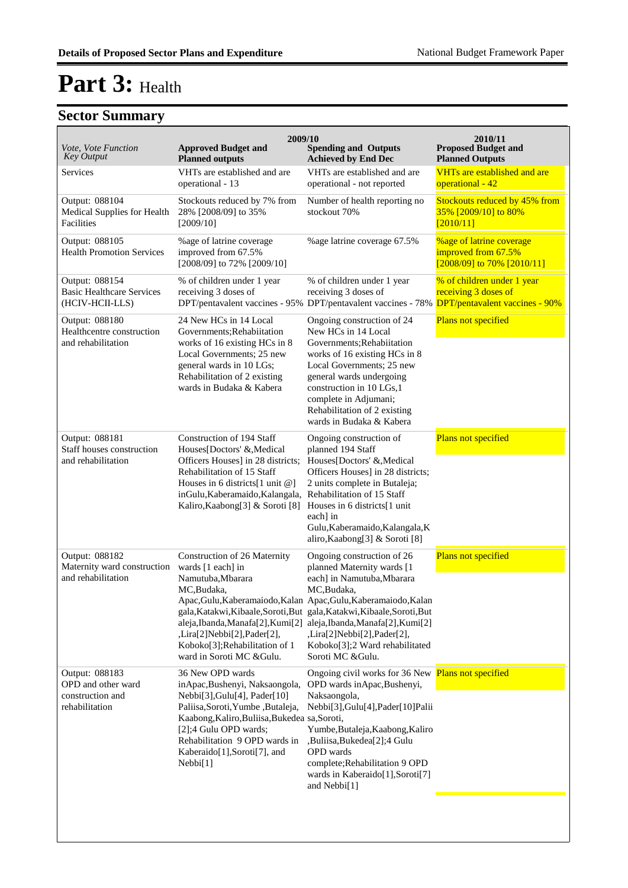# Part 3: Health

## Sector Summary

| Vote, Vote Function Key Output | 2009/10 Approved Budget and Planned outputs | 2009/10 Spending and Outputs Achieved by End Dec | 2010/11 Proposed Budget and Planned Outputs |
|---|---|---|---|
| Services | VHTs are established and are operational - 13 | VHTs are established and are operational - not reported | VHTs are established and are operational - 42 |
| Output: 088104 Medical Supplies for Health Facilities | Stockouts reduced by 7% from 28% [2008/09] to 35% [2009/10] | Number of health reporting no stockout 70% | Stockouts reduced by 45% from 35% [2009/10] to 80% [2010/11] |
| Output: 088105 Health Promotion Services | %age of latrine coverage improved from 67.5% [2008/09] to 72% [2009/10] | %age latrine coverage 67.5% | %age of latrine coverage improved from 67.5% [2008/09] to 70% [2010/11] |
| Output: 088154 Basic Healthcare Services (HCIV-HCII-LLS) | % of children under 1 year receiving 3 doses of DPT/pentavalent vaccines - 95% | % of children under 1 year receiving 3 doses of DPT/pentavalent vaccines - 78% | % of children under 1 year receiving 3 doses of DPT/pentavalent vaccines - 90% |
| Output: 088180 Healthcentre construction and rehabilitation | 24 New HCs in 14 Local Governments;Rehabiitation works of 16 existing HCs in 8 Local Governments; 25 new general wards in 10 LGs; Rehabilitation of 2 existing wards in Budaka & Kabera | Ongoing construction of 24 New HCs in 14 Local Governments;Rehabiitation works of 16 existing HCs in 8 Local Governments; 25 new general wards undergoing construction in 10 LGs,1 complete in Adjumani; Rehabilitation of 2 existing wards in Budaka & Kabera | Plans not specified |
| Output: 088181 Staff houses construction and rehabilitation | Construction of 194 Staff Houses[Doctors' &,Medical Officers Houses] in 28 districts; Rehabilitation of 15 Staff Houses in 6 districts[1 unit @] inGulu,Kaberamaido,Kalangala, Kaliro,Kaabong[3] & Soroti [8] | Ongoing construction of planned 194 Staff Houses[Doctors' &,Medical Officers Houses] in 28 districts; 2 units complete in Butaleja; Rehabilitation of 15 Staff Houses in 6 districts[1 unit each] in Gulu,Kaberamaido,Kalangala,Kaliro,Kaabong[3] & Soroti [8] | Plans not specified |
| Output: 088182 Maternity ward construction and rehabilitation | Construction of 26 Maternity wards [1 each] in Namutuba,Mbarara MC,Budaka, Apac,Gulu,Kaberamaiodo,Kalangala,Katakwi,Kibaale,Soroti,Butaleja,Ibanda,Manafa[2],Kumi[2],Lira[2]Nebbi[2],Pader[2], Koboko[3];Rehabilitation of 1 ward in Soroti MC &Gulu. | Ongoing construction of 26 planned Maternity wards [1 each] in Namutuba,Mbarara MC,Budaka, Apac,Gulu,Kaberamaiodo,Kalangala,Katakwi,Kibaale,Soroti,Butaleja,Ibanda,Manafa[2],Kumi[2],Lira[2]Nebbi[2],Pader[2], Koboko[3];2 Ward rehabilitated Soroti MC &Gulu. | Plans not specified |
| Output: 088183 OPD and other ward construction and rehabilitation | 36 New OPD wards inApac,Bushenyi, Naksaongola, Nebbi[3],Gulu[4], Pader[10] Paliisa,Soroti,Yumbe ,Butaleja, Kaabong,Kaliro,Buliisa,Bukedea [2];4 Gulu OPD wards; Rehabilitation 9 OPD wards in Kaberaido[1],Soroti[7], and Nebbi[1] | Ongoing civil works for 36 New OPD wards inApac,Bushenyi, Naksaongola, Nebbi[3],Gulu[4],Pader[10]Paliisa,Soroti, Yumbe,Butaleja,Kaabong,Kaliro,Buliisa,Bukedea[2];4 Gulu OPD wards complete;Rehabilitation 9 OPD wards in Kaberaido[1],Soroti[7] and Nebbi[1] | Plans not specified |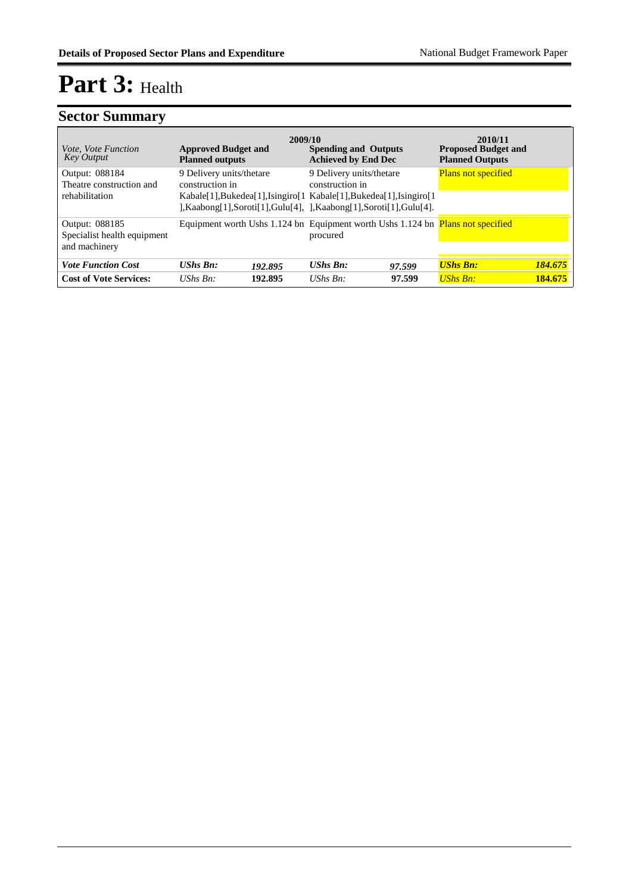# Part 3: Health

## Sector Summary

| *Vote, Vote Function Key Output* | 2009/10 **Approved Budget and Planned outputs** | | **Spending and Outputs Achieved by End Dec** | | 2010/11 **Proposed Budget and Planned Outputs** | |
|---|---|---|---|---|---|---|
| Output: 088184 Theatre construction and rehabilitation | 9 Delivery units/thetare construction in Kabale[1],Bukedea[1],Isingiro[1],Kaabong[1],Soroti[1],Gulu[4], | | 9 Delivery units/thetare construction in Kabale[1],Bukedea[1],Isingiro[1],Kaabong[1],Soroti[1],Gulu[4]. | | Plans not specified | |
| Output: 088185 Specialist health equipment and machinery | Equipment worth Ushs 1.124 bn | | Equipment worth Ushs 1.124 bn procured | | Plans not specified | |
| ***Vote Function Cost*** | ***UShs Bn:*** | *192.895* | ***UShs Bn:*** | *97.599* | ***UShs Bn:*** | ***184.675*** |
| **Cost of Vote Services:** | *UShs Bn:* | **192.895** | *UShs Bn:* | **97.599** | *UShs Bn:* | **184.675** |